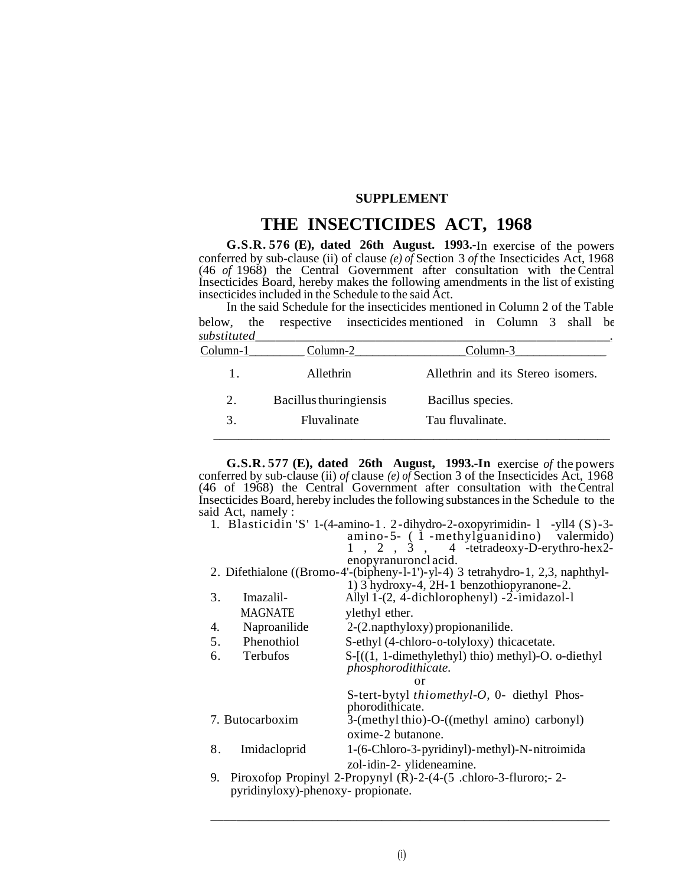**SUPPLEMENT**

# THE INSECTICIDES ACT, 1968

**G.S.R. 576 (E), dated 26th August. 1993.-**In exercise of the powers conferred by sub-clause (ii) of clause *(e) of* Section 3 *of* the Insecticides Act, 1968 (46 *of* 1968) the Central Government after consultation with the Central Insecticides Board, hereby makes the following amendments in the list of existing insecticides included in the Schedule to the said Act.

In the said Schedule for the insecticides mentioned in Column 2 of the Table below, the respective insecticides mentioned in Column 3 shall be *substituted*.

| Column-1 | Column-2 | Column-3 |
|---|---|---|
| 1. | Allethrin | Allethrin and its Stereo isomers. |
| 2. | Bacillus thuringiensis | Bacillus species. |
| 3. | Fluvalinate | Tau fluvalinate. |

**G.S.R. 577 (E), dated 26th August, 1993.-In** exercise *of* the powers conferred by sub-clause (ii) *of* clause *(e) of* Section 3 of the Insecticides Act, 1968 (46 of 1968) the Central Government after consultation with the Central Insecticides Board, hereby includes the following substances in the Schedule to the said Act, namely :

1. Blasticidin 'S' 1-(4-amino-1. 2-dihydro-2-oxopyrimidin- l -yll4 (S)-3-amino-5- ( 1 -methylguanidino) valermido) 1 , 2 , 3 , 4 -tetradeoxy-D-erythro-hex2-enopyranuroncl acid.
2. Difethialone ((Bromo-4'-(bipheny-l-1')-yl-4) 3 tetrahydro-1, 2,3, naphthyl-1) 3 hydroxy-4, 2H-1 benzothiopyranone-2.
3. Imazalil-MAGNATE Allyl 1-(2, 4-dichlorophenyl) -2-imidazol-l ylethyl ether.
4. Naproanilide 2-(2.napthyloxy) propionanilide.
5. Phenothiol S-ethyl (4-chloro-o-tolyloxy) thicacetate.
6. Terbufos S-[((1, 1-dimethylethyl) thio) methyl)-O. o-diethyl *phosphorodithicate.*

   or

   S-tert-bytyl *thiomethyl-O,* 0- diethyl Phos-phorodithicate.
7. Butocarboxim 3-(methyl thio)-O-((methyl amino) carbonyl) oxime-2 butanone.
8. Imidacloprid 1-(6-Chloro-3-pyridinyl)-methyl)-N-nitroimida zol-idin-2- ylideneamine.
9. Piroxofop Propinyl 2-Propynyl (R)-2-(4-(5 .chloro-3-fluroro;- 2-pyridinyloxy)-phenoxy- propionate.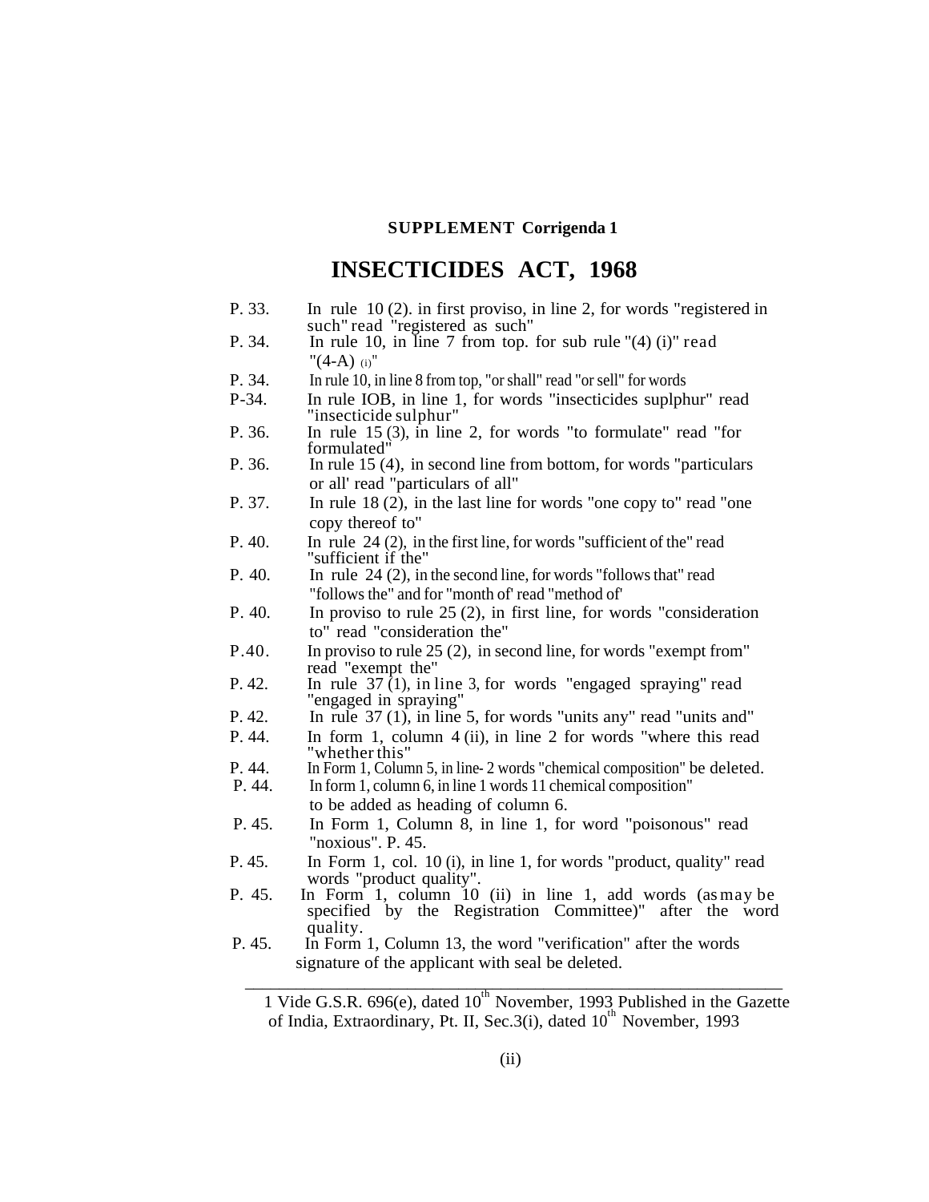**SUPPLEMENT Corrigenda [1]**

# INSECTICIDES ACT, 1968

P. 33. In rule 10 (2). in first proviso, in line 2, for words "registered in such" read "registered as such"

P. 34. In rule 10, in line 7 from top. for sub rule "(4) (i)" read "(4-A) (i)"

P. 34. In rule 10, in line 8 from top, "or shall" read "or sell" for words

P-34. In rule IOB, in line 1, for words "insecticides suplphur" read "insecticide sulphur"

P. 36. In rule 15 (3), in line 2, for words "to formulate" read "for formulated"

P. 36. In rule 15 (4), in second line from bottom, for words "particulars or all' read "particulars of all"

P. 37. In rule 18 (2), in the last line for words "one copy to" read "one copy thereof to"

P. 40. In rule 24 (2), in the first line, for words "sufficient of the" read "sufficient if the"

P. 40. In rule 24 (2), in the second line, for words "follows that" read "follows the" and for "month of' read "method of'

P. 40. In proviso to rule 25 (2), in first line, for words "consideration to" read "consideration the"

P.40. In proviso to rule 25 (2), in second line, for words "exempt from" read "exempt the"

P. 42. In rule 37 (1), in line 3, for words "engaged spraying" read "engaged in spraying"

P. 42. In rule 37 (1), in line 5, for words "units any" read "units and"

P. 44. In form 1, column 4 (ii), in line 2 for words "where this read "whether this"

P. 44. In Form 1, Column 5, in line- 2 words "chemical composition" be deleted.

P. 44. In form 1, column 6, in line 1 words 11 chemical composition" to be added as heading of column 6.

P. 45. In Form 1, Column 8, in line 1, for word "poisonous" read "noxious". P. 45.

P. 45. In Form 1, col. 10 (i), in line 1, for words "product, quality" read words "product quality".

P. 45. In Form 1, column 10 (ii) in line 1, add words (as may be specified by the Registration Committee)" after the word quality.

P. 45. In Form 1, Column 13, the word "verification" after the words signature of the applicant with seal be deleted.

---

1 Vide G.S.R. 696(e), dated 10th November, 1993 Published in the Gazette of India, Extraordinary, Pt. II, Sec.3(i), dated 10th November, 1993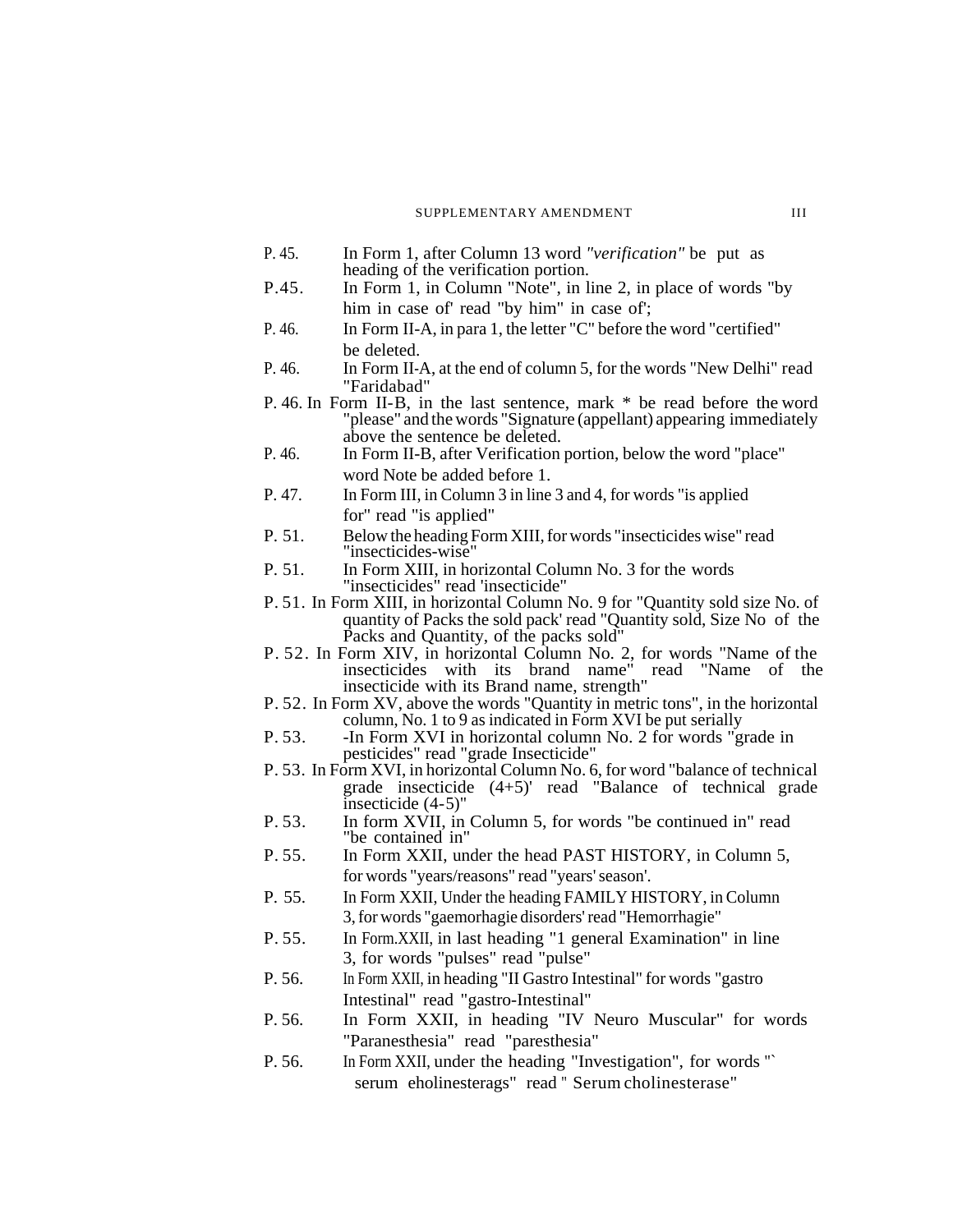P. 45. In Form 1, after Column 13 word *"verification"* be put as heading of the verification portion.

P.45. In Form 1, in Column "Note", in line 2, in place of words "by him in case of' read "by him" in case of';

P. 46. In Form II-A, in para 1, the letter "C" before the word "certified" be deleted.

P. 46. In Form II-A, at the end of column 5, for the words "New Delhi" read "Faridabad"

P. 46. In Form II-B, in the last sentence, mark * be read before the word "please" and the words "Signature (appellant) appearing immediately above the sentence be deleted.

P. 46. In Form II-B, after Verification portion, below the word "place" word Note be added before 1.

P. 47. In Form III, in Column 3 in line 3 and 4, for words "is applied for" read "is applied"

P. 51. Below the heading Form XIII, for words "insecticides wise" read "insecticides-wise"

P. 51. In Form XIII, in horizontal Column No. 3 for the words "insecticides" read 'insecticide"

P. 51. In Form XIII, in horizontal Column No. 9 for "Quantity sold size No. of quantity of Packs the sold pack' read "Quantity sold, Size No of the Packs and Quantity, of the packs sold"

P. 52. In Form XIV, in horizontal Column No. 2, for words "Name of the insecticides with its brand name" read "Name of the insecticide with its Brand name, strength"

P. 52. In Form XV, above the words "Quantity in metric tons", in the horizontal column, No. 1 to 9 as indicated in Form XVI be put serially

P. 53. -In Form XVI in horizontal column No. 2 for words "grade in pesticides" read "grade Insecticide"

P. 53. In Form XVI, in horizontal Column No. 6, for word "balance of technical grade insecticide (4+5)' read "Balance of technical grade insecticide (4-5)"

P. 53. In form XVII, in Column 5, for words "be continued in" read "be contained in"

P. 55. In Form XXII, under the head PAST HISTORY, in Column 5, for words "years/reasons" read "years' season'.

P. 55. In Form XXII, Under the heading FAMILY HISTORY, in Column 3, for words "gaemorhagie disorders' read "Hemorrhagie"

P. 55. In Form.XXII, in last heading "1 general Examination" in line 3, for words "pulses" read "pulse"

P. 56. In Form XXII, in heading "II Gastro Intestinal" for words "gastro Intestinal" read "gastro-Intestinal"

P. 56. In Form XXII, in heading "IV Neuro Muscular" for words "Paranesthesia" read "paresthesia"

P. 56. In Form XXII, under the heading "Investigation", for words "` serum eholinesterags" read " Serum cholinesterase"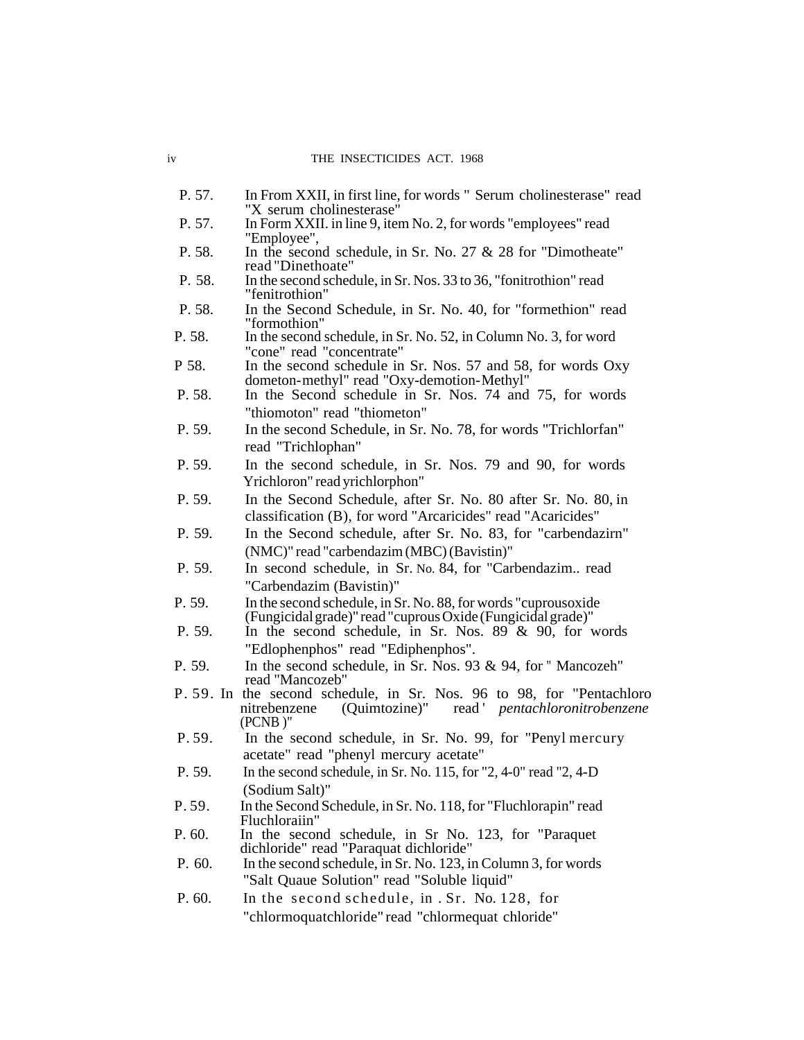| | |
|---|---|
| P. 57. | In From XXII, in first line, for words " Serum cholinesterase" read "X serum cholinesterase" |
| P. 57. | In Form XXII. in line 9, item No. 2, for words "employees" read "Employee", |
| P. 58. | In the second schedule, in Sr. No. 27 & 28 for "Dimotheate" read "Dinethoate" |
| P. 58. | In the second schedule, in Sr. Nos. 33 to 36, "fonitrothion" read "fenitrothion" |
| P. 58. | In the Second Schedule, in Sr. No. 40, for "formethion" read "formothion" |
| P. 58. | In the second schedule, in Sr. No. 52, in Column No. 3, for word "cone" read "concentrate" |
| P 58. | In the second schedule in Sr. Nos. 57 and 58, for words Oxy dometon-methyl" read "Oxy-demotion-Methyl" |
| P. 58. | In the Second schedule in Sr. Nos. 74 and 75, for words "thiomoton" read "thiometon" |
| P. 59. | In the second Schedule, in Sr. No. 78, for words "Trichlorfan" read "Trichlophan" |
| P. 59. | In the second schedule, in Sr. Nos. 79 and 90, for words Yrichloron" read yrichlorphon" |
| P. 59. | In the Second Schedule, after Sr. No. 80 after Sr. No. 80, in classification (B), for word "Arcaricides" read "Acaricides" |
| P. 59. | In the Second schedule, after Sr. No. 83, for "carbendazirn" (NMC)" read "carbendazim (MBC) (Bavistin)" |
| P. 59. | In second schedule, in Sr. No. 84, for "Carbendazim.. read "Carbendazim (Bavistin)" |
| P. 59. | In the second schedule, in Sr. No. 88, for words "cuprousoxide (Fungicidal grade)" read "cuprous Oxide (Fungicidal grade)" |
| P. 59. | In the second schedule, in Sr. Nos. 89 & 90, for words "Edlophenphos" read "Ediphenphos". |
| P. 59. | In the second schedule, in Sr. Nos. 93 & 94, for " Mancozeh" read "Mancozeb" |
| P. 59. | In the second schedule, in Sr. Nos. 96 to 98, for "Pentachloro nitrebenzene (Quimtozine)" read ' *pentachloronitrobenzene* (PCNB )" |
| P. 59. | In the second schedule, in Sr. No. 99, for "Penyl mercury acetate" read "phenyl mercury acetate" |
| P. 59. | In the second schedule, in Sr. No. 115, for "2, 4-0" read "2, 4-D (Sodium Salt)" |
| P. 59. | In the Second Schedule, in Sr. No. 118, for "Fluchlorapin" read Fluchloraiin" |
| P. 60. | In the second schedule, in Sr No. 123, for "Paraquet dichloride" read "Paraquat dichloride" |
| P. 60. | In the second schedule, in Sr. No. 123, in Column 3, for words "Salt Quaue Solution" read "Soluble liquid" |
| P. 60. | In the second schedule, in . Sr. No. 128, for "chlormoquatchloride" read "chlormequat chloride" |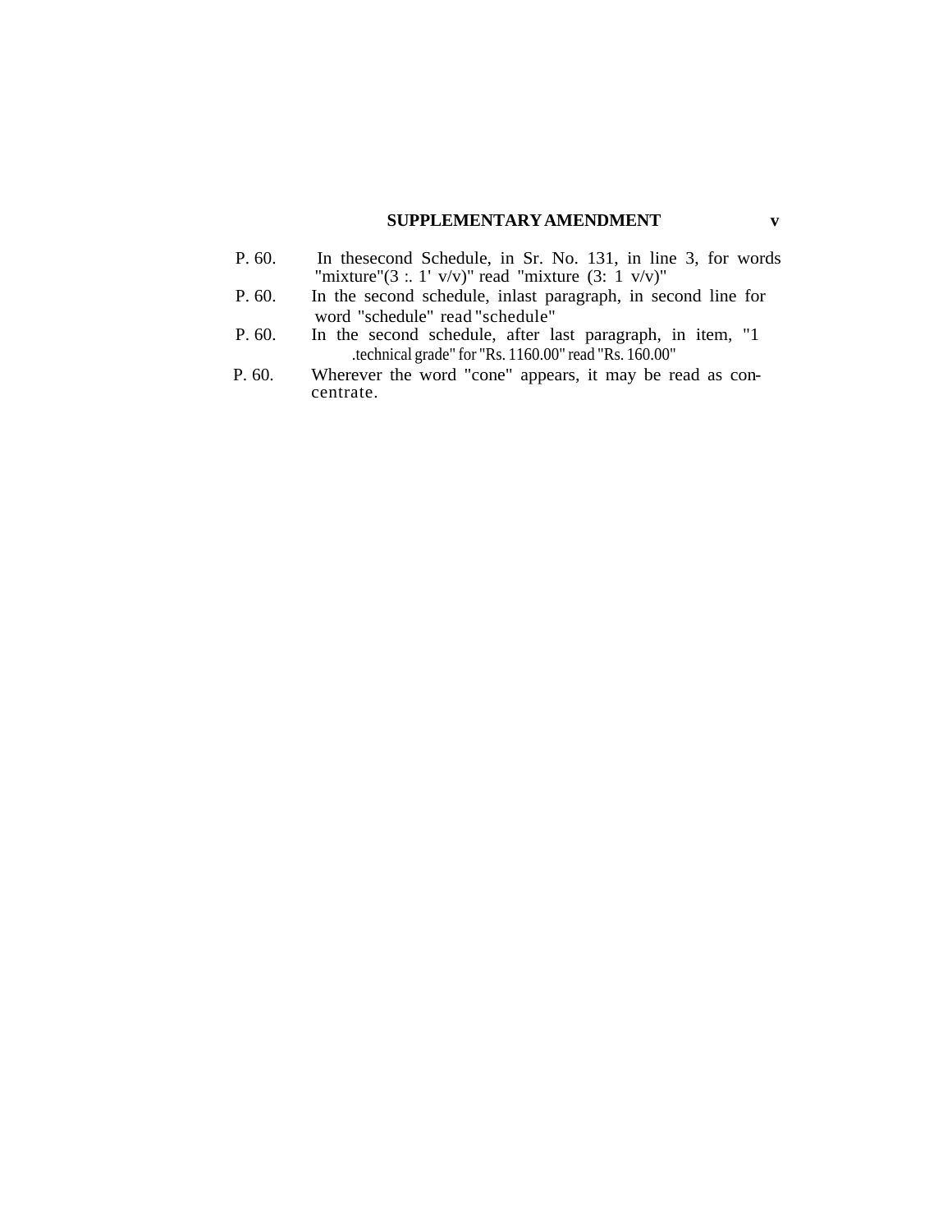## SUPPLEMENTARY AMENDMENT

P. 60. In thesecond Schedule, in Sr. No. 131, in line 3, for words "mixture"(3 :. 1' v/v)" read "mixture (3: 1 v/v)"

P. 60. In the second schedule, inlast paragraph, in second line for word "schedule" read "schedule"

P. 60. In the second schedule, after last paragraph, in item, "1 .technical grade" for "Rs. 1160.00" read "Rs. 160.00"

P. 60. Wherever the word "cone" appears, it may be read as con-centrate.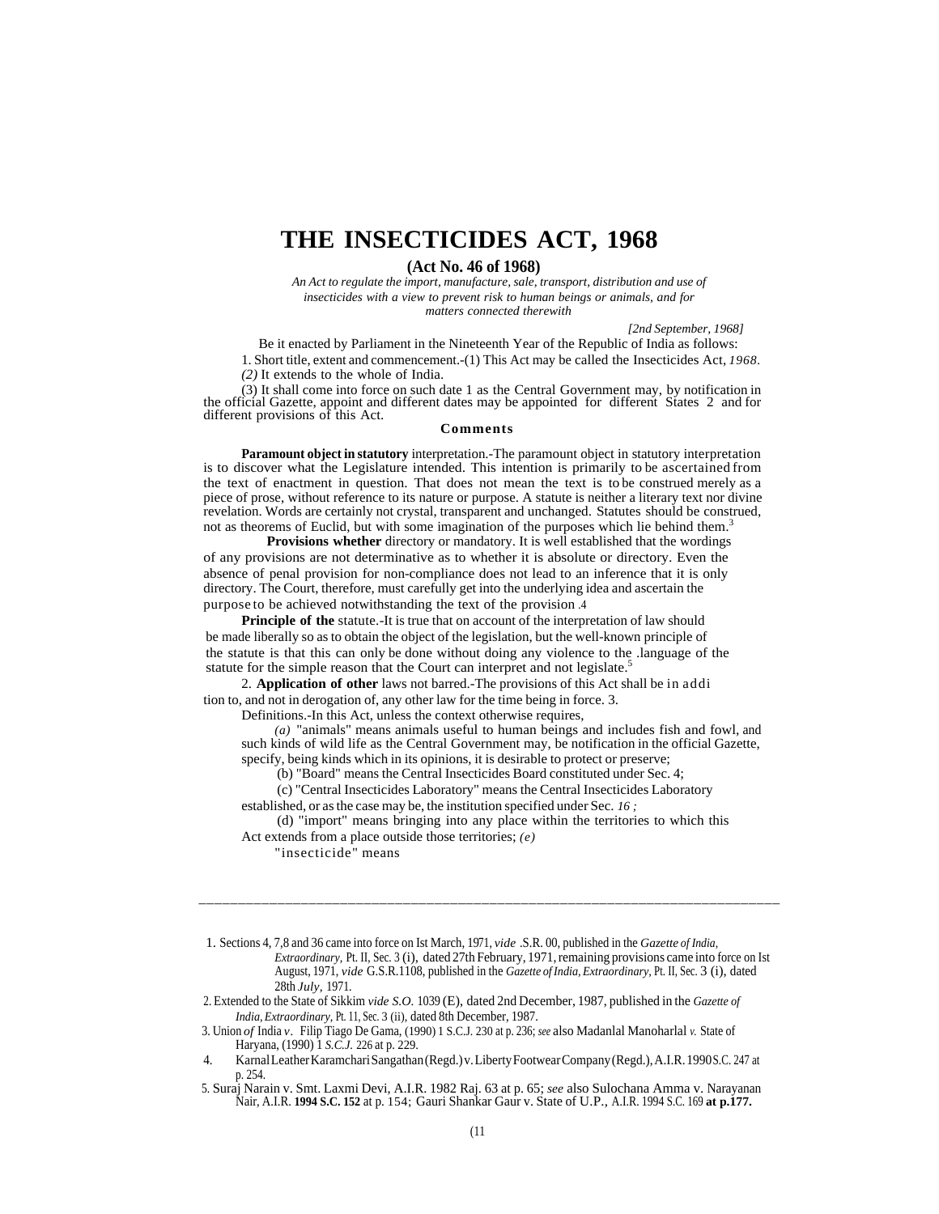# THE INSECTICIDES ACT, 1968

**(Act No. 46 of 1968)**

*An Act to regulate the import, manufacture, sale, transport, distribution and use of insecticides with a view to prevent risk to human beings or animals, and for matters connected therewith*

*[2nd September, 1968]*

Be it enacted by Parliament in the Nineteenth Year of the Republic of India as follows:

1. Short title, extent and commencement.-(1) This Act may be called the Insecticides Act, *1968*.

*(2)* It extends to the whole of India.

(3) It shall come into force on such date 1 as the Central Government may, by notification in the official Gazette, appoint and different dates may be appointed for different States 2 and for different provisions of this Act.

**Comments**

**Paramount object in statutory** interpretation.-The paramount object in statutory interpretation is to discover what the Legislature intended. This intention is primarily to be ascertained from the text of enactment in question. That does not mean the text is to be construed merely as a piece of prose, without reference to its nature or purpose. A statute is neither a literary text nor divine revelation. Words are certainly not crystal, transparent and unchanged. Statutes should be construed, not as theorems of Euclid, but with some imagination of the purposes which lie behind them.[3]

**Provisions whether** directory or mandatory. It is well established that the wordings of any provisions are not determinative as to whether it is absolute or directory. Even the absence of penal provision for non-compliance does not lead to an inference that it is only directory. The Court, therefore, must carefully get into the underlying idea and ascertain the purpose to be achieved notwithstanding the text of the provision .4

**Principle of the** statute.-It is true that on account of the interpretation of law should be made liberally so as to obtain the object of the legislation, but the well-known principle of the statute is that this can only be done without doing any violence to the .language of the statute for the simple reason that the Court can interpret and not legislate.[5]

2. **Application of other** laws not barred.-The provisions of this Act shall be in addition to, and not in derogation of, any other law for the time being in force. 3.

Definitions.-In this Act, unless the context otherwise requires,

*(a)* "animals" means animals useful to human beings and includes fish and fowl, and such kinds of wild life as the Central Government may, be notification in the official Gazette, specify, being kinds which in its opinions, it is desirable to protect or preserve;

(b) "Board" means the Central Insecticides Board constituted under Sec. 4;

(c) "Central Insecticides Laboratory" means the Central Insecticides Laboratory established, or as the case may be, the institution specified under Sec. *16 ;*

(d) "import" means bringing into any place within the territories to which this Act extends from a place outside those territories; *(e)*

"insecticide" means

---

1. Sections 4, 7,8 and 36 came into force on Ist March, 1971, *vide* .S.R. 00, published in the *Gazette of India, Extraordinary,* Pt. II, Sec. 3 (i), dated 27th February, 1971, remaining provisions came into force on Ist August, 1971, *vide* G.S.R.1108, published in the *Gazette of India, Extraordinary,* Pt. II, Sec. 3 (i), dated 28th *July*, 1971.

2. Extended to the State of Sikkim *vide S.O.* 1039 (E), dated 2nd December, 1987, published in the *Gazette of India, Extraordinary,* Pt. 11, Sec. 3 (ii), dated 8th December, 1987.

3. Union *of* India *v*. Filip Tiago De Gama, (1990) 1 S.C.J. 230 at p. 236; *see* also Madanlal Manoharlal *v.* State of Haryana, (1990) 1 *S.C.J.* 226 at p. 229.

4. Karnal Leather Karamchari Sangathan (Regd.) v. Liberty Footwear Company (Regd.), A.I.R. 1990 S.C. 247 at p. 254.

5. Suraj Narain v. Smt. Laxmi Devi, A.I.R. 1982 Raj. 63 at p. 65; *see* also Sulochana Amma v. Narayanan Nair, A.I.R. **1994 S.C. 152** at p. 154; Gauri Shankar Gaur v. State of U.P., A.I.R. 1994 S.C. 169 **at p.177.**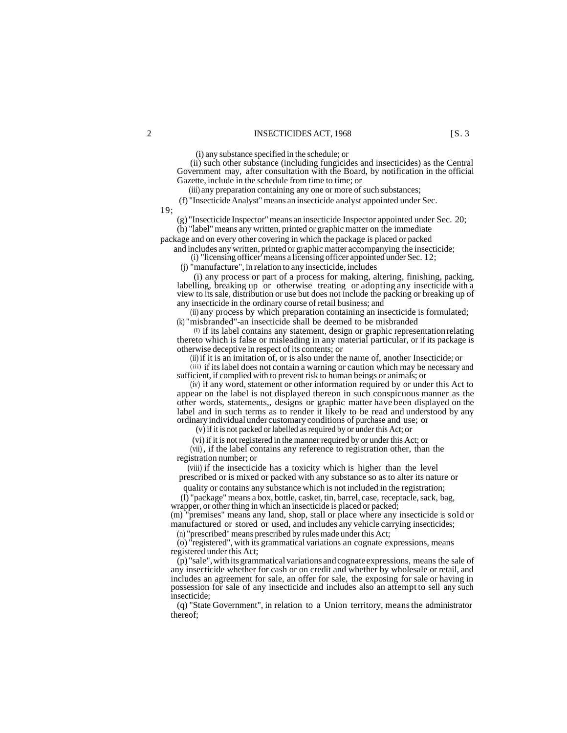(i) any substance specified in the schedule; or

(ii) such other substance (including fungicides and insecticides) as the Central Government may, after consultation with the Board, by notification in the official Gazette, include in the schedule from time to time; or

(iii) any preparation containing any one or more of such substances;

(f) "Insecticide Analyst" means an insecticide analyst appointed under Sec. 19;

(g) "Insecticide Inspector" means an insecticide Inspector appointed under Sec. 20;

(h) "label" means any written, printed or graphic matter on the immediate package and on every other covering in which the package is placed or packed and includes any written, printed or graphic matter accompanying the insecticide;

(i) "licensing officer' means a licensing officer appointed under Sec. 12;

(j) "manufacture", in relation to any insecticide, includes

(i) any process or part of a process for making, altering, finishing, packing, labelling, breaking up or otherwise treating or adopting any insecticide with a view to its sale, distribution or use but does not include the packing or breaking up of any insecticide in the ordinary course of retail business; and

(ii) any process by which preparation containing an insecticide is formulated;

(k) "misbranded"-an insecticide shall be deemed to be misbranded

(I) if its label contains any statement, design or graphic representation relating thereto which is false or misleading in any material particular, or if its package is otherwise deceptive in respect of its contents; or

(ii) if it is an imitation of, or is also under the name of, another Insecticide; or

(iii) if its label does not contain a warning or caution which may be necessary and sufficient, if complied with to prevent risk to human beings or animals; or

(iv) if any word, statement or other information required by or under this Act to appear on the label is not displayed thereon in such conspicuous manner as the other words, statements,, designs or graphic matter have been displayed on the label and in such terms as to render it likely to be read and understood by any ordinary individual under customary conditions of purchase and use; or

(v) if it is not packed or labelled as required by or under this Act; or

(vi) if it is not registered in the manner required by or under this Act; or

(vii), if the label contains any reference to registration other, than the registration number; or

(viii) if the insecticide has a toxicity which is higher than the level prescribed or is mixed or packed with any substance so as to alter its nature or quality or contains any substance which is not included in the registration;

(l) "package" means a box, bottle, casket, tin, barrel, case, receptacle, sack, bag, wrapper, or other thing in which an insecticide is placed or packed;

(m) "premises" means any land, shop, stall or place where any insecticide is sold or manufactured or stored or used, and includes any vehicle carrying insecticides;

(n) "prescribed" means prescribed by rules made under this Act;

(o) "registered", with its grammatical variations an cognate expressions, means registered under this Act;

(p) "sale", with its grammatical variations and cognate expressions, means the sale of any insecticide whether for cash or on credit and whether by wholesale or retail, and includes an agreement for sale, an offer for sale, the exposing for sale or having in possession for sale of any insecticide and includes also an attempt to sell any such insecticide;

(q) "State Government", in relation to a Union territory, means the administrator thereof;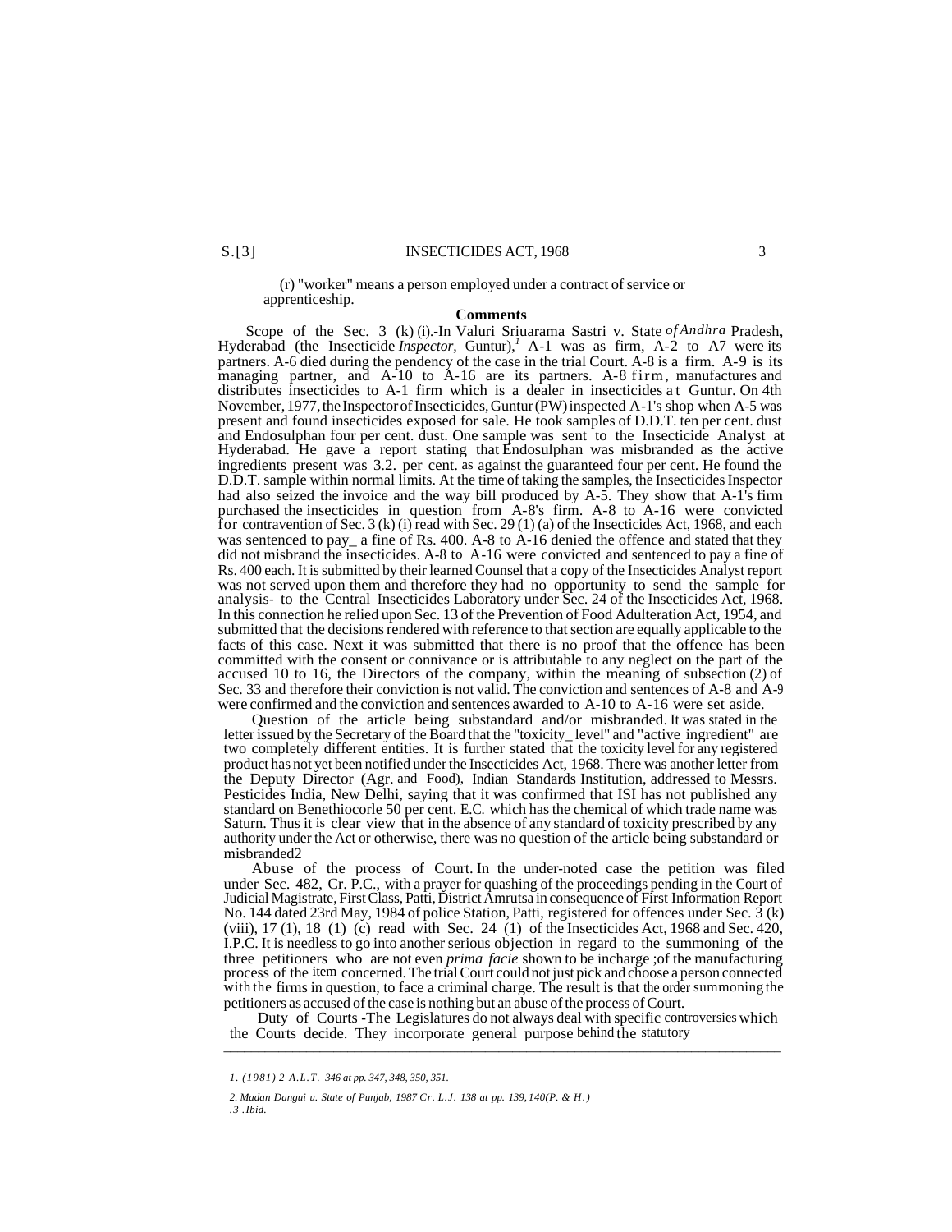(r) "worker" means a person employed under a contract of service or apprenticeship.

**Comments**

Scope of the Sec. 3 (k) (i).-In Valuri Sriuarama Sastri v. State *of Andhra* Pradesh, Hyderabad (the Insecticide *Inspector,* Guntur),[1] A-1 was as firm, A-2 to A7 were its partners. A-6 died during the pendency of the case in the trial Court. A-8 is a firm. A-9 is its managing partner, and A-10 to A-16 are its partners. A-8 firm, manufactures and distributes insecticides to A-1 firm which is a dealer in insecticides at Guntur. On 4th November, 1977, the Inspector of Insecticides, Guntur (PW) inspected A-1's shop when A-5 was present and found insecticides exposed for sale. He took samples of D.D.T. ten per cent. dust and Endosulphan four per cent. dust. One sample was sent to the Insecticide Analyst at Hyderabad. He gave a report stating that Endosulphan was misbranded as the active ingredients present was 3.2. per cent. as against the guaranteed four per cent. He found the D.D.T. sample within normal limits. At the time of taking the samples, the Insecticides Inspector had also seized the invoice and the way bill produced by A-5. They show that A-1's firm purchased the insecticides in question from A-8's firm. A-8 to A-16 were convicted for contravention of Sec. 3 (k) (i) read with Sec. 29 (1) (a) of the Insecticides Act, 1968, and each was sentenced to pay_ a fine of Rs. 400. A-8 to A-16 denied the offence and stated that they did not misbrand the insecticides. A-8 to A-16 were convicted and sentenced to pay a fine of Rs. 400 each. It is submitted by their learned Counsel that a copy of the Insecticides Analyst report was not served upon them and therefore they had no opportunity to send the sample for analysis- to the Central Insecticides Laboratory under Sec. 24 of the Insecticides Act, 1968. In this connection he relied upon Sec. 13 of the Prevention of Food Adulteration Act, 1954, and submitted that the decisions rendered with reference to that section are equally applicable to the facts of this case. Next it was submitted that there is no proof that the offence has been committed with the consent or connivance or is attributable to any neglect on the part of the accused 10 to 16, the Directors of the company, within the meaning of subsection (2) of Sec. 33 and therefore their conviction is not valid. The conviction and sentences of A-8 and A-9 were confirmed and the conviction and sentences awarded to A-10 to A-16 were set aside.

Question of the article being substandard and/or misbranded. It was stated in the letter issued by the Secretary of the Board that the "toxicity_ level" and "active ingredient" are two completely different entities. It is further stated that the toxicity level for any registered product has not yet been notified under the Insecticides Act, 1968. There was another letter from the Deputy Director (Agr. and Food), Indian Standards Institution, addressed to Messrs. Pesticides India, New Delhi, saying that it was confirmed that ISI has not published any standard on Benethiocorle 50 per cent. E.C. which has the chemical of which trade name was Saturn. Thus it is clear view that in the absence of any standard of toxicity prescribed by any authority under the Act or otherwise, there was no question of the article being substandard or misbranded[2]

Abuse of the process of Court. In the under-noted case the petition was filed under Sec. 482, Cr. P.C., with a prayer for quashing of the proceedings pending in the Court of Judicial Magistrate, First Class, Patti, District Amrutsa in consequence of First Information Report No. 144 dated 23rd May, 1984 of police Station, Patti, registered for offences under Sec. 3 (k) (viii), 17 (1), 18 (1) (c) read with Sec. 24 (1) of the Insecticides Act, 1968 and Sec. 420, I.P.C. It is needless to go into another serious objection in regard to the summoning of the three petitioners who are not even *prima facie* shown to be incharge ;of the manufacturing process of the item concerned. The trial Court could not just pick and choose a person connected with the firms in question, to face a criminal charge. The result is that the order summoning the petitioners as accused of the case is nothing but an abuse of the process of Court.

Duty of Courts -The Legislatures do not always deal with specific controversies which the Courts decide. They incorporate general purpose behind the statutory

---

*1. (1981) 2 A.L.T. 346 at pp. 347, 348, 350, 351.*

*2. Madan Dangui u. State of Punjab, 1987 Cr. L.J. 138 at pp. 139, 140(P. & H.)*

*.3 .Ibid.*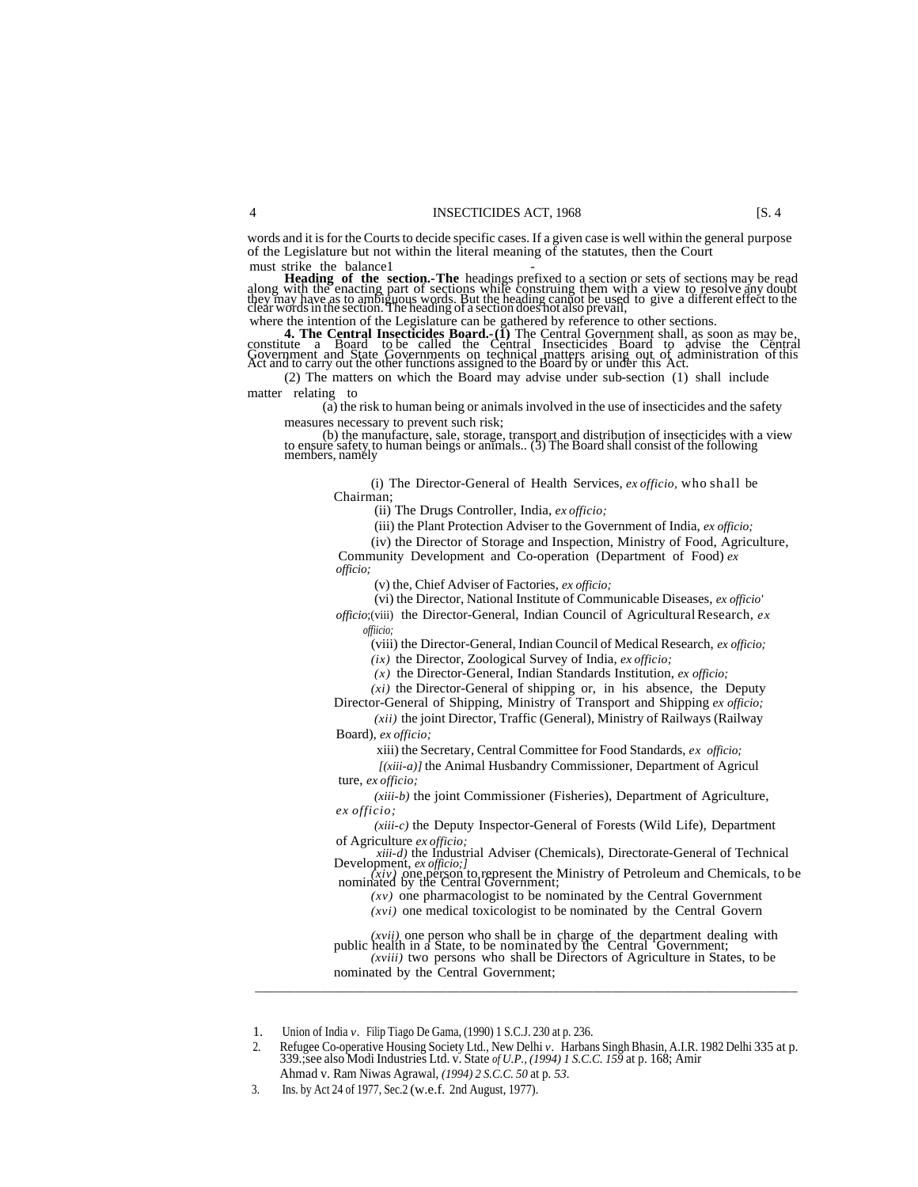words and it is for the Courts to decide specific cases. If a given case is well within the general purpose of the Legislature but not within the literal meaning of the statutes, then the Court must strike the balance[1]

**Heading of the section.-The** headings prefixed to a section or sets of sections may be read along with the enacting part of sections while construing them with a view to resolve any doubt they may have as to ambiguous words. But the heading cannot be used to give a different effect to the clear words in the section. The heading of a section does not also prevail, where the intention of the Legislature can be gathered by reference to other sections.

**4. The Central Insecticides Board.-(1)** The Central Government shall, as soon as may be, constitute a Board to be called the Central Insecticides Board to advise the Central Government and State Governments on technical matters arising out of administration of this Act and to carry out the other functions assigned to the Board by or under this Act.

(2) The matters on which the Board may advise under sub-section (1) shall include matter relating to

(a) the risk to human being or animals involved in the use of insecticides and the safety measures necessary to prevent such risk;

(b) the manufacture, sale, storage, transport and distribution of insecticides with a view to ensure safety to human beings or animals.. (3) The Board shall consist of the following members, namely

(i) The Director-General of Health Services, *ex officio*, who shall be Chairman;

(ii) The Drugs Controller, India, *ex officio;*

(iii) the Plant Protection Adviser to the Government of India, *ex officio;*

(iv) the Director of Storage and Inspection, Ministry of Food, Agriculture, Community Development and Co-operation (Department of Food) *ex officio;*

(v) the, Chief Adviser of Factories, *ex officio;*

(vi) the Director, National Institute of Communicable Diseases, *ex officio' officio;*(viii) the Director-General, Indian Council of Agricultural Research, *ex offiicio;*

(viii) the Director-General, Indian Council of Medical Research, *ex officio;*

*(ix)* the Director, Zoological Survey of India, *ex officio;*

*(x)* the Director-General, Indian Standards Institution, *ex officio;*

*(xi)* the Director-General of shipping or, in his absence, the Deputy Director-General of Shipping, Ministry of Transport and Shipping *ex officio;*

*(xii)* the joint Director, Traffic (General), Ministry of Railways (Railway Board), *ex officio;*

xiii) the Secretary, Central Committee for Food Standards, *ex officio;*

*[(xiii-a)]* the Animal Husbandry Commissioner, Department of Agriculture, *ex officio;*

*(xiii-b)* the joint Commissioner (Fisheries), Department of Agriculture, *ex officio;*

*(xiii-c)* the Deputy Inspector-General of Forests (Wild Life), Department of Agriculture *ex officio;*

*xiii-d)* the Industrial Adviser (Chemicals), Directorate-General of Technical Development, *ex officio;]*

*(xiv)* one person to represent the Ministry of Petroleum and Chemicals, to be nominated by the Central Government;

*(xv)* one pharmacologist to be nominated by the Central Government

*(xvi)* one medical toxicologist to be nominated by the Central Govern

*(xvii)* one person who shall be in charge of the department dealing with public health in a State, to be nominated by the Central Government;

*(xviii)* two persons who shall be Directors of Agriculture in States, to be nominated by the Central Government;

---

1. Union of India *v*. Filip Tiago De Gama, (1990) 1 S.C.J. 230 at p. 236.
2. Refugee Co-operative Housing Society Ltd., New Delhi *v*. Harbans Singh Bhasin, A.I.R. 1982 Delhi 335 at p. 339.;see also Modi Industries Ltd. v. State *of U.P., (1994) 1 S.C.C. 159* at p. 168; Amir Ahmad v. Ram Niwas Agrawal, *(1994) 2 S.C.C. 50* at p. *53*.
3. Ins. by Act 24 of 1977, Sec.2 (w.e.f. 2nd August, 1977).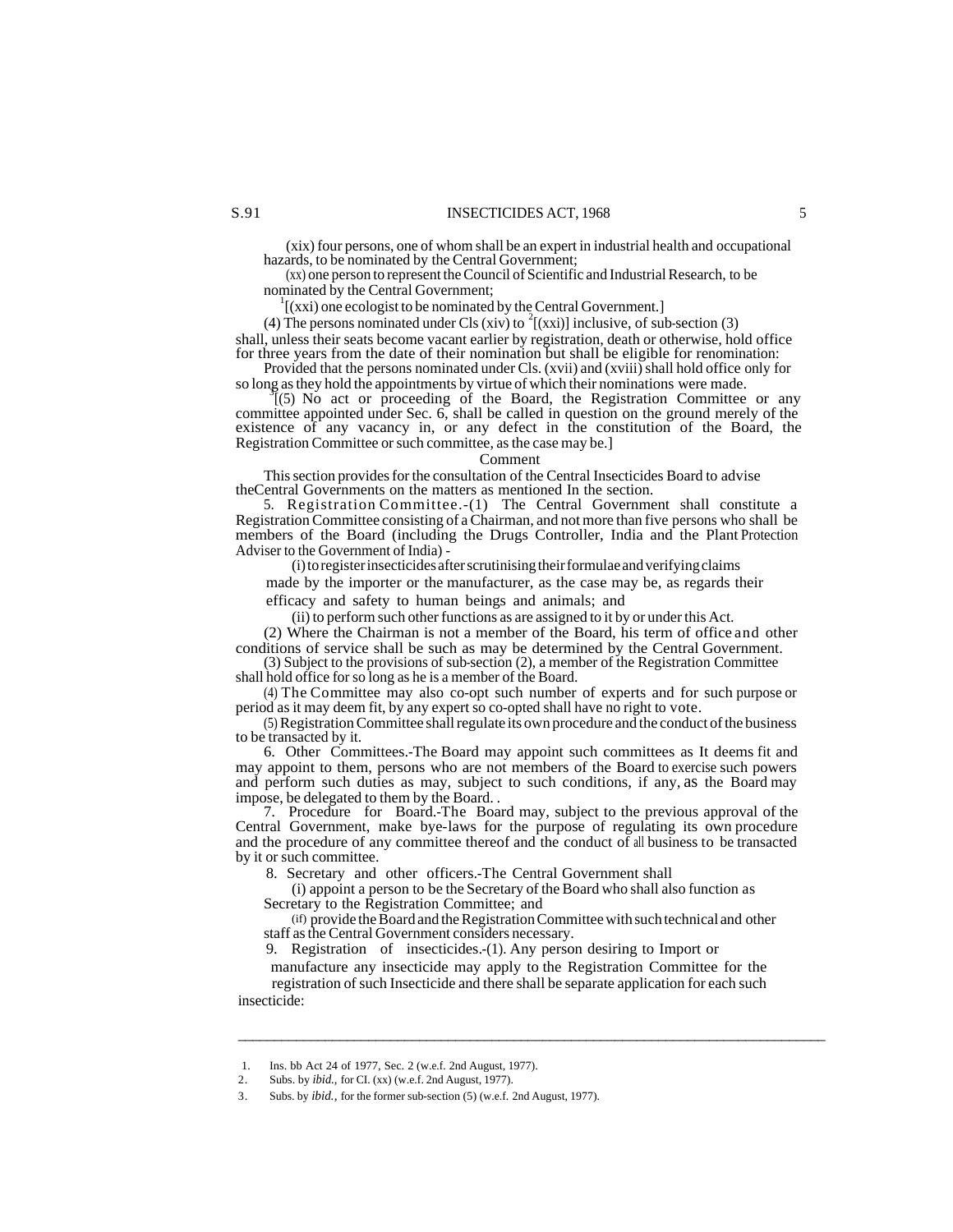(xix) four persons, one of whom shall be an expert in industrial health and occupational hazards, to be nominated by the Central Government;

(xx) one person to represent the Council of Scientific and Industrial Research, to be nominated by the Central Government;

[1][(xxi) one ecologist to be nominated by the Central Government.]

(4) The persons nominated under Cls (xiv) to [2][(xxi)] inclusive, of sub-section (3) shall, unless their seats become vacant earlier by registration, death or otherwise, hold office for three years from the date of their nomination but shall be eligible for renomination:

Provided that the persons nominated under Cls. (xvii) and (xviii) shall hold office only for so long as they hold the appointments by virtue of which their nominations were made.

[3][(5) No act or proceeding of the Board, the Registration Committee or any committee appointed under Sec. 6, shall be called in question on the ground merely of the existence of any vacancy in, or any defect in the constitution of the Board, the Registration Committee or such committee, as the case may be.]

Comment

This section provides for the consultation of the Central Insecticides Board to advise theCentral Governments on the matters as mentioned In the section.

5. Registration Committee.-(1) The Central Government shall constitute a Registration Committee consisting of a Chairman, and not more than five persons who shall be members of the Board (including the Drugs Controller, India and the Plant Protection Adviser to the Government of India) -

(i) to register insecticides after scrutinising their formulae and verifying claims made by the importer or the manufacturer, as the case may be, as regards their efficacy and safety to human beings and animals; and

(ii) to perform such other functions as are assigned to it by or under this Act.

(2) Where the Chairman is not a member of the Board, his term of office and other conditions of service shall be such as may be determined by the Central Government.

(3) Subject to the provisions of sub-section (2), a member of the Registration Committee shall hold office for so long as he is a member of the Board.

(4) The Committee may also co-opt such number of experts and for such purpose or period as it may deem fit, by any expert so co-opted shall have no right to vote.

(5) Registration Committee shall regulate its own procedure and the conduct of the business to be transacted by it.

6. Other Committees.-The Board may appoint such committees as It deems fit and may appoint to them, persons who are not members of the Board to exercise such powers and perform such duties as may, subject to such conditions, if any, as the Board may impose, be delegated to them by the Board. .

7. Procedure for Board.-The Board may, subject to the previous approval of the Central Government, make bye-laws for the purpose of regulating its own procedure and the procedure of any committee thereof and the conduct of all business to be transacted by it or such committee.

8. Secretary and other officers.-The Central Government shall

(i) appoint a person to be the Secretary of the Board who shall also function as Secretary to the Registration Committee; and

(if) provide the Board and the Registration Committee with such technical and other staff as the Central Government considers necessary.

9. Registration of insecticides.-(1). Any person desiring to Import or manufacture any insecticide may apply to the Registration Committee for the registration of such Insecticide and there shall be separate application for each such insecticide:

---

1. Ins. bb Act 24 of 1977, Sec. 2 (w.e.f. 2nd August, 1977).
2. Subs. by *ibid.,* for CI. (xx) (w.e.f. 2nd August, 1977).
3. Subs. by *ibid.,* for the former sub-section (5) (w.e.f. 2nd August, 1977).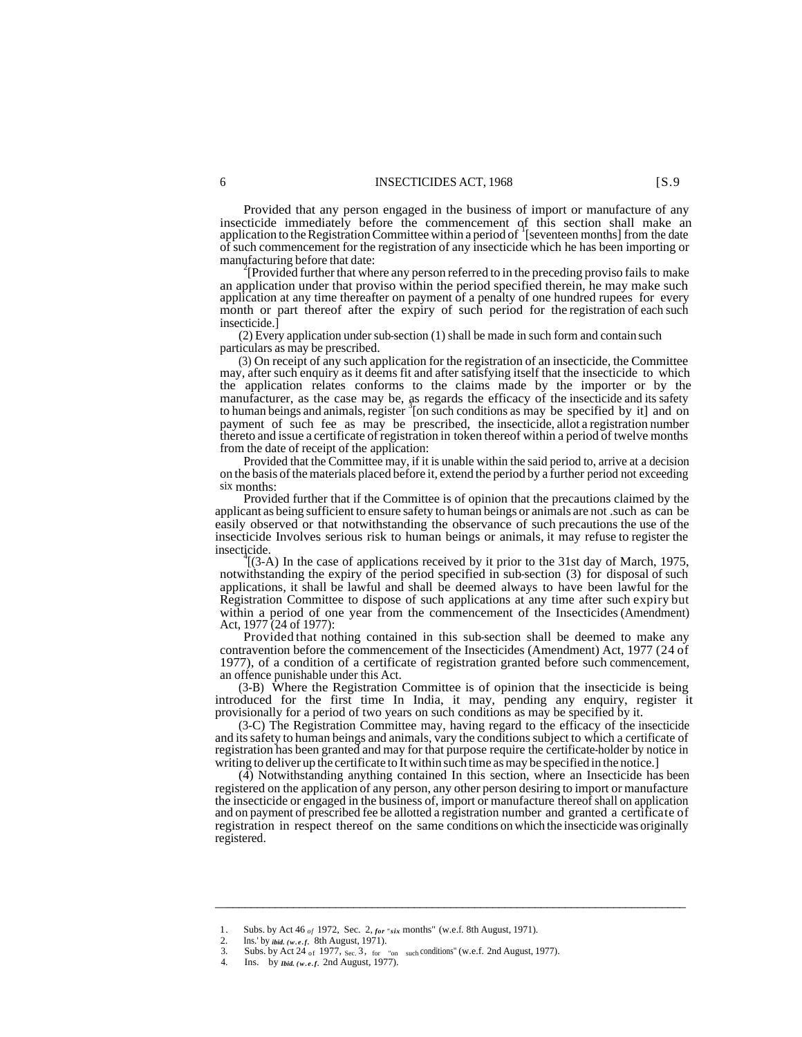Provided that any person engaged in the business of import or manufacture of any insecticide immediately before the commencement of this section shall make an application to the Registration Committee within a period of [1][seventeen months] from the date of such commencement for the registration of any insecticide which he has been importing or manufacturing before that date:

[2][Provided further that where any person referred to in the preceding proviso fails to make an application under that proviso within the period specified therein, he may make such application at any time thereafter on payment of a penalty of one hundred rupees for every month or part thereof after the expiry of such period for the registration of each such insecticide.]

(2) Every application under sub-section (1) shall be made in such form and contain such particulars as may be prescribed.

(3) On receipt of any such application for the registration of an insecticide, the Committee may, after such enquiry as it deems fit and after satisfying itself that the insecticide to which the application relates conforms to the claims made by the importer or by the manufacturer, as the case may be, as regards the efficacy of the insecticide and its safety to human beings and animals, register [3][on such conditions as may be specified by it] and on payment of such fee as may be prescribed, the insecticide, allot a registration number thereto and issue a certificate of registration in token thereof within a period of twelve months from the date of receipt of the application:

Provided that the Committee may, if it is unable within the said period to, arrive at a decision on the basis of the materials placed before it, extend the period by a further period not exceeding six months:

Provided further that if the Committee is of opinion that the precautions claimed by the applicant as being sufficient to ensure safety to human beings or animals are not .such as can be easily observed or that notwithstanding the observance of such precautions the use of the insecticide Involves serious risk to human beings or animals, it may refuse to register the insecticide.

[4][(3-A) In the case of applications received by it prior to the 31st day of March, 1975, notwithstanding the expiry of the period specified in sub-section (3) for disposal of such applications, it shall be lawful and shall be deemed always to have been lawful for the Registration Committee to dispose of such applications at any time after such expiry but within a period of one year from the commencement of the Insecticides (Amendment) Act, 1977 (24 of 1977):

Provided that nothing contained in this sub-section shall be deemed to make any contravention before the commencement of the Insecticides (Amendment) Act, 1977 (24 of 1977), of a condition of a certificate of registration granted before such commencement, an offence punishable under this Act.

(3-B) Where the Registration Committee is of opinion that the insecticide is being introduced for the first time In India, it may, pending any enquiry, register it provisionally for a period of two years on such conditions as may be specified by it.

(3-C) The Registration Committee may, having regard to the efficacy of the insecticide and its safety to human beings and animals, vary the conditions subject to which a certificate of registration has been granted and may for that purpose require the certificate-holder by notice in writing to deliver up the certificate to It within such time as may be specified in the notice.]

(4) Notwithstanding anything contained In this section, where an Insecticide has been registered on the application of any person, any other person desiring to import or manufacture the insecticide or engaged in the business of, import or manufacture thereof shall on application and on payment of prescribed fee be allotted a registration number and granted a certificate of registration in respect thereof on the same conditions on which the insecticide was originally registered.

---

1. Subs. by Act 46 *of* 1972, Sec. 2, *for* "*six* months" (w.e.f. 8th August, 1971).
2. Ins.' by *ibid. (w.e.f.* 8th August, 1971).
3. Subs. by Act 24 of 1977, Sec. 3, for "on such conditions" (w.e.f. 2nd August, 1977).
4. Ins. by *Ibid. (w.e.f.* 2nd August, 1977).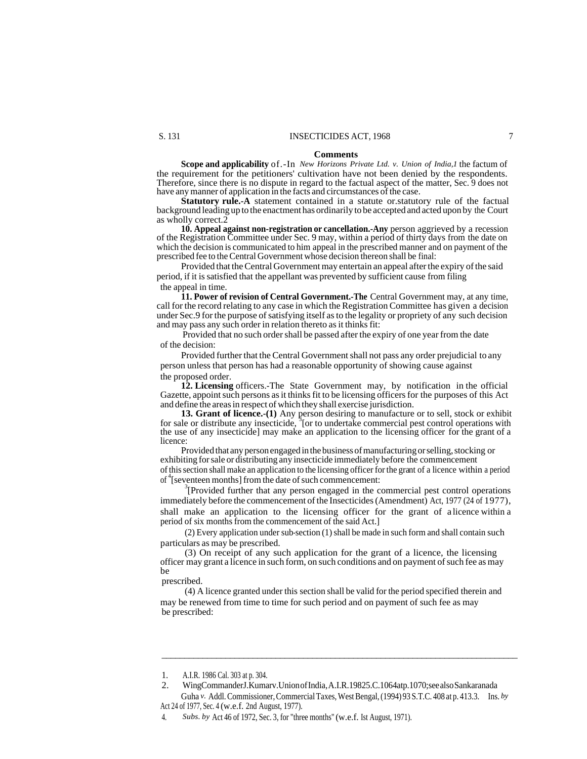**Comments**

**Scope and applicability** of.-In *New Horizons Private Ltd. v. Union of India,1* the factum of the requirement for the petitioners' cultivation have not been denied by the respondents. Therefore, since there is no dispute in regard to the factual aspect of the matter, Sec. 9 does not have any manner of application in the facts and circumstances of the case.

**Statutory rule.-A** statement contained in a statute or.statutory rule of the factual background leading up to the enactment has ordinarily to be accepted and acted upon by the Court as wholly correct.2

**10. Appeal against non-registration or cancellation.-Any** person aggrieved by a recession of the Registration Committee under Sec. 9 may, within a period of thirty days from the date on which the decision is communicated to him appeal in the prescribed manner and on payment of the prescribed fee to the Central Government whose decision thereon shall be final:

Provided that the Central Government may entertain an appeal after the expiry of the said period, if it is satisfied that the appellant was prevented by sufficient cause from filing the appeal in time.

**11. Power of revision of Central Government.-The** Central Government may, at any time, call for the record relating to any case in which the Registration Committee has given a decision under Sec.9 for the purpose of satisfying itself as to the legality or propriety of any such decision and may pass any such order in relation thereto as it thinks fit:

Provided that no such order shall be passed after the expiry of one year from the date of the decision:

Provided further that the Central Government shall not pass any order prejudicial to any person unless that person has had a reasonable opportunity of showing cause against the proposed order.

**12. Licensing** officers.-The State Government may, by notification in the official Gazette, appoint such persons as it thinks fit to be licensing officers for the purposes of this Act and define the areas in respect of which they shall exercise jurisdiction.

**13. Grant of licence.-(1)** Any person desiring to manufacture or to sell, stock or exhibit for sale or distribute any insecticide, [3][or to undertake commercial pest control operations with the use of any insecticide] may make an application to the licensing officer for the grant of a licence:

Provided that any person engaged in the business of manufacturing or selling, stocking or exhibiting for sale or distributing any insecticide immediately before the commencement of this section shall make an application to the licensing officer for the grant of a licence within a period of [4][seventeen months] from the date of such commencement:

[3][Provided further that any person engaged in the commercial pest control operations immediately before the commencement of the Insecticides (Amendment) Act, 1977 (24 of 1977), shall make an application to the licensing officer for the grant of a licence within a period of six months from the commencement of the said Act.]

(2) Every application under sub-section (1) shall be made in such form and shall contain such particulars as may be prescribed.

(3) On receipt of any such application for the grant of a licence, the licensing officer may grant a licence in such form, on such conditions and on payment of such fee as may be prescribed.

(4) A licence granted under this section shall be valid for the period specified therein and may be renewed from time to time for such period and on payment of such fee as may be prescribed:

---

1. A.I.R. 1986 Cal. 303 at p. 304.
2. Wing Commander J. Kumar v. Union of India, A.I.R. 19825.C.1064 at p. 1070; see also Sankaranada Guha *v.* Addl. Commissioner, Commercial Taxes, West Bengal, (1994) 93 S.T.C. 408 at p. 413.
3. Ins. *by* Act 24 of 1977, Sec. 4 (w.e.f. 2nd August, 1977).
4. *Subs. by* Act 46 of 1972, Sec. 3, for "three months" (w.e.f. Ist August, 1971).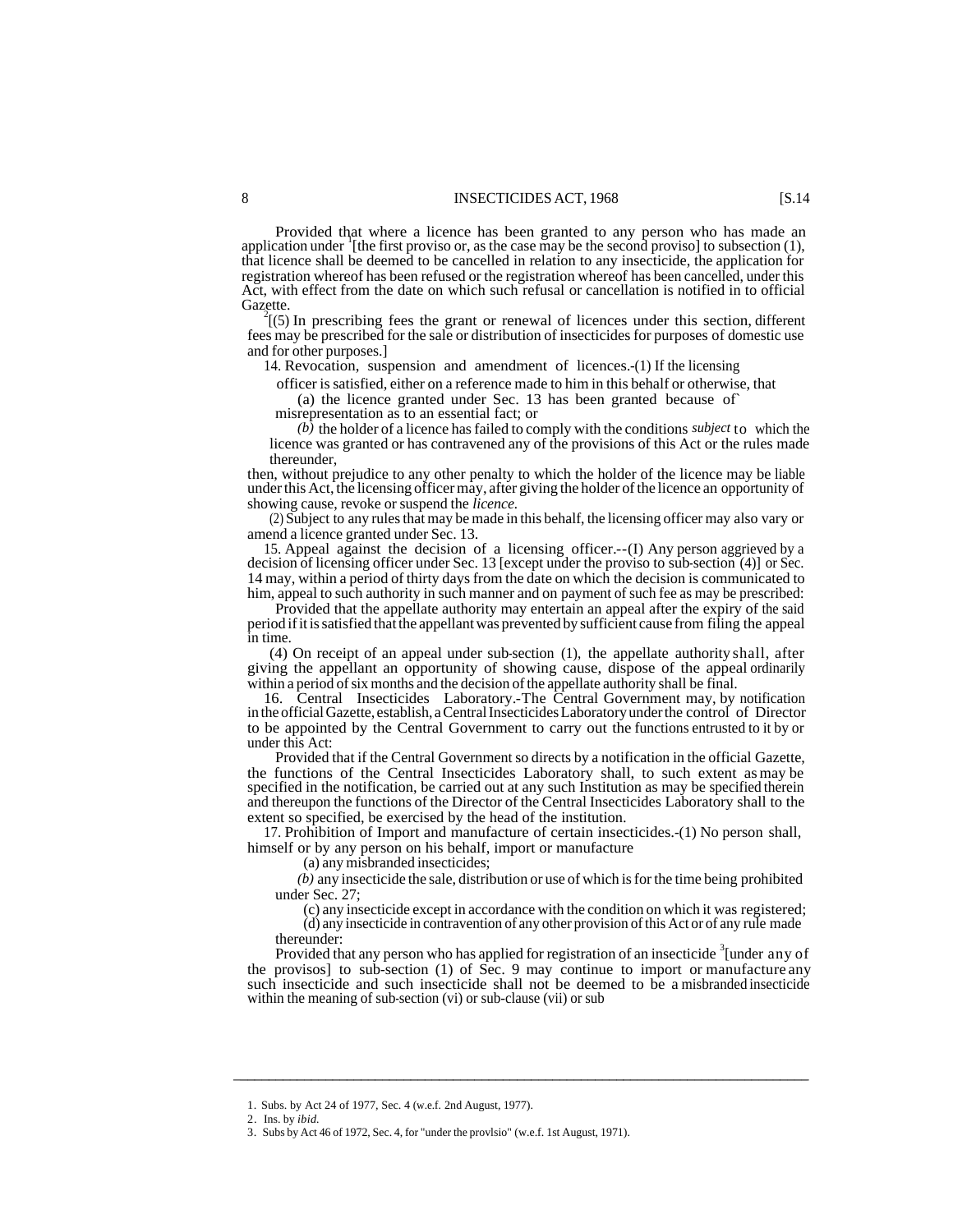Provided that where a licence has been granted to any person who has made an application under [1][the first proviso or, as the case may be the second proviso] to subsection (1), that licence shall be deemed to be cancelled in relation to any insecticide, the application for registration whereof has been refused or the registration whereof has been cancelled, under this Act, with effect from the date on which such refusal or cancellation is notified in to official Gazette.

[2][(5) In prescribing fees the grant or renewal of licences under this section, different fees may be prescribed for the sale or distribution of insecticides for purposes of domestic use and for other purposes.]

14. Revocation, suspension and amendment of licences.-(1) If the licensing officer is satisfied, either on a reference made to him in this behalf or otherwise, that

(a) the licence granted under Sec. 13 has been granted because of misrepresentation as to an essential fact; or

*(b)* the holder of a licence has failed to comply with the conditions *subject* to which the licence was granted or has contravened any of the provisions of this Act or the rules made thereunder,

then, without prejudice to any other penalty to which the holder of the licence may be liable under this Act, the licensing officer may, after giving the holder of the licence an opportunity of showing cause, revoke or suspend the *licence.*

(2) Subject to any rules that may be made in this behalf, the licensing officer may also vary or amend a licence granted under Sec. 13.

15. Appeal against the decision of a licensing officer.--(I) Any person aggrieved by a decision of licensing officer under Sec. 13 [except under the proviso to sub-section (4)] or Sec. 14 may, within a period of thirty days from the date on which the decision is communicated to him, appeal to such authority in such manner and on payment of such fee as may be prescribed:

Provided that the appellate authority may entertain an appeal after the expiry of the said period if it is satisfied that the appellant was prevented by sufficient cause from filing the appeal in time.

(4) On receipt of an appeal under sub-section (1), the appellate authority shall, after giving the appellant an opportunity of showing cause, dispose of the appeal ordinarily within a period of six months and the decision of the appellate authority shall be final.

16. Central Insecticides Laboratory.-The Central Government may, by notification in the official Gazette, establish, a Central Insecticides Laboratory under the control of Director to be appointed by the Central Government to carry out the functions entrusted to it by or under this Act:

Provided that if the Central Government so directs by a notification in the official Gazette, the functions of the Central Insecticides Laboratory shall, to such extent as may be specified in the notification, be carried out at any such Institution as may be specified therein and thereupon the functions of the Director of the Central Insecticides Laboratory shall to the extent so specified, be exercised by the head of the institution.

17. Prohibition of Import and manufacture of certain insecticides.-(1) No person shall, himself or by any person on his behalf, import or manufacture

(a) any misbranded insecticides;

*(b)* any insecticide the sale, distribution or use of which is for the time being prohibited under Sec. 27;

(c) any insecticide except in accordance with the condition on which it was registered;

(d) any insecticide in contravention of any other provision of this Act or of any rule made thereunder:

Provided that any person who has applied for registration of an insecticide [3][under any of the provisos] to sub-section (1) of Sec. 9 may continue to import or manufacture any such insecticide and such insecticide shall not be deemed to be a misbranded insecticide within the meaning of sub-section (vi) or sub-clause (vii) or sub

---

1. Subs. by Act 24 of 1977, Sec. 4 (w.e.f. 2nd August, 1977).
2. Ins. by *ibid.*
3. Subs by Act 46 of 1972, Sec. 4, for "under the provlsio" (w.e.f. 1st August, 1971).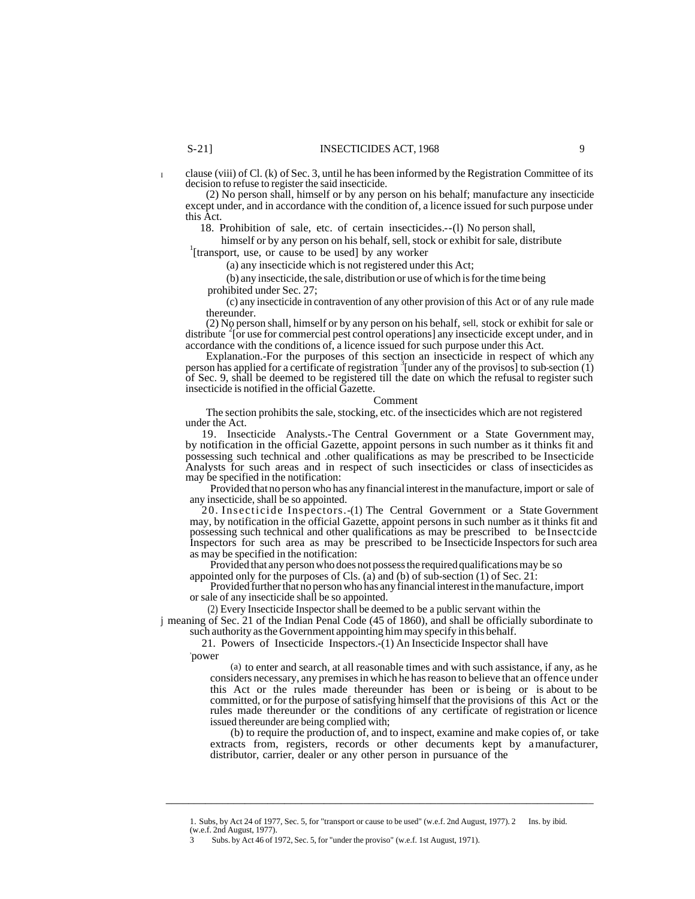clause (viii) of Cl. (k) of Sec. 3, until he has been informed by the Registration Committee of its decision to refuse to register the said insecticide.

(2) No person shall, himself or by any person on his behalf; manufacture any insecticide except under, and in accordance with the condition of, a licence issued for such purpose under this Act.

18. Prohibition of sale, etc. of certain insecticides.--(l) No person shall, himself or by any person on his behalf, sell, stock or exhibit for sale, distribute [1][transport, use, or cause to be used] by any worker

(a) any insecticide which is not registered under this Act;

(b) any insecticide, the sale, distribution or use of which is for the time being prohibited under Sec. 27;

(c) any insecticide in contravention of any other provision of this Act or of any rule made thereunder.

(2) No person shall, himself or by any person on his behalf, sell, stock or exhibit for sale or distribute [2][or use for commercial pest control operations] any insecticide except under, and in accordance with the conditions of, a licence issued for such purpose under this Act.

Explanation.-For the purposes of this section an insecticide in respect of which any person has applied for a certificate of registration [3][under any of the provisos] to sub-section (1) of Sec. 9, shall be deemed to be registered till the date on which the refusal to register such insecticide is notified in the official Gazette.

Comment

The section prohibits the sale, stocking, etc. of the insecticides which are not registered under the Act.

19. Insecticide Analysts.-The Central Government or a State Government may, by notification in the official Gazette, appoint persons in such number as it thinks fit and possessing such technical and .other qualifications as may be prescribed to be Insecticide Analysts for such areas and in respect of such insecticides or class of insecticides as may be specified in the notification:

Provided that no person who has any financial interest in the manufacture, import or sale of any insecticide, shall be so appointed.

20. Insecticide Inspectors.-(1) The Central Government or a State Government may, by notification in the official Gazette, appoint persons in such number as it thinks fit and possessing such technical and other qualifications as may be prescribed to be Insectcide Inspectors for such area as may be prescribed to be Insecticide Inspectors for such area as may be specified in the notification:

Provided that any person who does not possess the required qualifications may be so appointed only for the purposes of Cls. (a) and (b) of sub-section (1) of Sec. 21:

Provided further that no person who has any financial interest in the manufacture, import or sale of any insecticide shall be so appointed.

(2) Every Insecticide Inspector shall be deemed to be a public servant within the meaning of Sec. 21 of the Indian Penal Code (45 of 1860), and shall be officially subordinate to such authority as the Government appointing him may specify in this behalf.

21. Powers of Insecticide Inspectors.-(1) An Insecticide Inspector shall have power

(a) to enter and search, at all reasonable times and with such assistance, if any, as he considers necessary, any premises in which he has reason to believe that an offence under this Act or the rules made thereunder has been or is being or is about to be committed, or for the purpose of satisfying himself that the provisions of this Act or the rules made thereunder or the conditions of any certificate of registration or licence issued thereunder are being complied with;

(b) to require the production of, and to inspect, examine and make copies of, or take extracts from, registers, records or other decuments kept by a manufacturer, distributor, carrier, dealer or any other person in pursuance of the

---

1. Subs, by Act 24 of 1977, Sec. 5, for "transport or cause to be used" (w.e.f. 2nd August, 1977). 2 Ins. by ibid. (w.e.f. 2nd August, 1977).

3 Subs. by Act 46 of 1972, Sec. 5, for "under the proviso" (w.e.f. 1st August, 1971).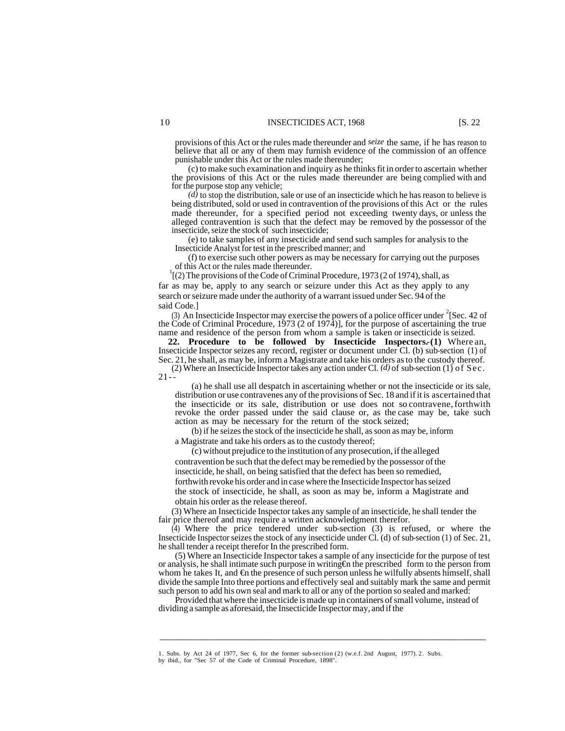provisions of this Act or the rules made thereunder and *seize* the same, if he has reason to believe that all or any of them may furnish evidence of the commission of an offence punishable under this Act or the rules made thereunder;

(c) to make such examination and inquiry as he thinks fit in order to ascertain whether the provisions of this Act or the rules made thereunder are being complied with and for the purpose stop any vehicle;

*(d)* to stop the distribution, sale or use of an insecticide which he has reason to believe is being distributed, sold or used in contravention of the provisions of this Act or the rules made thereunder, for a specified period not exceeding twenty days, or unless the alleged contravention is such that the defect may be removed by the possessor of the insecticide, seize the stock of such insecticide;

(e) to take samples of any insecticide and send such samples for analysis to the Insecticide Analyst for test in the prescribed manner; and

(f) to exercise such other powers as may be necessary for carrying out the purposes of this Act or the rules made thereunder.

[1][(2) The provisions of the Code of Criminal Procedure, 1973 (2 of 1974), shall, as far as may be, apply to any search or seizure under this Act as they apply to any search or seizure made under the authority of a warrant issued under Sec. 94 of the said Code.]

(3) An Insecticide Inspector may exercise the powers of a police officer under [2][Sec. 42 of the Code of Criminal Procedure, 1973 (2 of 1974)], for the purpose of ascertaining the true name and residence of the person from whom a sample is taken or insecticide is seized.

**22. Procedure to be followed by Insecticide Inspectors.-(1)** Where an, Insecticide Inspector seizes any record, register or document under Cl. (b) sub-section (1) of Sec. 21, he shall, as may be, inform a Magistrate and take his orders as to the custody thereof.

(2) Where an Insecticide Inspector takes any action under Cl. *(d)* of sub-section (1) of Sec. 21--

(a) he shall use all despatch in ascertaining whether or not the insecticide or its sale, distribution or use contravenes any of the provisions of Sec. 18 and if it is ascertained that the insecticide or its sale, distribution or use does not so contravene, forthwith revoke the order passed under the said clause or, as the case may be, take such action as may be necessary for the return of the stock seized;

(b) if he seizes the stock of the insecticide he shall, as soon as may be, inform a Magistrate and take his orders as to the custody thereof;

(c) without prejudice to the institution of any prosecution, if the alleged contravention be such that the defect may be remedied by the possessor of the insecticide, he shall, on being satisfied that the defect has been so remedied, forthwith revoke his order and in case where the Insecticide Inspector has seized the stock of insecticide, he shall, as soon as may be, inform a Magistrate and obtain his order as the release thereof.

(3) Where an Insecticide Inspector takes any sample of an insecticide, he shall tender the fair price thereof and may require a written acknowledgment therefor.

(4) Where the price tendered under sub-section (3) is refused, or where the Insecticide Inspector seizes the stock of any insecticide under Cl. (d) of sub-section (1) of Sec. 21, he shall tender a receipt therefor In the prescribed form.

(5) Where an Insecticide Inspector takes a sample of any insecticide for the purpose of test or analysis, he shall intimate such purpose in writing€n the prescribed form to the person from whom he takes It, and €n the presence of such person unless he wilfully absents himself, shall divide the sample Into three portions and effectively seal and suitably mark the same and permit such person to add his own seal and mark to all or any of the portion so sealed and marked:

Provided that where the insecticide is made up in containers of small volume, instead of dividing a sample as aforesaid, the Insecticide Inspector may, and if the

---

1. Subs. by Act 24 of 1977, Sec 6, for the former sub-section (2) (w.e.f. 2nd August, 1977). 2. Subs. by ibid., for "Sec 57 of the Code of Criminal Procedure, 1898".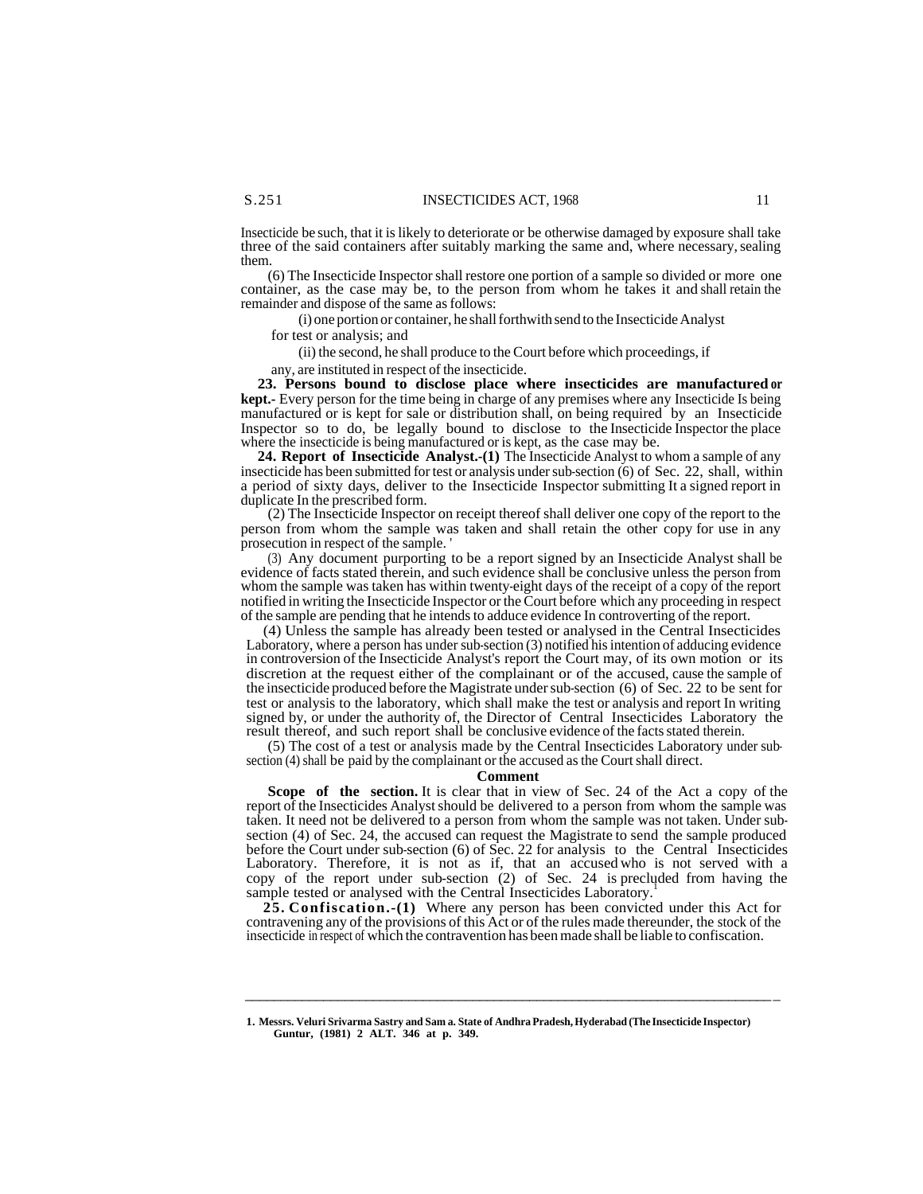Insecticide be such, that it is likely to deteriorate or be otherwise damaged by exposure shall take three of the said containers after suitably marking the same and, where necessary, sealing them.

(6) The Insecticide Inspector shall restore one portion of a sample so divided or more one container, as the case may be, to the person from whom he takes it and shall retain the remainder and dispose of the same as follows:

(i) one portion or container, he shall forthwith send to the Insecticide Analyst for test or analysis; and

(ii) the second, he shall produce to the Court before which proceedings, if any, are instituted in respect of the insecticide.

**23. Persons bound to disclose place where insecticides are manufactured or kept.-** Every person for the time being in charge of any premises where any Insecticide Is being manufactured or is kept for sale or distribution shall, on being required by an Insecticide Inspector so to do, be legally bound to disclose to the Insecticide Inspector the place where the insecticide is being manufactured or is kept, as the case may be.

**24. Report of Insecticide Analyst.-(1)** The Insecticide Analyst to whom a sample of any insecticide has been submitted for test or analysis under sub-section (6) of Sec. 22, shall, within a period of sixty days, deliver to the Insecticide Inspector submitting It a signed report in duplicate In the prescribed form.

(2) The Insecticide Inspector on receipt thereof shall deliver one copy of the report to the person from whom the sample was taken and shall retain the other copy for use in any prosecution in respect of the sample. '

(3) Any document purporting to be a report signed by an Insecticide Analyst shall be evidence of facts stated therein, and such evidence shall be conclusive unless the person from whom the sample was taken has within twenty-eight days of the receipt of a copy of the report notified in writing the Insecticide Inspector or the Court before which any proceeding in respect of the sample are pending that he intends to adduce evidence In controverting of the report.

(4) Unless the sample has already been tested or analysed in the Central Insecticides Laboratory, where a person has under sub-section (3) notified his intention of adducing evidence in controversion of the Insecticide Analyst's report the Court may, of its own motion or its discretion at the request either of the complainant or of the accused, cause the sample of the insecticide produced before the Magistrate under sub-section (6) of Sec. 22 to be sent for test or analysis to the laboratory, which shall make the test or analysis and report In writing signed by, or under the authority of, the Director of Central Insecticides Laboratory the result thereof, and such report shall be conclusive evidence of the facts stated therein.

(5) The cost of a test or analysis made by the Central Insecticides Laboratory under sub-section (4) shall be paid by the complainant or the accused as the Court shall direct.

**Comment**

**Scope of the section.** It is clear that in view of Sec. 24 of the Act a copy of the report of the Insecticides Analyst should be delivered to a person from whom the sample was taken. It need not be delivered to a person from whom the sample was not taken. Under sub-section (4) of Sec. 24, the accused can request the Magistrate to send the sample produced before the Court under sub-section (6) of Sec. 22 for analysis to the Central Insecticides Laboratory. Therefore, it is not as if, that an accused who is not served with a copy of the report under sub-section (2) of Sec. 24 is precluded from having the sample tested or analysed with the Central Insecticides Laboratory.[1]

**25. Confiscation.-(1)** Where any person has been convicted under this Act for contravening any of the provisions of this Act or of the rules made thereunder, the stock of the insecticide in respect of which the contravention has been made shall be liable to confiscation.

---

**1. Messrs. Veluri Srivarma Sastry and Sam a. State of Andhra Pradesh, Hyderabad (The Insecticide Inspector) Guntur, (1981) 2 ALT. 346 at p. 349.**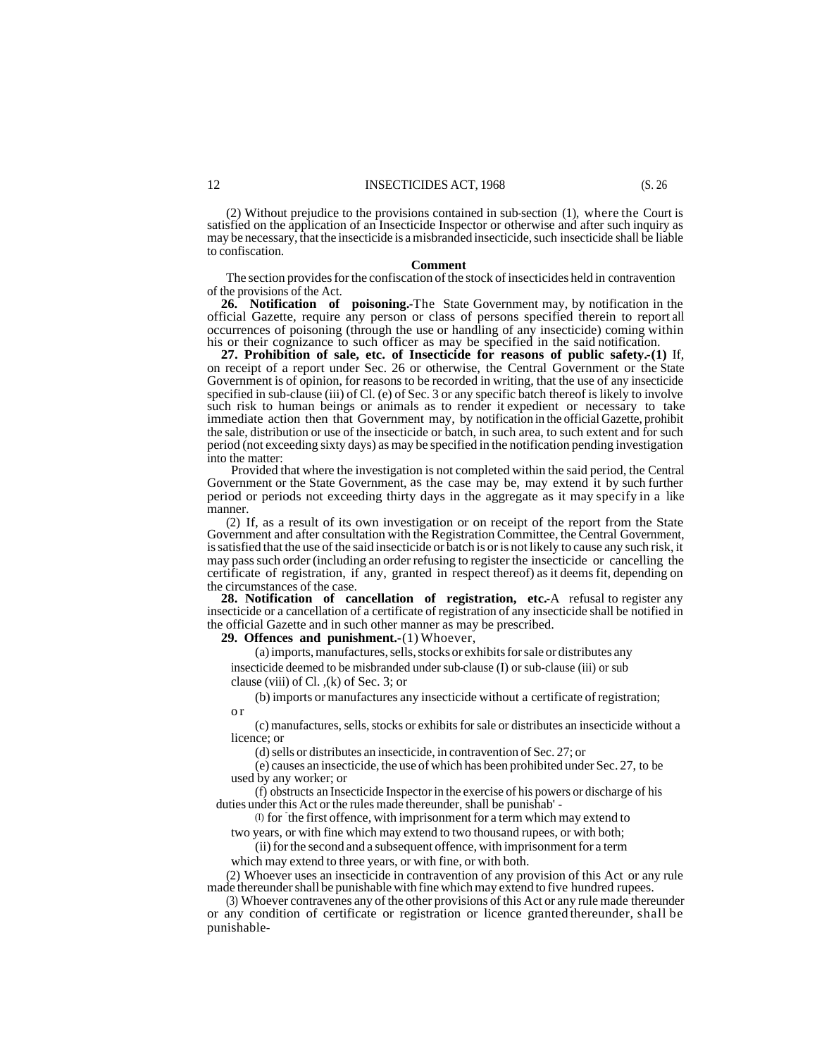(2) Without prejudice to the provisions contained in sub-section (1), where the Court is satisfied on the application of an Insecticide Inspector or otherwise and after such inquiry as may be necessary, that the insecticide is a misbranded insecticide, such insecticide shall be liable to confiscation.

**Comment**

The section provides for the confiscation of the stock of insecticides held in contravention of the provisions of the Act.

**26. Notification of poisoning.**-The State Government may, by notification in the official Gazette, require any person or class of persons specified therein to report all occurrences of poisoning (through the use or handling of any insecticide) coming within his or their cognizance to such officer as may be specified in the said notification.

**27. Prohibition of sale, etc. of Insecticide for reasons of public safety.-(1)** If, on receipt of a report under Sec. 26 or otherwise, the Central Government or the State Government is of opinion, for reasons to be recorded in writing, that the use of any insecticide specified in sub-clause (iii) of Cl. (e) of Sec. 3 or any specific batch thereof is likely to involve such risk to human beings or animals as to render it expedient or necessary to take immediate action then that Government may, by notification in the official Gazette, prohibit the sale, distribution or use of the insecticide or batch, in such area, to such extent and for such period (not exceeding sixty days) as may be specified in the notification pending investigation into the matter:

Provided that where the investigation is not completed within the said period, the Central Government or the State Government, as the case may be, may extend it by such further period or periods not exceeding thirty days in the aggregate as it may specify in a like manner.

(2) If, as a result of its own investigation or on receipt of the report from the State Government and after consultation with the Registration Committee, the Central Government, is satisfied that the use of the said insecticide or batch is or is not likely to cause any such risk, it may pass such order (including an order refusing to register the insecticide or cancelling the certificate of registration, if any, granted in respect thereof) as it deems fit, depending on the circumstances of the case.

**28. Notification of cancellation of registration, etc.**-A refusal to register any insecticide or a cancellation of a certificate of registration of any insecticide shall be notified in the official Gazette and in such other manner as may be prescribed.

**29. Offences and punishment.**-(1) Whoever,

(a) imports, manufactures, sells, stocks or exhibits for sale or distributes any insecticide deemed to be misbranded under sub-clause (I) or sub-clause (iii) or sub clause (viii) of Cl. ,(k) of Sec. 3; or

(b) imports or manufactures any insecticide without a certificate of registration; or

(c) manufactures, sells, stocks or exhibits for sale or distributes an insecticide without a licence; or

(d) sells or distributes an insecticide, in contravention of Sec. 27; or

(e) causes an insecticide, the use of which has been prohibited under Sec. 27, to be used by any worker; or

(f) obstructs an Insecticide Inspector in the exercise of his powers or discharge of his duties under this Act or the rules made thereunder, shall be punishab' -

(I) for the first offence, with imprisonment for a term which may extend to two years, or with fine which may extend to two thousand rupees, or with both;

(ii) for the second and a subsequent offence, with imprisonment for a term which may extend to three years, or with fine, or with both.

(2) Whoever uses an insecticide in contravention of any provision of this Act or any rule made thereunder shall be punishable with fine which may extend to five hundred rupees.

(3) Whoever contravenes any of the other provisions of this Act or any rule made thereunder or any condition of certificate or registration or licence granted thereunder, shall be punishable-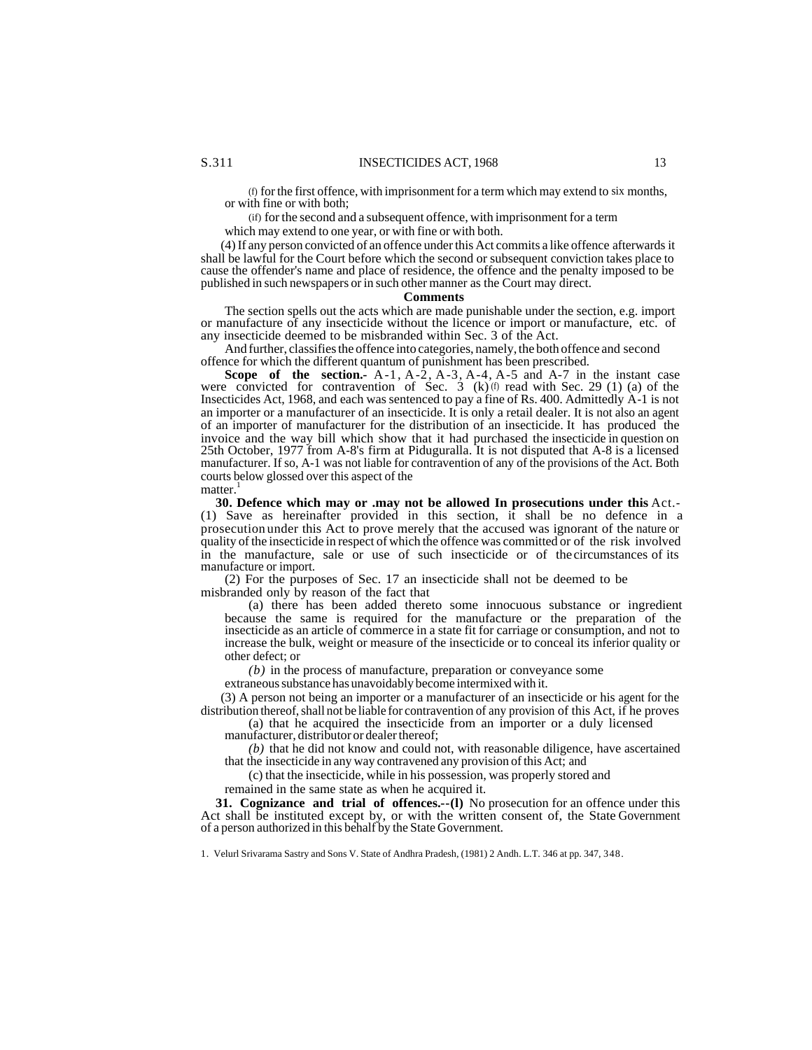(f) for the first offence, with imprisonment for a term which may extend to six months, or with fine or with both;

(if) for the second and a subsequent offence, with imprisonment for a term which may extend to one year, or with fine or with both.

(4) If any person convicted of an offence under this Act commits a like offence afterwards it shall be lawful for the Court before which the second or subsequent conviction takes place to cause the offender's name and place of residence, the offence and the penalty imposed to be published in such newspapers or in such other manner as the Court may direct.

**Comments**

The section spells out the acts which are made punishable under the section, e.g. import or manufacture of any insecticide without the licence or import or manufacture, etc. of any insecticide deemed to be misbranded within Sec. 3 of the Act.

And further, classifies the offence into categories, namely, the both offence and second offence for which the different quantum of punishment has been prescribed.

**Scope of the section.-** A-1, A-2, A-3, A-4, A-5 and A-7 in the instant case were convicted for contravention of Sec. 3 (k) (f) read with Sec. 29 (1) (a) of the Insecticides Act, 1968, and each was sentenced to pay a fine of Rs. 400. Admittedly A-1 is not an importer or a manufacturer of an insecticide. It is only a retail dealer. It is not also an agent of an importer of manufacturer for the distribution of an insecticide. It has produced the invoice and the way bill which show that it had purchased the insecticide in question on 25th October, 1977 from A-8's firm at Piduguralla. It is not disputed that A-8 is a licensed manufacturer. If so, A-1 was not liable for contravention of any of the provisions of the Act. Both courts below glossed over this aspect of the matter.[1]

**30. Defence which may or .may not be allowed In prosecutions under this** Act.- (1) Save as hereinafter provided in this section, it shall be no defence in a prosecution under this Act to prove merely that the accused was ignorant of the nature or quality of the insecticide in respect of which the offence was committed or of the risk involved in the manufacture, sale or use of such insecticide or of the circumstances of its manufacture or import.

(2) For the purposes of Sec. 17 an insecticide shall not be deemed to be misbranded only by reason of the fact that

(a) there has been added thereto some innocuous substance or ingredient because the same is required for the manufacture or the preparation of the insecticide as an article of commerce in a state fit for carriage or consumption, and not to increase the bulk, weight or measure of the insecticide or to conceal its inferior quality or other defect; or

*(b)* in the process of manufacture, preparation or conveyance some extraneous substance has unavoidably become intermixed with it.

(3) A person not being an importer or a manufacturer of an insecticide or his agent for the distribution thereof, shall not be liable for contravention of any provision of this Act, if he proves

(a) that he acquired the insecticide from an importer or a duly licensed manufacturer, distributor or dealer thereof;

*(b)* that he did not know and could not, with reasonable diligence, have ascertained that the insecticide in any way contravened any provision of this Act; and

(c) that the insecticide, while in his possession, was properly stored and remained in the same state as when he acquired it.

**31. Cognizance and trial of offences.--(l)** No prosecution for an offence under this Act shall be instituted except by, or with the written consent of, the State Government of a person authorized in this behalf by the State Government.

1. Velurl Srivarama Sastry and Sons V. State of Andhra Pradesh, (1981) 2 Andh. L.T. 346 at pp. 347, 348.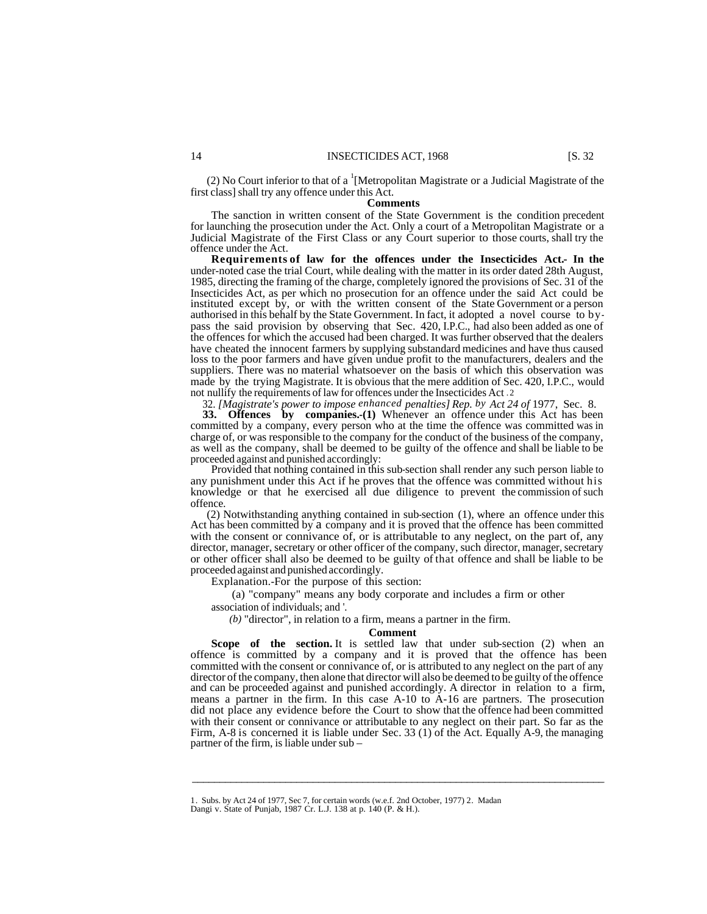(2) No Court inferior to that of a [1][Metropolitan Magistrate or a Judicial Magistrate of the first class] shall try any offence under this Act.

**Comments**

The sanction in written consent of the State Government is the condition precedent for launching the prosecution under the Act. Only a court of a Metropolitan Magistrate or a Judicial Magistrate of the First Class or any Court superior to those courts, shall try the offence under the Act.

**Requirements of law for the offences under the Insecticides Act.- In the** under-noted case the trial Court, while dealing with the matter in its order dated 28th August, 1985, directing the framing of the charge, completely ignored the provisions of Sec. 31 of the Insecticides Act, as per which no prosecution for an offence under the said Act could be instituted except by, or with the written consent of the State Government or a person authorised in this behalf by the State Government. In fact, it adopted a novel course to by-pass the said provision by observing that Sec. 420, I.P.C., had also been added as one of the offences for which the accused had been charged. It was further observed that the dealers have cheated the innocent farmers by supplying substandard medicines and have thus caused loss to the poor farmers and have given undue profit to the manufacturers, dealers and the suppliers. There was no material whatsoever on the basis of which this observation was made by the trying Magistrate. It is obvious that the mere addition of Sec. 420, I.P.C., would not nullify the requirements of law for offences under the Insecticides Act.[2]

32. *[Magistrate's power to impose enhanced penalties] Rep. by Act 24 of* 1977, Sec. 8.

**33. Offences by companies.-(1)** Whenever an offence under this Act has been committed by a company, every person who at the time the offence was committed was in charge of, or was responsible to the company for the conduct of the business of the company, as well as the company, shall be deemed to be guilty of the offence and shall be liable to be proceeded against and punished accordingly:

Provided that nothing contained in this sub-section shall render any such person liable to any punishment under this Act if he proves that the offence was committed without his knowledge or that he exercised all due diligence to prevent the commission of such offence.

(2) Notwithstanding anything contained in sub-section (1), where an offence under this Act has been committed by a company and it is proved that the offence has been committed with the consent or connivance of, or is attributable to any neglect, on the part of, any director, manager, secretary or other officer of the company, such director, manager, secretary or other officer shall also be deemed to be guilty of that offence and shall be liable to be proceeded against and punished accordingly.

Explanation.-For the purpose of this section:

(a) "company" means any body corporate and includes a firm or other association of individuals; and '.

*(b)* "director", in relation to a firm, means a partner in the firm.

**Comment**

**Scope of the section.** It is settled law that under sub-section (2) when an offence is committed by a company and it is proved that the offence has been committed with the consent or connivance of, or is attributed to any neglect on the part of any director of the company, then alone that director will also be deemed to be guilty of the offence and can be proceeded against and punished accordingly. A director in relation to a firm, means a partner in the firm. In this case A-10 to A-16 are partners. The prosecution did not place any evidence before the Court to show that the offence had been committed with their consent or connivance or attributable to any neglect on their part. So far as the Firm, A-8 is concerned it is liable under Sec. 33 (1) of the Act. Equally A-9, the managing partner of the firm, is liable under sub –

---

1. Subs. by Act 24 of 1977, Sec 7, for certain words (w.e.f. 2nd October, 1977)
2. Madan Dangi v. State of Punjab, 1987 Cr. L.J. 138 at p. 140 (P. & H.).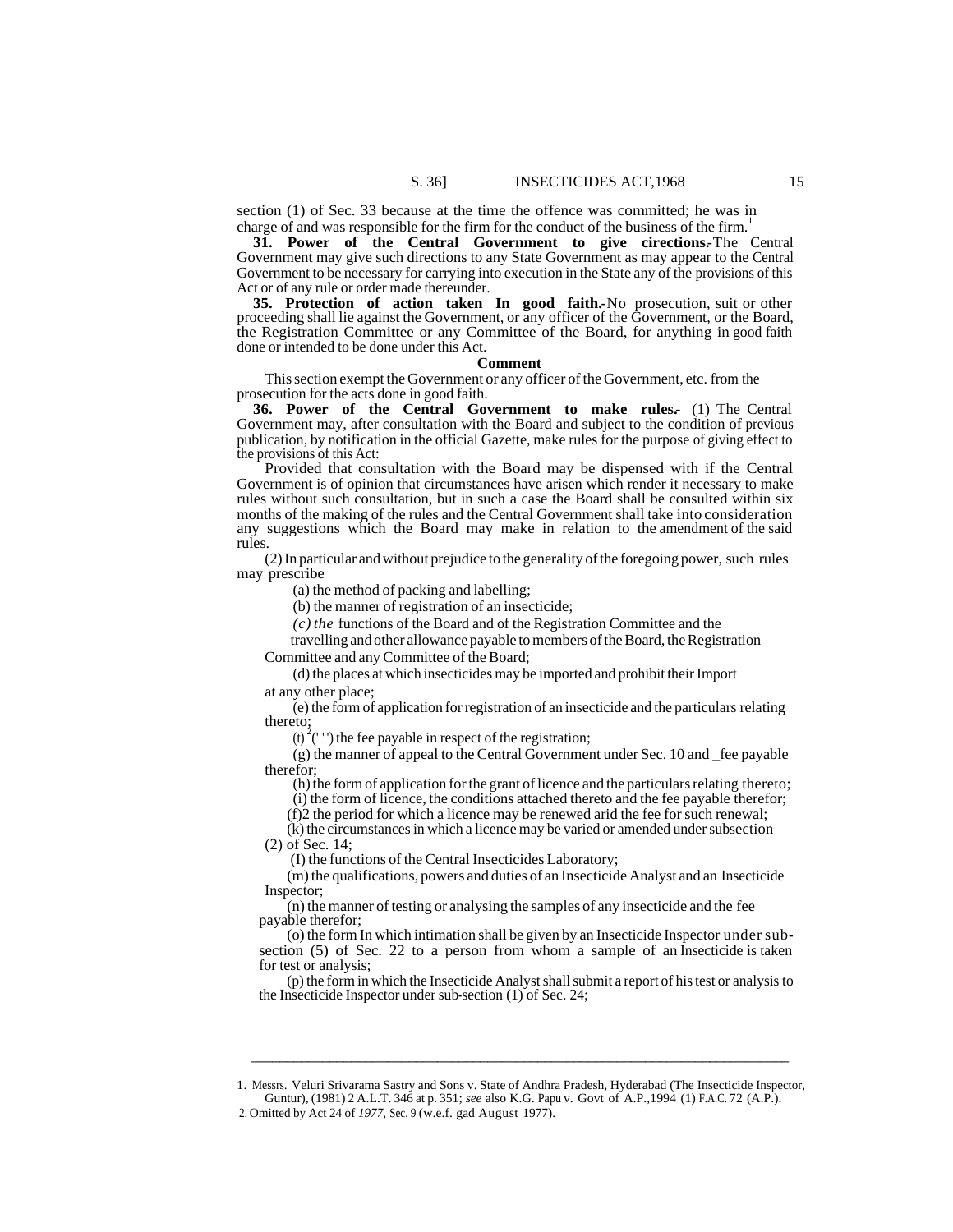section (1) of Sec. 33 because at the time the offence was committed; he was in charge of and was responsible for the firm for the conduct of the business of the firm.[1]

**31. Power of the Central Government to give cirections.-** The Central Government may give such directions to any State Government as may appear to the Central Government to be necessary for carrying into execution in the State any of the provisions of this Act or of any rule or order made thereunder.

**35. Protection of action taken In good faith.-** No prosecution, suit or other proceeding shall lie against the Government, or any officer of the Government, or the Board, the Registration Committee or any Committee of the Board, for anything in good faith done or intended to be done under this Act.

**Comment**

This section exempt the Government or any officer of the Government, etc. from the prosecution for the acts done in good faith.

**36. Power of the Central Government to make rules.-** (1) The Central Government may, after consultation with the Board and subject to the condition of previous publication, by notification in the official Gazette, make rules for the purpose of giving effect to the provisions of this Act:

Provided that consultation with the Board may be dispensed with if the Central Government is of opinion that circumstances have arisen which render it necessary to make rules without such consultation, but in such a case the Board shall be consulted within six months of the making of the rules and the Central Government shall take into consideration any suggestions which the Board may make in relation to the amendment of the said rules.

(2) In particular and without prejudice to the generality of the foregoing power, such rules may prescribe

(a) the method of packing and labelling;

(b) the manner of registration of an insecticide;

*(c) the* functions of the Board and of the Registration Committee and the travelling and other allowance payable to members of the Board, the Registration Committee and any Committee of the Board;

(d) the places at which insecticides may be imported and prohibit their Import at any other place;

(e) the form of application for registration of an insecticide and the particulars relating thereto;

(t) [2](' '') the fee payable in respect of the registration;

(g) the manner of appeal to the Central Government under Sec. 10 and _fee payable therefor;

(h) the form of application for the grant of licence and the particulars relating thereto;

(i) the form of licence, the conditions attached thereto and the fee payable therefor;

(f)2 the period for which a licence may be renewed arid the fee for such renewal;

(k) the circumstances in which a licence may be varied or amended under subsection (2) of Sec. 14;

(I) the functions of the Central Insecticides Laboratory;

(m) the qualifications, powers and duties of an Insecticide Analyst and an Insecticide Inspector;

(n) the manner of testing or analysing the samples of any insecticide and the fee payable therefor;

(o) the form In which intimation shall be given by an Insecticide Inspector under sub-section (5) of Sec. 22 to a person from whom a sample of an Insecticide is taken for test or analysis;

(p) the form in which the Insecticide Analyst shall submit a report of his test or analysis to the Insecticide Inspector under sub-section (1) of Sec. 24;

---

1. Messrs. Veluri Srivarama Sastry and Sons v. State of Andhra Pradesh, Hyderabad (The Insecticide Inspector, Guntur), (1981) 2 A.L.T. 346 at p. 351; *see* also K.G. Papu v. Govt of A.P.,1994 (1) F.A.C. 72 (A.P.).

2. Omitted by Act 24 of *1977*, Sec. 9 (w.e.f. gad August 1977).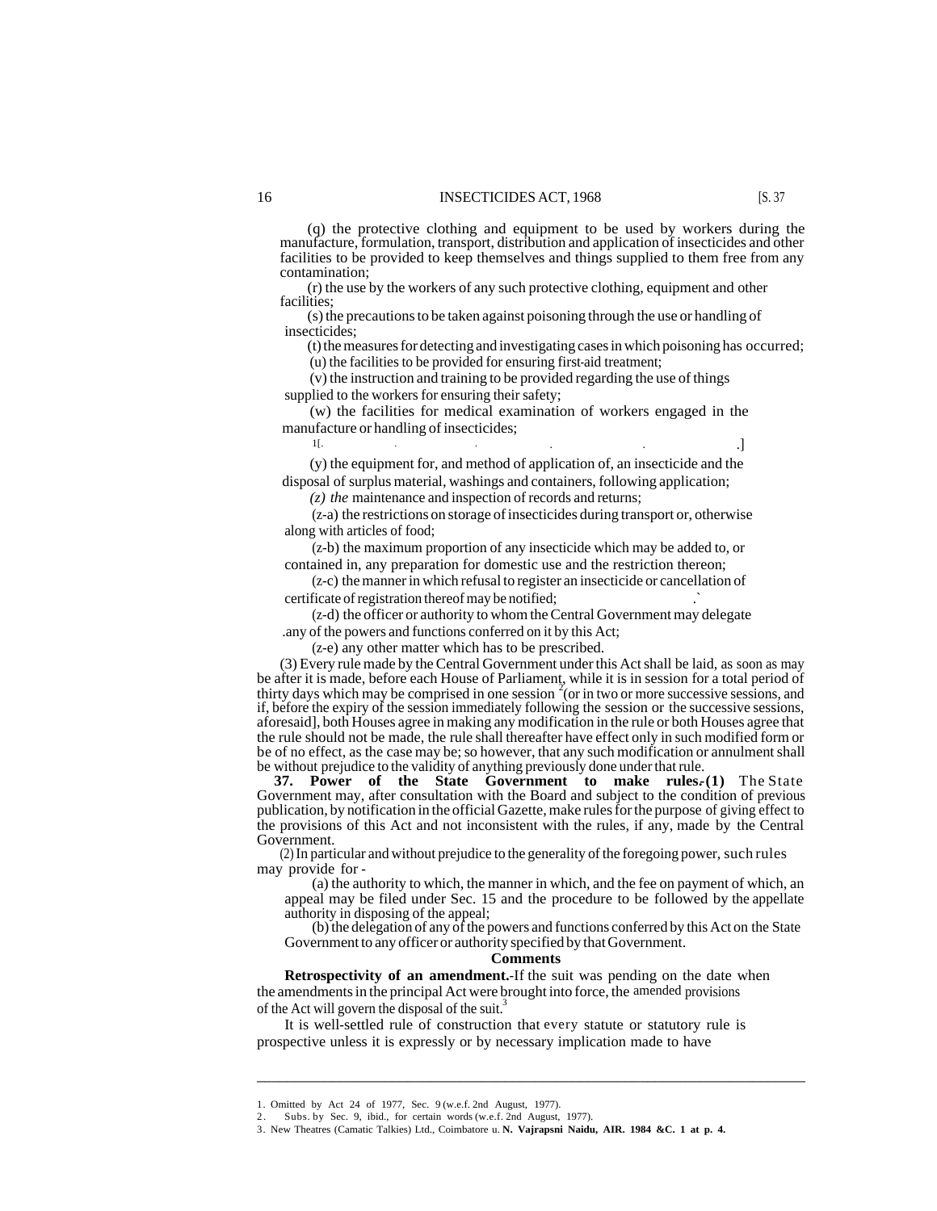(q) the protective clothing and equipment to be used by workers during the manufacture, formulation, transport, distribution and application of insecticides and other facilities to be provided to keep themselves and things supplied to them free from any contamination;

(r) the use by the workers of any such protective clothing, equipment and other facilities;

(s) the precautions to be taken against poisoning through the use or handling of insecticides;

(t) the measures for detecting and investigating cases in which poisoning has occurred;

(u) the facilities to be provided for ensuring first-aid treatment;

(v) the instruction and training to be provided regarding the use of things supplied to the workers for ensuring their safety;

(w) the facilities for medical examination of workers engaged in the manufacture or handling of insecticides;

[1][. . . . .]

(y) the equipment for, and method of application of, an insecticide and the disposal of surplus material, washings and containers, following application;

*(z) the* maintenance and inspection of records and returns;

(z-a) the restrictions on storage of insecticides during transport or, otherwise along with articles of food;

(z-b) the maximum proportion of any insecticide which may be added to, or contained in, any preparation for domestic use and the restriction thereon;

(z-c) the manner in which refusal to register an insecticide or cancellation of certificate of registration thereof may be notified;

(z-d) the officer or authority to whom the Central Government may delegate any of the powers and functions conferred on it by this Act;

(z-e) any other matter which has to be prescribed.

(3) Every rule made by the Central Government under this Act shall be laid, as soon as may be after it is made, before each House of Parliament, while it is in session for a total period of thirty days which may be comprised in one session [2][or in two or more successive sessions, and if, before the expiry of the session immediately following the session or the successive sessions, aforesaid], both Houses agree in making any modification in the rule or both Houses agree that the rule should not be made, the rule shall thereafter have effect only in such modified form or be of no effect, as the case may be; so however, that any such modification or annulment shall be without prejudice to the validity of anything previously done under that rule.

**37. Power of the State Government to make rules.-(1)** The State Government may, after consultation with the Board and subject to the condition of previous publication, by notification in the official Gazette, make rules for the purpose of giving effect to the provisions of this Act and not inconsistent with the rules, if any, made by the Central Government.

(2) In particular and without prejudice to the generality of the foregoing power, such rules may provide for -

(a) the authority to which, the manner in which, and the fee on payment of which, an appeal may be filed under Sec. 15 and the procedure to be followed by the appellate authority in disposing of the appeal;

(b) the delegation of any of the powers and functions conferred by this Act on the State Government to any officer or authority specified by that Government.

**Comments**

**Retrospectivity of an amendment.**-If the suit was pending on the date when the amendments in the principal Act were brought into force, the amended provisions of the Act will govern the disposal of the suit.[3]

It is well-settled rule of construction that every statute or statutory rule is prospective unless it is expressly or by necessary implication made to have

---

1. Omitted by Act 24 of 1977, Sec. 9 (w.e.f. 2nd August, 1977).
2. Subs. by Sec. 9, ibid., for certain words (w.e.f. 2nd August, 1977).
3. New Theatres (Camatic Talkies) Ltd., Coimbatore u. **N. Vajrapsni Naidu, AIR. 1984 &C. 1 at p. 4.**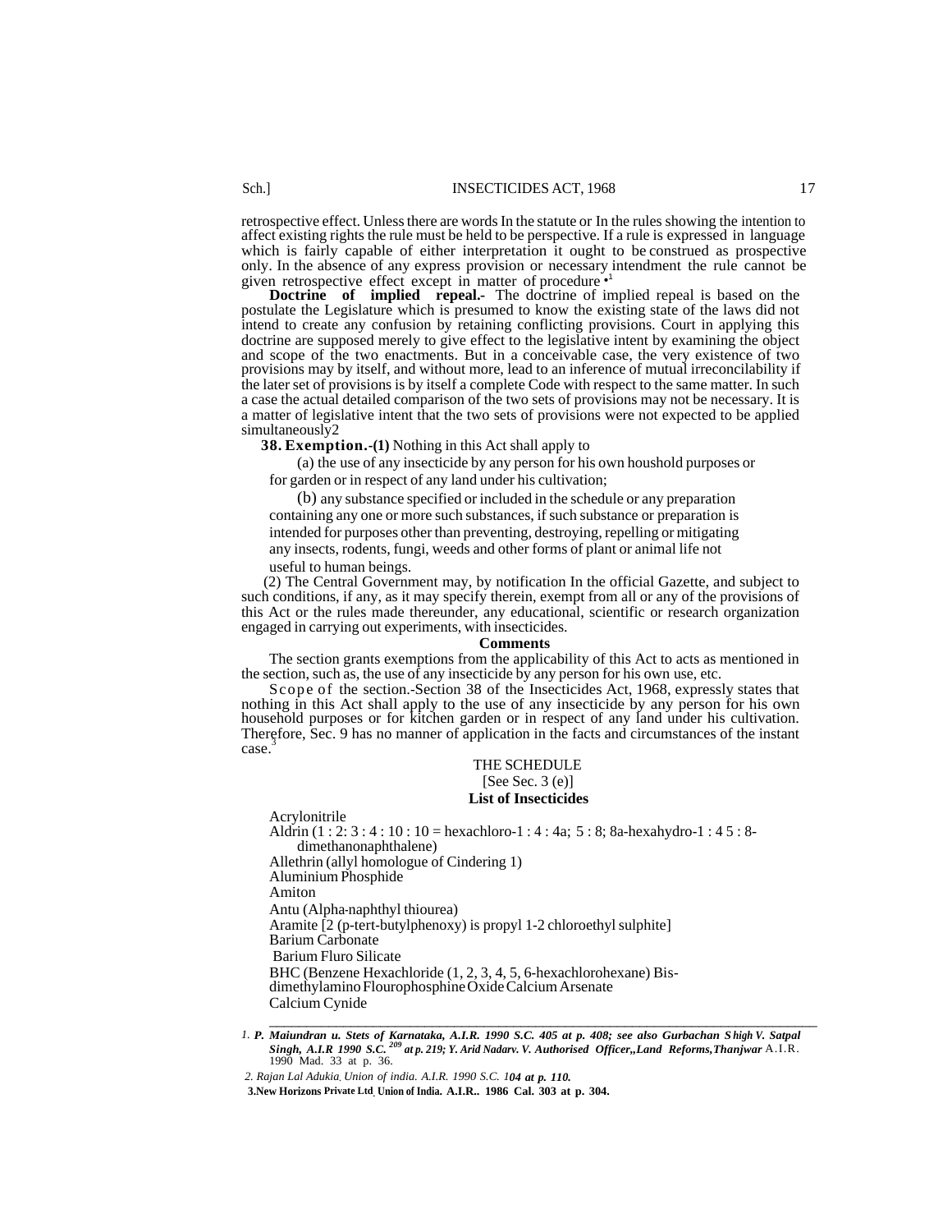retrospective effect. Unless there are words In the statute or In the rules showing the intention to affect existing rights the rule must be held to be perspective. If a rule is expressed in language which is fairly capable of either interpretation it ought to be construed as prospective only. In the absence of any express provision or necessary intendment the rule cannot be given retrospective effect except in matter of procedure •[1]

**Doctrine of implied repeal.-** The doctrine of implied repeal is based on the postulate the Legislature which is presumed to know the existing state of the laws did not intend to create any confusion by retaining conflicting provisions. Court in applying this doctrine are supposed merely to give effect to the legislative intent by examining the object and scope of the two enactments. But in a conceivable case, the very existence of two provisions may by itself, and without more, lead to an inference of mutual irreconcilability if the later set of provisions is by itself a complete Code with respect to the same matter. In such a case the actual detailed comparison of the two sets of provisions may not be necessary. It is a matter of legislative intent that the two sets of provisions were not expected to be applied simultaneously2

**38. Exemption.-(1)** Nothing in this Act shall apply to

(a) the use of any insecticide by any person for his own houshold purposes or for garden or in respect of any land under his cultivation;

(b) any substance specified or included in the schedule or any preparation containing any one or more such substances, if such substance or preparation is intended for purposes other than preventing, destroying, repelling or mitigating any insects, rodents, fungi, weeds and other forms of plant or animal life not useful to human beings.

(2) The Central Government may, by notification In the official Gazette, and subject to such conditions, if any, as it may specify therein, exempt from all or any of the provisions of this Act or the rules made thereunder, any educational, scientific or research organization engaged in carrying out experiments, with insecticides.

**Comments**

The section grants exemptions from the applicability of this Act to acts as mentioned in the section, such as, the use of any insecticide by any person for his own use, etc.

Scope of the section.-Section 38 of the Insecticides Act, 1968, expressly states that nothing in this Act shall apply to the use of any insecticide by any person for his own household purposes or for kitchen garden or in respect of any land under his cultivation. Therefore, Sec. 9 has no manner of application in the facts and circumstances of the instant case.[3]

THE SCHEDULE

[See Sec. 3 (e)]

**List of Insecticides**

Acrylonitrile

Aldrin (1 : 2: 3 : 4 : 10 : 10 = hexachloro-1 : 4 : 4a; 5 : 8; 8a-hexahydro-1 : 4 5 : 8-dimethanonaphthalene)

Allethrin (allyl homologue of Cindering 1)

Aluminium Phosphide

Amiton

Antu (Alpha-naphthyl thiourea)

Aramite [2 (p-tert-butylphenoxy) is propyl 1-2 chloroethyl sulphite]

Barium Carbonate

Barium Fluro Silicate

BHC (Benzene Hexachloride (1, 2, 3, 4, 5, 6-hexachlorohexane) Bis-dimethylamino Flourophosphine Oxide Calcium Arsenate

Calcium Cynide

---

1. ***P. Maiundran u. Stets of Karnataka, A.I.R. 1990 S.C. 405 at p. 408; see also Gurbachan S high V. Satpal Singh, A.I.R 1990 S.C. 209 at p. 219; Y. Arid Nadarv. V. Authorised Officer,,Land Reforms,Thanjwar*** A.I.R. 1990 Mad. 33 at p. 36.

2. *Rajan Lal Adukia. Union of india. A.I.R. 1990 S.C. 1**04 at p. 110.***

3. **New Horizons Private Ltd. Union of India. A.I.R.. 1986 Cal. 303 at p. 304.**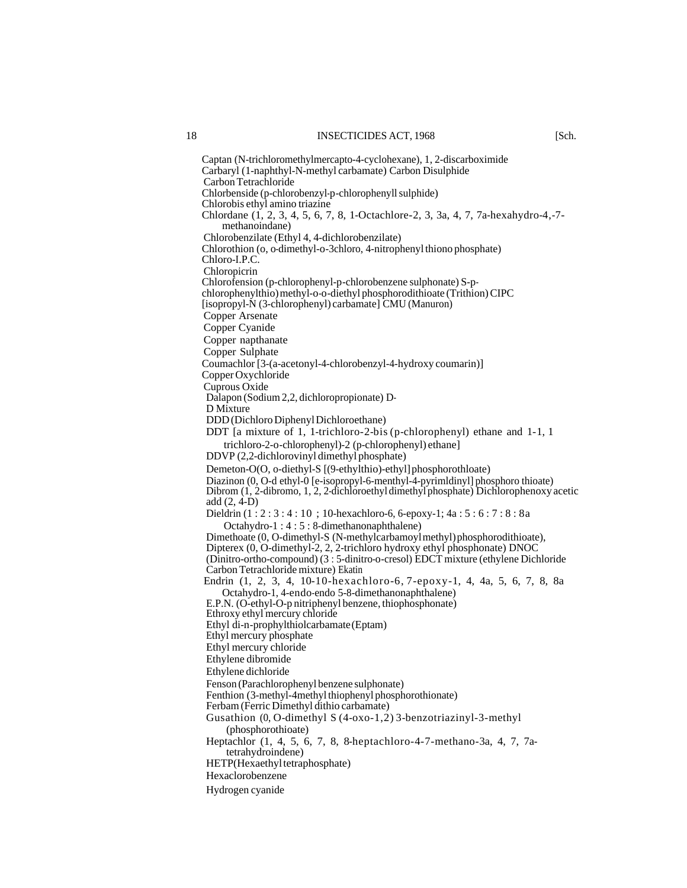Captan (N-trichloromethylmercapto-4-cyclohexane), 1, 2-discarboximide

Carbaryl (1-naphthyl-N-methyl carbamate) Carbon Disulphide

Carbon Tetrachloride

Chlorbenside (p-chlorobenzyl-p-chlorophenyll sulphide)

Chlorobis ethyl amino triazine

Chlordane (1, 2, 3, 4, 5, 6, 7, 8, 1-Octachlore-2, 3, 3a, 4, 7, 7a-hexahydro-4,-7-methanoindane)

Chlorobenzilate (Ethyl 4, 4-dichlorobenzilate)

Chlorothion (o, o-dimethyl-o-3chloro, 4-nitrophenyl thiono phosphate)

Chloro-I.P.C.

Chloropicrin

Chlorofension (p-chlorophenyl-p-chlorobenzene sulphonate) S-p-chlorophenylthio) methyl-o-o-diethyl phosphorodithioate (Trithion) CIPC [isopropyl-N (3-chlorophenyl) carbamate] CMU (Manuron)

Copper Arsenate

Copper Cyanide

Copper napthanate

Copper Sulphate

Coumachlor [3-(a-acetonyl-4-chlorobenzyl-4-hydroxy coumarin)]

Copper Oxychloride

Cuprous Oxide

Dalapon (Sodium 2,2, dichloropropionate) D-D Mixture

DDD (Dichloro Diphenyl Dichloroethane)

DDT [a mixture of 1, 1-trichloro-2-bis (p-chlorophenyl) ethane and 1-1, 1 trichloro-2-o-chlorophenyl)-2 (p-chlorophenyl) ethane]

DDVP (2,2-dichlorovinyl dimethyl phosphate)

Demeton-O(O, o-diethyl-S [(9-ethylthio)-ethyl] phosphorothloate)

Diazinon (0, O-d ethyl-0 [e-isopropyl-6-menthyl-4-pyrimldinyl] phosphoro thioate)

Dibrom (1, 2-dibromo, 1, 2, 2-dichloroethyl dimethyl phosphate) Dichlorophenoxy acetic add (2, 4-D)

Dieldrin (1 : 2 : 3 : 4 : 10 ; 10-hexachloro-6, 6-epoxy-1; 4a : 5 : 6 : 7 : 8 : 8a Octahydro-1 : 4 : 5 : 8-dimethanonaphthalene)

Dimethoate (0, O-dimethyl-S (N-methylcarbamoyl methyl) phosphorodithioate), Dipterex (0, O-dimethyl-2, 2, 2-trichloro hydroxy ethyl phosphonate) DNOC (Dinitro-ortho-compound) (3 : 5-dinitro-o-cresol) EDCT mixture (ethylene Dichloride Carbon Tetrachloride mixture) Ekatin

Endrin (1, 2, 3, 4, 10-10-hexachloro-6, 7-epoxy-1, 4, 4a, 5, 6, 7, 8, 8a Octahydro-1, 4-endo-endo 5-8-dimethanonaphthalene)

E.P.N. (O-ethyl-O-p nitriphenyl benzene, thiophosphonate)

Ethroxy ethyl mercury chloride

Ethyl di-n-prophylthiolcarbamate (Eptam)

Ethyl mercury phosphate

Ethyl mercury chloride

Ethylene dibromide

Ethylene dichloride

Fenson (Parachlorophenyl benzene sulphonate)

Fenthion (3-methyl-4methyl thiophenyl phosphorothionate)

Ferbam (Ferric Dimethyl dithio carbamate)

Gusathion (0, O-dimethyl S (4-oxo-1,2) 3-benzotriazinyl-3-methyl (phosphorothioate)

Heptachlor (1, 4, 5, 6, 7, 8, 8-heptachloro-4-7-methano-3a, 4, 7, 7a-tetrahydroindene)

HETP(Hexaethyl tetraphosphate)

Hexaclorobenzene

Hydrogen cyanide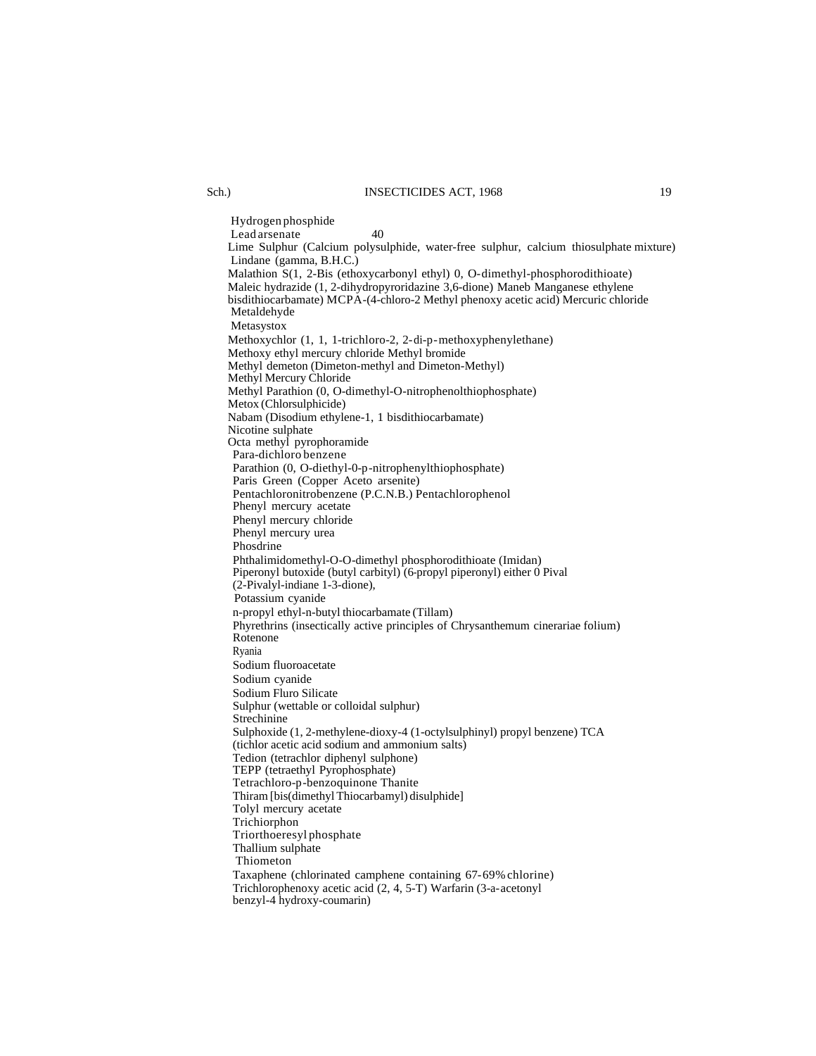Hydrogen phosphide

Lead arsenate 40

Lime Sulphur (Calcium polysulphide, water-free sulphur, calcium thiosulphate mixture)

Lindane (gamma, B.H.C.)

Malathion S(1, 2-Bis (ethoxycarbonyl ethyl) 0, O-dimethyl-phosphorodithioate)

Maleic hydrazide (1, 2-dihydropyroridazine 3,6-dione) Maneb Manganese ethylene bisdithiocarbamate) MCPA-(4-chloro-2 Methyl phenoxy acetic acid) Mercuric chloride

Metaldehyde

Metasystox

Methoxychlor (1, 1, 1-trichloro-2, 2-di-p-methoxyphenylethane)

Methoxy ethyl mercury chloride Methyl bromide

Methyl demeton (Dimeton-methyl and Dimeton-Methyl)

Methyl Mercury Chloride

Methyl Parathion (0, O-dimethyl-O-nitrophenolthiophosphate)

Metox (Chlorsulphicide)

Nabam (Disodium ethylene-1, 1 bisdithiocarbamate)

Nicotine sulphate

Octa methyl pyrophoramide

Para-dichloro benzene

Parathion (0, O-diethyl-0-p-nitrophenylthiophosphate)

Paris Green (Copper Aceto arsenite)

Pentachloronitrobenzene (P.C.N.B.) Pentachlorophenol

Phenyl mercury acetate

Phenyl mercury chloride

Phenyl mercury urea

Phosdrine

Phthalimidomethyl-O-O-dimethyl phosphorodithioate (Imidan)

Piperonyl butoxide (butyl carbityl) (6-propyl piperonyl) either 0 Pival (2-Pivalyl-indiane 1-3-dione),

Potassium cyanide

n-propyl ethyl-n-butyl thiocarbamate (Tillam)

Phyrethrins (insectically active principles of Chrysanthemum cinerariae folium)

Rotenone

Ryania

Sodium fluoroacetate

Sodium cyanide

Sodium Fluro Silicate

Sulphur (wettable or colloidal sulphur)

Strechinine

Sulphoxide (1, 2-methylene-dioxy-4 (1-octylsulphinyl) propyl benzene) TCA (tichlor acetic acid sodium and ammonium salts)

Tedion (tetrachlor diphenyl sulphone)

TEPP (tetraethyl Pyrophosphate)

Tetrachloro-p-benzoquinone Thanite

Thiram [bis(dimethyl Thiocarbamyl) disulphide]

Tolyl mercury acetate

Trichiorphon

Triorthoeresyl phosphate

Thallium sulphate

Thiometon

Taxaphene (chlorinated camphene containing 67-69% chlorine)

Trichlorophenoxy acetic acid (2, 4, 5-T) Warfarin (3-a-acetonyl benzyl-4 hydroxy-coumarin)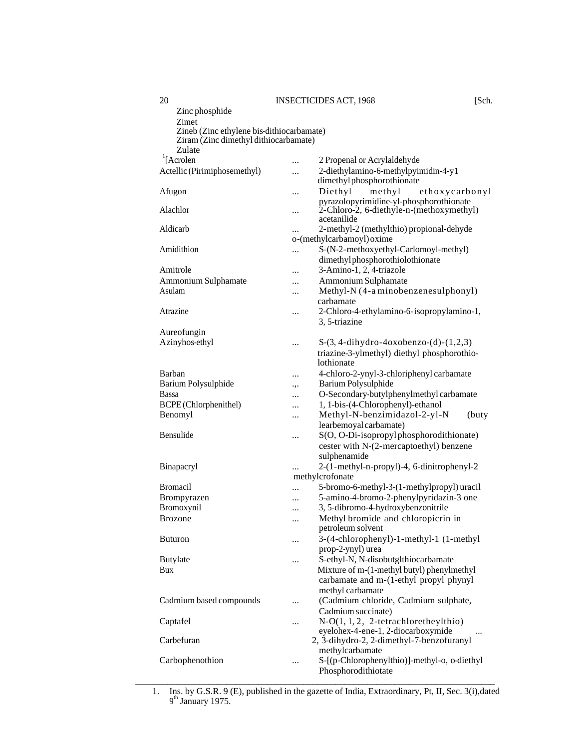Zinc phosphide

Zimet

Zineb (Zinc ethylene bis-dithiocarbamate)

Ziram (Zinc dimethyl dithiocarbamate)

Zulate

| | | |
|---|---|---|
| [1][Acrolen | ... | 2 Propenal or Acrylaldehyde |
| Actellic (Pirimiphosemethyl) | ... | 2-diethylamino-6-methylpyimidin-4-y1 dimethyl phosphorothionate |
| Afugon | ... | Diethyl methyl ethoxycarbonyl pyrazolopyrimidine-yl-phosphorothionate |
| Alachlor | ... | 2-Chloro-2, 6-diethyle-n-(methoxymethyl) acetanilide |
| Aldicarb | ... | 2-methyl-2 (methylthio) propional-dehyde o-(methylcarbamoyl) oxime |
| Amidithion | ... | S-(N-2-methoxyethyl-Carlomoyl-methyl) dimethyl phosphorothiolothionate |
| Amitrole | ... | 3-Amino-1, 2, 4-triazole |
| Ammonium Sulphamate | ... | Ammonium Sulphamate |
| Asulam | ... | Methyl-N (4-a minobenzenesulphonyl) carbamate |
| Atrazine | ... | 2-Chloro-4-ethylamino-6-isopropylamino-1, 3, 5-triazine |
| Aureofungin | | |
| Azinyhos-ethyl | ... | S-(3, 4-dihydro-4oxobenzo-(d)-(1,2,3) triazine-3-ylmethyl) diethyl phosphorothio-lothionate |
| Barban | ... | 4-chloro-2-ynyl-3-chloriphenyl carbamate |
| Barium Polysulphide | .,. | Barium Polysulphide |
| Bassa | ... | O-Secondary-butylphenylmethyl carbamate |
| BCPE (Chlorphenithel) | ... | 1, 1-bis-(4-Chlorophenyl)-ethanol |
| Benomyl | ... | Methyl-N-benzimidazol-2-yl-N (buty learbemoyal carbamate) |
| Bensulide | ... | S(O, O-Di-isopropyl phosphorodithionate) cester with N-(2-mercaptoethyl) benzene sulphenamide |
| Binapacryl | ... | 2-(1-methyl-n-propyl)-4, 6-dinitrophenyl-2 methylcrofonate |
| Bromacil | ... | 5-bromo-6-methyl-3-(1-methylpropyl) uracil |
| Brompyrazen | ... | 5-amino-4-bromo-2-phenylpyridazin-3 one |
| Bromoxynil | ... | 3, 5-dibromo-4-hydroxybenzonitrile |
| Brozone | ... | Methyl bromide and chloropicrin in petroleum solvent |
| Buturon | ... | 3-(4-chlorophenyl)-1-methyl-1 (1-methyl prop-2-ynyl) urea |
| Butylate | ... | S-ethyl-N, N-disobutglthiocarbamate |
| Bux | | Mixture of m-(1-methyl butyl) phenylmethyl carbamate and m-(1-ethyl propyl phynyl methyl carbamate |
| Cadmium based compounds | ... | (Cadmium chloride, Cadmium sulphate, Cadmium succinate) |
| Captafel | ... | N-O(1, 1, 2, 2-tetrachloretheylthio) eyelohex-4-ene-1, 2-diocarboxymide ... |
| Carbefuran | | 2, 3-dihydro-2, 2-dimethyl-7-benzofuranyl methylcarbamate |
| Carbophenothion | ... | S-[(p-Chlorophenylthio)]-methyl-o, o-diethyl Phosphorodithiotate |

---

1. Ins. by G.S.R. 9 (E), published in the gazette of India, Extraordinary, Pt, II, Sec. 3(i),dated 9th January 1975.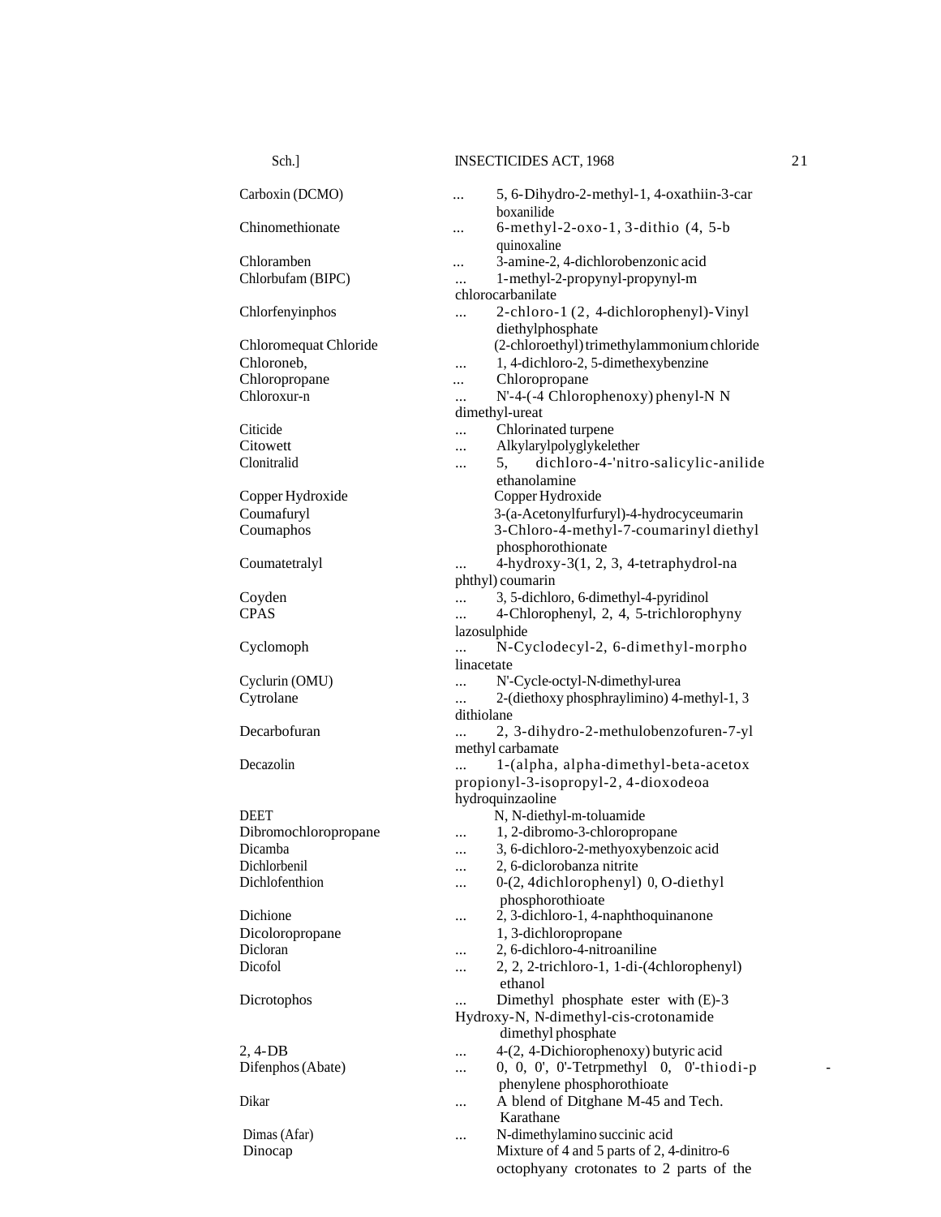| | |
|---|---|
| Carboxin (DCMO) | ... 5, 6-Dihydro-2-methyl-1, 4-oxathiin-3-car boxanilide |
| Chinomethionate | ... 6-methyl-2-oxo-1, 3-dithio (4, 5-b quinoxaline |
| Chloramben | ... 3-amine-2, 4-dichlorobenzonic acid |
| Chlorbufam (BIPC) | ... 1-methyl-2-propynyl-propynyl-m chlorocarbanilate |
| Chlorfenyinphos | ... 2-chloro-1 (2, 4-dichlorophenyl)-Vinyl diethylphosphate |
| Chloromequat Chloride | (2-chloroethyl) trimethylammonium chloride |
| Chloroneb, | ... 1, 4-dichloro-2, 5-dimethexybenzine |
| Chloropropane | ... Chloropropane |
| Chloroxur-n | ... N'-4-(-4 Chlorophenoxy) phenyl-N N dimethyl-ureat |
| Citicide | ... Chlorinated turpene |
| Citowett | ... Alkylarylpolyglykelether |
| Clonitralid | ... 5, dichloro-4-'nitro-salicylic-anilide ethanolamine |
| Copper Hydroxide | Copper Hydroxide |
| Coumafuryl | 3-(a-Acetonylfurfuryl)-4-hydrocyceumarin |
| Coumaphos | 3-Chloro-4-methyl-7-coumarinyl diethyl phosphorothionate |
| Coumatetralyl | ... 4-hydroxy-3(1, 2, 3, 4-tetraphydrol-na phthyl) coumarin |
| Coyden | ... 3, 5-dichloro, 6-dimethyl-4-pyridinol |
| CPAS | ... 4-Chlorophenyl, 2, 4, 5-trichlorophyny lazosulphide |
| Cyclomoph | ... N-Cyclodecyl-2, 6-dimethyl-morpho linacetate |
| Cyclurin (OMU) | ... N'-Cycle-octyl-N-dimethyl-urea |
| Cytrolane | ... 2-(diethoxy phosphraylimino) 4-methyl-1, 3 dithiolane |
| Decarbofuran | ... 2, 3-dihydro-2-methulobenzofuren-7-yl methyl carbamate |
| Decazolin | ... 1-(alpha, alpha-dimethyl-beta-acetox propionyl-3-isopropyl-2, 4-dioxodeoa hydroquinzaoline |
| DEET | N, N-diethyl-m-toluamide |
| Dibromochloropropane | ... 1, 2-dibromo-3-chloropropane |
| Dicamba | ... 3, 6-dichloro-2-methyoxybenzoic acid |
| Dichlorbenil | ... 2, 6-diclorobanza nitrite |
| Dichlofenthion | ... 0-(2, 4dichlorophenyl) 0, O-diethyl phosphorothioate |
| Dichione | ... 2, 3-dichloro-1, 4-naphthoquinanone |
| Dicoloropropane | 1, 3-dichloropropane |
| Dicloran | ... 2, 6-dichloro-4-nitroaniline |
| Dicofol | ... 2, 2, 2-trichloro-1, 1-di-(4chlorophenyl) ethanol |
| Dicrotophos | ... Dimethyl phosphate ester with (E)-3 Hydroxy-N, N-dimethyl-cis-crotonamide dimethyl phosphate |
| 2, 4-DB | ... 4-(2, 4-Dichiorophenoxy) butyric acid |
| Difenphos (Abate) | ... 0, 0, 0', 0'-Tetrpmethyl 0, 0'-thiodi-p phenylene phosphorothioate |
| Dikar | ... A blend of Ditghane M-45 and Tech. Karathane |
| Dimas (Afar) | ... N-dimethylamino succinic acid |
| Dinocap | Mixture of 4 and 5 parts of 2, 4-dinitro-6 octophyany crotonates to 2 parts of the |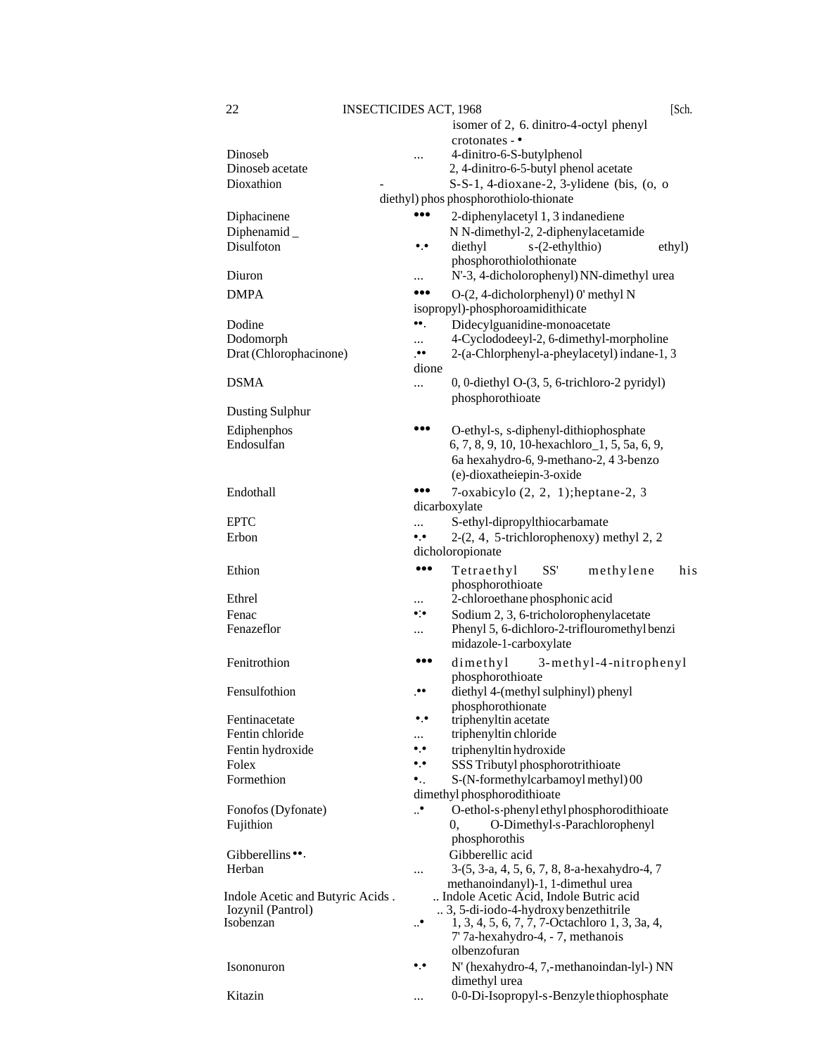| | | |
|---|---|---|
| | | isomer of 2, 6. dinitro-4-octyl phenyl crotonates - • |
| Dinoseb | ... | 4-dinitro-6-S-butylphenol |
| Dinoseb acetate | | 2, 4-dinitro-6-5-butyl phenol acetate |
| Dioxathion | - | S-S-1, 4-dioxane-2, 3-ylidene (bis, (o, o diethyl) phos phosphorothiolo-thionate |
| Diphacinene | ••• | 2-diphenylacetyl 1, 3 indanediene |
| Diphenamid _ | | N N-dimethyl-2, 2-diphenylacetamide |
| Disulfoton | •.• | diethyl s-(2-ethylthio) ethyl) phosphorothiolothionate |
| Diuron | ... | N'-3, 4-dicholorophenyl) NN-dimethyl urea |
| DMPA | ••• | O-(2, 4-dicholorphenyl) 0' methyl N isopropyl)-phosphoroamidithicate |
| Dodine | ••. | Didecylguanidine-monoacetate |
| Dodomorph | ... | 4-Cyclododeeyl-2, 6-dimethyl-morpholine |
| Drat (Chlorophacinone) | .•• | 2-(a-Chlorphenyl-a-pheylacetyl) indane-1, 3 dione |
| DSMA | ... | 0, 0-diethyl O-(3, 5, 6-trichloro-2 pyridyl) phosphorothioate |
| Dusting Sulphur | | |
| Ediphenphos | ••• | O-ethyl-s, s-diphenyl-dithiophosphate |
| Endosulfan | | 6, 7, 8, 9, 10, 10-hexachloro_1, 5, 5a, 6, 9, 6a hexahydro-6, 9-methano-2, 4 3-benzo (e)-dioxatheiepin-3-oxide |
| Endothall | ••• | 7-oxabicylo (2, 2, 1);heptane-2, 3 dicarboxylate |
| EPTC | ... | S-ethyl-dipropylthiocarbamate |
| Erbon | •.• | 2-(2, 4, 5-trichlorophenoxy) methyl 2, 2 dicholoropionate |
| Ethion | ••• | Tetraethyl SS' methylene his phosphorothioate |
| Ethrel | ... | 2-chloroethane phosphonic acid |
| Fenac | •:• | Sodium 2, 3, 6-tricholorophenylacetate |
| Fenazeflor | ... | Phenyl 5, 6-dichloro-2-triflouromethyl benzi midazole-1-carboxylate |
| Fenitrothion | ••• | dimethyl 3-methyl-4-nitrophenyl phosphorothioate |
| Fensulfothion | .•• | diethyl 4-(methyl sulphinyl) phenyl phosphorothionate |
| Fentinacetate | •.• | triphenyltin acetate |
| Fentin chloride | ... | triphenyltin chloride |
| Fentin hydroxide | •.• | triphenyltin hydroxide |
| Folex | •.• | SSS Tributyl phosphorotrithioate |
| Formethion | •.. | S-(N-formethylcarbamoyl methyl) 00 dimethyl phosphorodithioate |
| Fonofos (Dyfonate) | ..• | O-ethol-s-phenyl ethyl phosphorodithioate |
| Fujithion | | 0, O-Dimethyl-s-Parachlorophenyl phosphorothis |
| Gibberellins ••. | | Gibberellic acid |
| Herban | ... | 3-(5, 3-a, 4, 5, 6, 7, 8, 8-a-hexahydro-4, 7 methanoindanyl)-1, 1-dimethul urea |
| Indole Acetic and Butyric Acids . | .. | Indole Acetic Acid, Indole Butric acid |
| Iozynil (Pantrol) | .. | 3, 5-di-iodo-4-hydroxy benzethitrile |
| Isobenzan | ..• | 1, 3, 4, 5, 6, 7, 7, 7-Octachloro 1, 3, 3a, 4, 7' 7a-hexahydro-4, - 7, methanois olbenzofuran |
| Isononuron | •.• | N' (hexahydro-4, 7,-methanoindan-lyl-) NN dimethyl urea |
| Kitazin | ... | 0-0-Di-Isopropyl-s-Benzyle thiophosphate |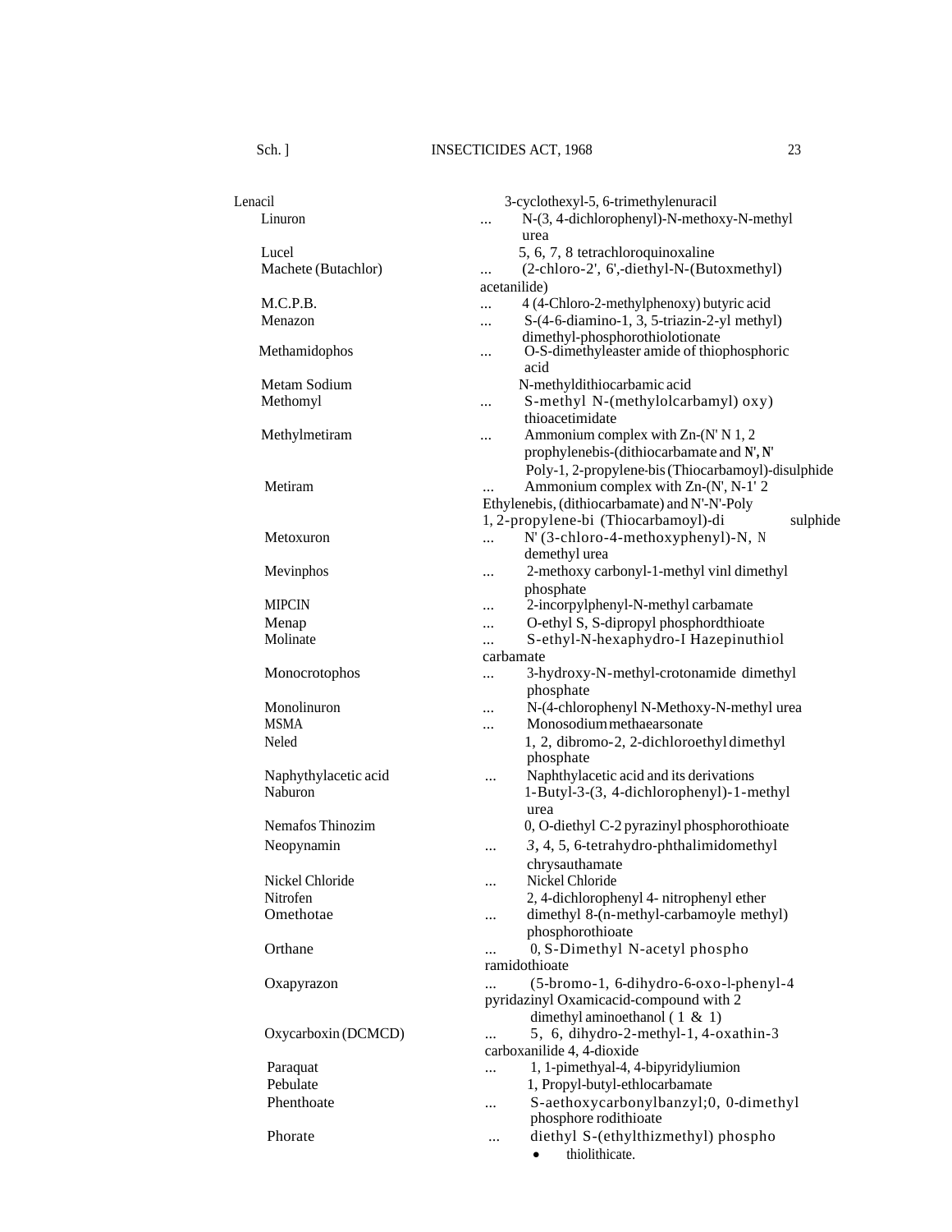| | | |
|---|---|---|
| Lenacil | | 3-cyclothexyl-5, 6-trimethylenuracil |
| Linuron | ... | N-(3, 4-dichlorophenyl)-N-methoxy-N-methyl urea |
| Lucel | | 5, 6, 7, 8 tetrachloroquinoxaline |
| Machete (Butachlor) | ... | (2-chloro-2', 6',-diethyl-N-(Butoxmethyl) acetanilide) |
| M.C.P.B. | ... | 4 (4-Chloro-2-methylphenoxy) butyric acid |
| Menazon | ... | S-(4-6-diamino-1, 3, 5-triazin-2-yl methyl) dimethyl-phosphorothiolotionate |
| Methamidophos | ... | O-S-dimethyleaster amide of thiophosphoric acid |
| Metam Sodium | | N-methyldithiocarbamic acid |
| Methomyl | ... | S-methyl N-(methylolcarbamyl) oxy) thioacetimidate |
| Methylmetiram | ... | Ammonium complex with Zn-(N' N 1, 2 prophylenebis-(dithiocarbamate and N', N' Poly-1, 2-propylene-bis (Thiocarbamoyl)-disulphide |
| Metiram | ... | Ammonium complex with Zn-(N', N-1' 2 Ethylenebis, (dithiocarbamate) and N'-N'-Poly 1, 2-propylene-bi (Thiocarbamoyl)-di sulphide |
| Metoxuron | ... | N' (3-chloro-4-methoxyphenyl)-N, N demethyl urea |
| Mevinphos | ... | 2-methoxy carbonyl-1-methyl vinl dimethyl phosphate |
| MIPCIN | ... | 2-incorpylphenyl-N-methyl carbamate |
| Menap | ... | O-ethyl S, S-dipropyl phosphordthioate |
| Molinate | ... | S-ethyl-N-hexaphydro-I Hazepinuthiol carbamate |
| Monocrotophos | ... | 3-hydroxy-N-methyl-crotonamide dimethyl phosphate |
| Monolinuron | ... | N-(4-chlorophenyl N-Methoxy-N-methyl urea |
| MSMA | ... | Monosodium methaearsonate |
| Neled | | 1, 2, dibromo-2, 2-dichloroethyl dimethyl phosphate |
| Naphythylacetic acid | ... | Naphthylacetic acid and its derivations |
| Naburon | | 1-Butyl-3-(3, 4-dichlorophenyl)-1-methyl urea |
| Nemafos Thinozim | | 0, O-diethyl C-2 pyrazinyl phosphorothioate |
| Neopynamin | ... | 3, 4, 5, 6-tetrahydro-phthalimidomethyl chrysauthamate |
| Nickel Chloride | ... | Nickel Chloride |
| Nitrofen | | 2, 4-dichlorophenyl 4- nitrophenyl ether |
| Omethotae | ... | dimethyl 8-(n-methyl-carbamoyle methyl) phosphorothioate |
| Orthane | ... | 0, S-Dimethyl N-acetyl phospho ramidothioate |
| Oxapyrazon | ... | (5-bromo-1, 6-dihydro-6-oxo-l-phenyl-4 pyridazinyl Oxamicacid-compound with 2 dimethyl aminoethanol ( 1 & 1) |
| Oxycarboxin (DCMCD) | ... | 5, 6, dihydro-2-methyl-1, 4-oxathin-3 carboxanilide 4, 4-dioxide |
| Paraquat | ... | 1, 1-pimethyal-4, 4-bipyridyliumion |
| Pebulate | | 1, Propyl-butyl-ethlocarbamate |
| Phenthoate | ... | S-aethoxycarbonylbanzyl;0, 0-dimethyl phosphore rodithioate |
| Phorate | ... | diethyl S-(ethylthizmethyl) phospho thiolithicate. |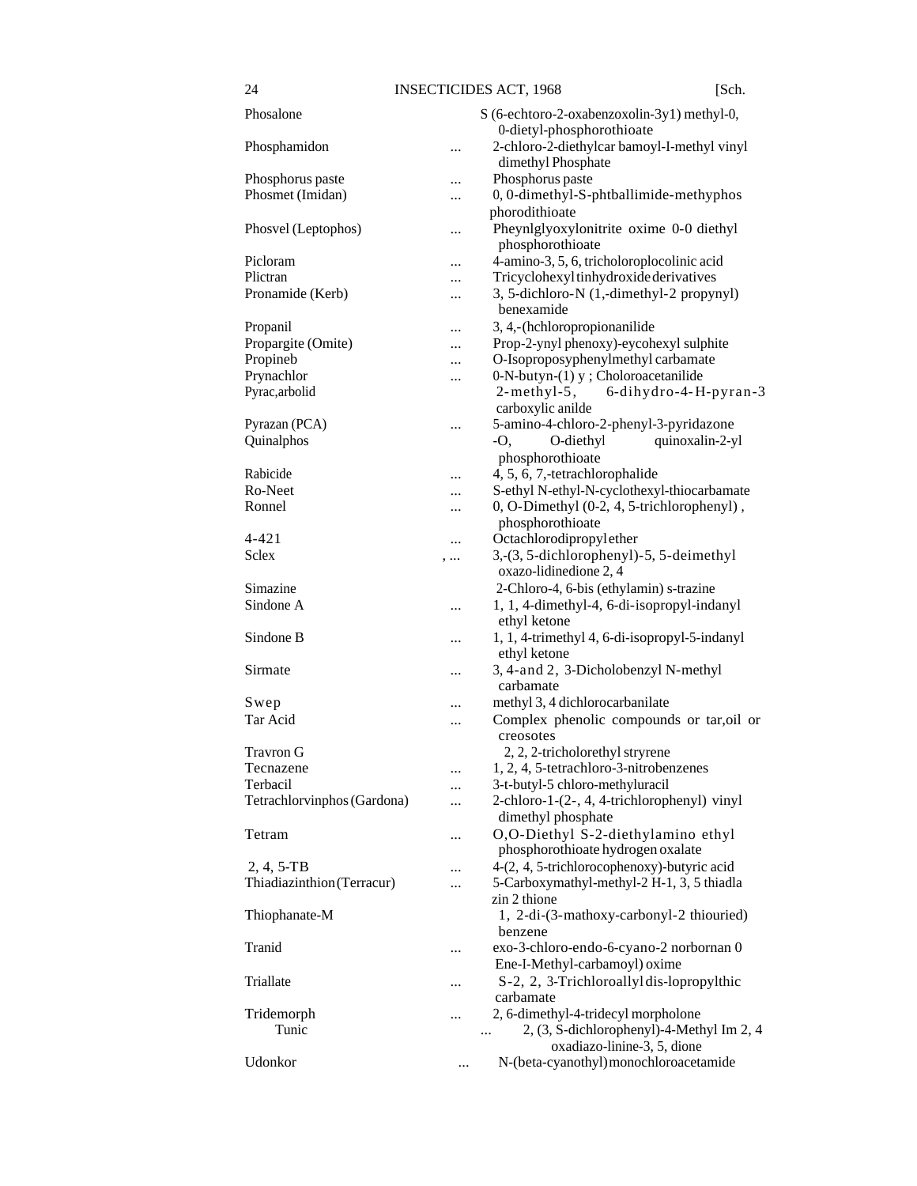| | | |
|---|---|---|
| Phosalone | | S (6-echtoro-2-oxabenzoxolin-3y1) methyl-0, 0-dietyl-phosphorothioate |
| Phosphamidon | ... | 2-chloro-2-diethylcar bamoyl-I-methyl vinyl dimethyl Phosphate |
| Phosphorus paste | ... | Phosphorus paste |
| Phosmet (Imidan) | ... | 0, 0-dimethyl-S-phtballimide-methyphos phorodithioate |
| Phosvel (Leptophos) | ... | Pheynlglyoxylonitrite oxime 0-0 diethyl phosphorothioate |
| Picloram | ... | 4-amino-3, 5, 6, tricholoroplocolinic acid |
| Plictran | ... | Tricyclohexyl tinhydroxide derivatives |
| Pronamide (Kerb) | ... | 3, 5-dichloro-N (1,-dimethyl-2 propynyl) benexamide |
| Propanil | ... | 3, 4,-(hchloropropionanilide |
| Propargite (Omite) | ... | Prop-2-ynyl phenoxy)-eycohexyl sulphite |
| Propineb | ... | O-Isoproposyphenylmethyl carbamate |
| Prynachlor | ... | 0-N-butyn-(1) y ; Choloroacetanilide |
| Pyrac,arbolid | | 2-methyl-5, 6-dihydro-4-H-pyran-3 carboxylic anilde |
| Pyrazan (PCA) | ... | 5-amino-4-chloro-2-phenyl-3-pyridazone |
| Quinalphos | | -O, O-diethyl quinoxalin-2-yl phosphorothioate |
| Rabicide | ... | 4, 5, 6, 7,-tetrachlorophalide |
| Ro-Neet | ... | S-ethyl N-ethyl-N-cyclothexyl-thiocarbamate |
| Ronnel | ... | 0, O-Dimethyl (0-2, 4, 5-trichlorophenyl) , phosphorothioate |
| 4-421 | ... | Octachlorodipropyl ether |
| Sclex | , ... | 3,-(3, 5-dichlorophenyl)-5, 5-deimethyl oxazo-lidinedione 2, 4 |
| Simazine | | 2-Chloro-4, 6-bis (ethylamin) s-trazine |
| Sindone A | ... | 1, 1, 4-dimethyl-4, 6-di-isopropyl-indanyl ethyl ketone |
| Sindone B | ... | 1, 1, 4-trimethyl 4, 6-di-isopropyl-5-indanyl ethyl ketone |
| Sirmate | ... | 3, 4-and 2, 3-Dicholobenzyl N-methyl carbamate |
| Swep | ... | methyl 3, 4 dichlorocarbanilate |
| Tar Acid | ... | Complex phenolic compounds or tar,oil or creosotes |
| Travron G | | 2, 2, 2-tricholorethyl stryrene |
| Tecnazene | ... | 1, 2, 4, 5-tetrachloro-3-nitrobenzenes |
| Terbacil | ... | 3-t-butyl-5 chloro-methyluracil |
| Tetrachlorvinphos (Gardona) | ... | 2-chloro-1-(2-, 4, 4-trichlorophenyl) vinyl dimethyl phosphate |
| Tetram | ... | O,O-Diethyl S-2-diethylamino ethyl phosphorothioate hydrogen oxalate |
| 2, 4, 5-TB | ... | 4-(2, 4, 5-trichlorocophenoxy)-butyric acid |
| Thiadiazinthion (Terracur) | ... | 5-Carboxymathyl-methyl-2 H-1, 3, 5 thiadla zin 2 thione |
| Thiophanate-M | | 1, 2-di-(3-mathoxy-carbonyl-2 thiouried) benzene |
| Tranid | ... | exo-3-chloro-endo-6-cyano-2 norbornan 0 Ene-I-Methyl-carbamoyl) oxime |
| Triallate | ... | S-2, 2, 3-Trichloroallyl dis-lopropylthic carbamate |
| Tridemorph | ... | 2, 6-dimethyl-4-tridecyl morpholone |
| Tunic | ... | 2, (3, S-dichlorophenyl)-4-Methyl Im 2, 4 oxadiazo-linine-3, 5, dione |
| Udonkor | ... | N-(beta-cyanothyl) monochloroacetamide |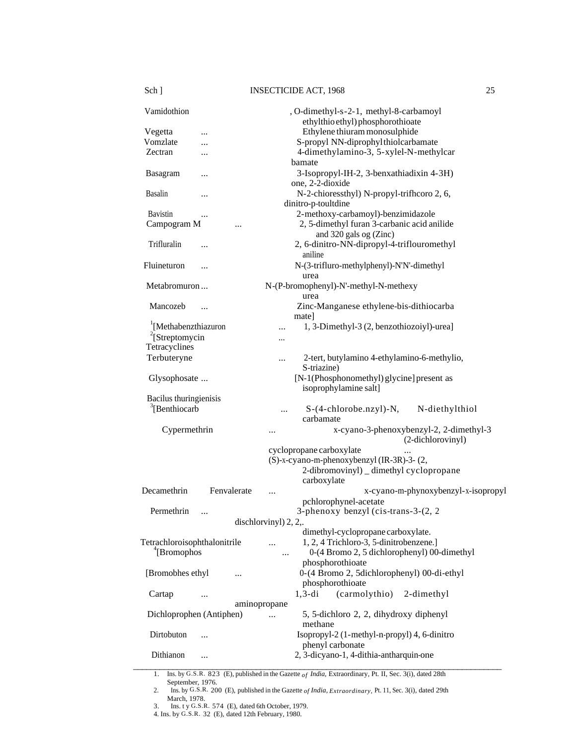| | |
|---|---|
| Vamidothion | , O-dimethyl-s-2-1, methyl-8-carbamoyl ethylthio ethyl) phosphorothioate |
| Vegetta ... | Ethylene thiuram monosulphide |
| Vomzlate ... | S-propyl NN-diprophyl thiolcarbamate |
| Zectran ... | 4-dimethylamino-3, 5-xylel-N-methylcar bamate |
| Basagram ... | 3-Isopropyl-IH-2, 3-benxathiadixin 4-3H) one, 2-2-dioxide |
| Basalin ... | N-2-chioressthyl) N-propyl-trifhcoro 2, 6, dinitro-p-toultdine |
| Bavistin ... | 2-methoxy-carbamoyl)-benzimidazole |
| Campogram M ... | 2, 5-dimethyl furan 3-carbanic acid anilide and 320 gals og (Zinc) |
| Trifluralin ... | 2, 6-dinitro-NN-dipropyl-4-triflouromethyl aniline |
| Fluineturon ... | N-(3-trifluro-methylphenyl)-N'N'-dimethyl urea |
| Metabromuron ... | N-(P-bromophenyl)-N'-methyl-N-methexy urea |
| Mancozeb ... | Zinc-Manganese ethylene-bis-dithiocarba mate] |
| [1][Methabenzthiazuron ... | 1, 3-Dimethyl-3 (2, benzothiozoiyl)-urea] |
| [2][Streptomycin ... | |
| Tetracyclines | |
| Terbuteryne ... | 2-tert, butylamino 4-ethylamino-6-methylio, S-triazine) |
| Glysophosate ... | [N-1(Phosphonomethyl) glycine] present as isoprophylamine salt] |
| Bacilus thuringienisis | |
| [3][Benthiocarb ... | S-(4-chlorobe.nzyl)-N, N-diethylthiol carbamate |
| Cypermethrin ... | x-cyano-3-phenoxybenzyl-2, 2-dimethyl-3 (2-dichlorovinyl) cyclopropane carboxylate ... |
| | (S)-x-cyano-m-phenoxybenzyl (IR-3R)-3- (2, 2-dibromovinyl) _ dimethyl cyclopropane carboxylate |
| Decamethrin Fenvalerate ... | x-cyano-m-phynoxybenzyl-x-isopropyl pchlorophynel-acetate |
| Permethrin ... | 3-phenoxy benzyl (cis-trans-3-(2, 2 dischlorvinyl) 2, 2,. dimethyl-cyclopropane carboxylate. |
| Tetrachloroisophthalonitrile ... | 1, 2, 4 Trichloro-3, 5-dinitrobenzene.] |
| [4][Bromophos ... | 0-(4 Bromo 2, 5 dichlorophenyl) 00-dimethyl phosphorothioate |
| [Bromobhes ethyl ... | 0-(4 Bromo 2, 5dichlorophenyl) 00-di-ethyl phosphorothioate |
| Cartap ... | 1,3-di (carmolythio) 2-dimethyl aminopropane |
| Dichloprophen (Antiphen) ... | 5, 5-dichloro 2, 2, dihydroxy diphenyl methane |
| Dirtobuton ... | Isopropyl-2 (1-methyl-n-propyl) 4, 6-dinitro phenyl carbonate |
| Dithianon ... | 2, 3-dicyano-1, 4-dithia-antharquin-one |

1. Ins. by G.S.R. 823 (E), published in the Gazette *of India*, Extraordinary, Pt. II, Sec. 3(i), dated 28th September, 1976.
2. Ins. by G.S.R. 200 (E), published in the Gazette *of India, Extraordinary*, Pt. 11, Sec. 3(i), dated 29th March, 1978.
3. Ins. t y G.S.R. 574 (E), dated 6th October, 1979.
4. Ins. by G.S.R. 32 (E), dated 12th February, 1980.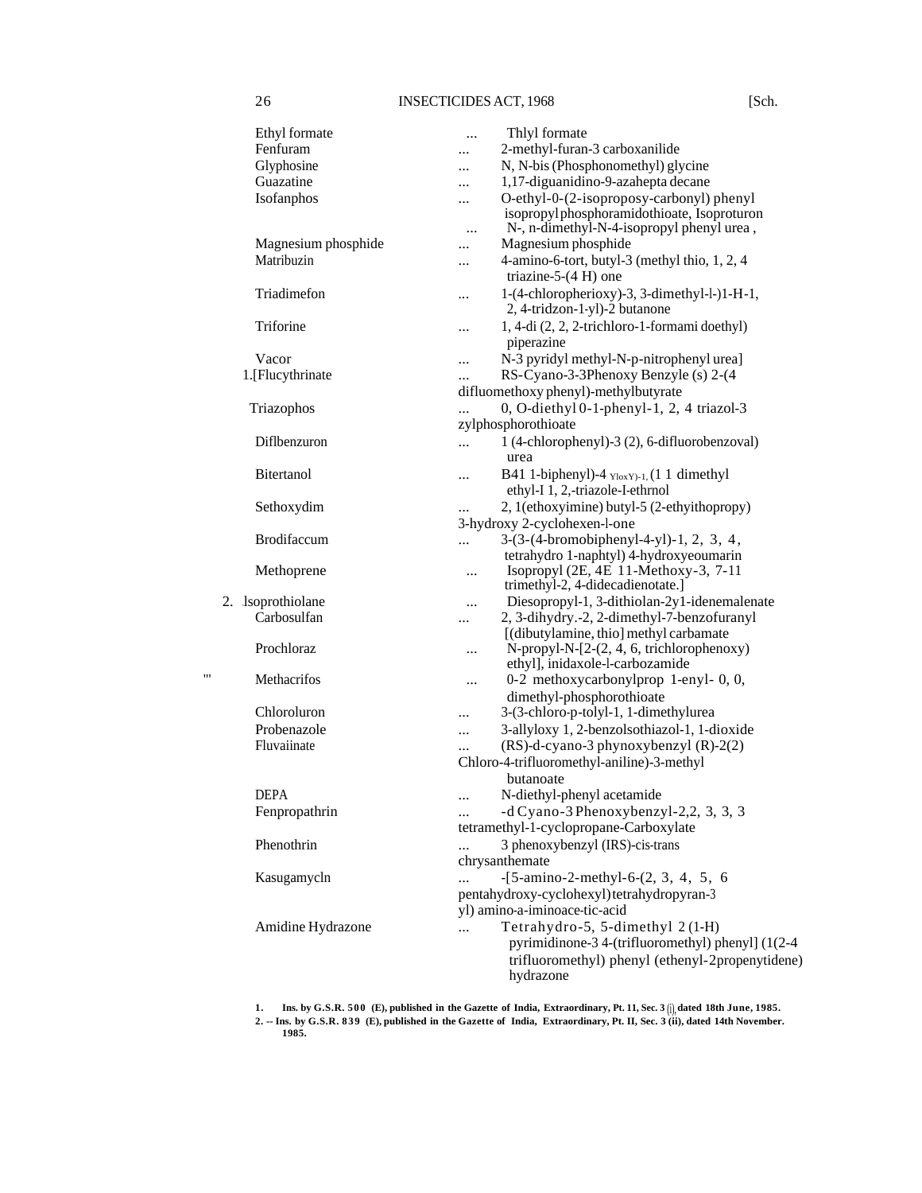| | | |
|---|---|---|
| Ethyl formate | ... | Thlyl formate |
| Fenfuram | ... | 2-methyl-furan-3 carboxanilide |
| Glyphosine | ... | N, N-bis (Phosphonomethyl) glycine |
| Guazatine | ... | 1,17-diguanidino-9-azahepta decane |
| Isofanphos | ... | O-ethyl-0-(2-isoproposy-carbonyl) phenyl isopropyl phosphoramidothioate, Isoproturon |
| | ... | N-, n-dimethyl-N-4-isopropyl phenyl urea , |
| Magnesium phosphide | ... | Magnesium phosphide |
| Matribuzin | ... | 4-amino-6-tort, butyl-3 (methyl thio, 1, 2, 4 triazine-5-(4 H) one |
| Triadimefon | ... | 1-(4-chloropherioxy)-3, 3-dimethyl-l-)1-H-1, 2, 4-tridzon-1-yl)-2 butanone |
| Triforine | ... | 1, 4-di (2, 2, 2-trichloro-1-formami doethyl) piperazine |
| Vacor | ... | N-3 pyridyl methyl-N-p-nitrophenyl urea] |
| 1.[Flucythrinate | ... | RS-Cyano-3-3Phenoxy Benzyle (s) 2-(4 difluomethoxy phenyl)-methylbutyrate |
| Triazophos | ... | 0, O-diethyl 0-1-phenyl-1, 2, 4 triazol-3 zylphosphorothioate |
| Diflbenzuron | ... | 1 (4-chlorophenyl)-3 (2), 6-difluorobenzoval) urea |
| Bitertanol | ... | B41 1-biphenyl)-4 YloxY)-1, (1 1 dimethyl ethyl-I 1, 2,-triazole-I-ethrnol |
| Sethoxydim | ... | 2, 1(ethoxyimine) butyl-5 (2-ethyithopropy) 3-hydroxy 2-cyclohexen-l-one |
| Brodifaccum | ... | 3-(3-(4-bromobiphenyl-4-yl)-1, 2, 3, 4, tetrahydro 1-naphtyl) 4-hydroxyeoumarin |
| Methoprene | ... | Isopropyl (2E, 4E 11-Methoxy-3, 7-11 trimethyl-2, 4-didecadienotate.] |
| 2. Isoprothiolane | ... | Diesopropyl-1, 3-dithiolan-2y1-idenemalenate |
| Carbosulfan | ... | 2, 3-dihydry.-2, 2-dimethyl-7-benzofuranyl [(dibutylamine, thio] methyl carbamate |
| Prochloraz | ... | N-propyl-N-[2-(2, 4, 6, trichlorophenoxy) ethyl], inidaxole-l-carbozamide |
| Methacrifos | ... | 0-2 methoxycarbonylprop 1-enyl- 0, 0, dimethyl-phosphorothioate |
| Chloroluron | ... | 3-(3-chloro-p-tolyl-1, 1-dimethylurea |
| Probenazole | ... | 3-allyloxy 1, 2-benzolsothiazol-1, 1-dioxide |
| Fluvaiinate | ... | (RS)-d-cyano-3 phynoxybenzyl (R)-2(2) Chloro-4-trifluoromethyl-aniline)-3-methyl butanoate |
| DEPA | ... | N-diethyl-phenyl acetamide |
| Fenpropathrin | ... | -d Cyano-3 Phenoxybenzyl-2,2, 3, 3, 3 tetramethyl-1-cyclopropane-Carboxylate |
| Phenothrin | ... | 3 phenoxybenzyl (IRS)-cis-trans chrysanthemate |
| Kasugamycln | ... | -[5-amino-2-methyl-6-(2, 3, 4, 5, 6 pentahydroxy-cyclohexyl) tetrahydropyran-3 yl) amino-a-iminoace-tic-acid |
| Amidine Hydrazone | ... | Tetrahydro-5, 5-dimethyl 2 (1-H) pyrimidinone-3 4-(trifluoromethyl) phenyl] (1(2-4 trifluoromethyl) phenyl (ethenyl-2propenytidene) hydrazone |

1. Ins. by G.S.R. 500 (E), published in the Gazette of India, Extraordinary, Pt. 11, Sec. 3 (i), dated 18th June, 1985.

2. -- Ins. by G.S.R. 839 (E), published in the Gazette of India, Extraordinary, Pt. II, Sec. 3 (ii), dated 14th November. 1985.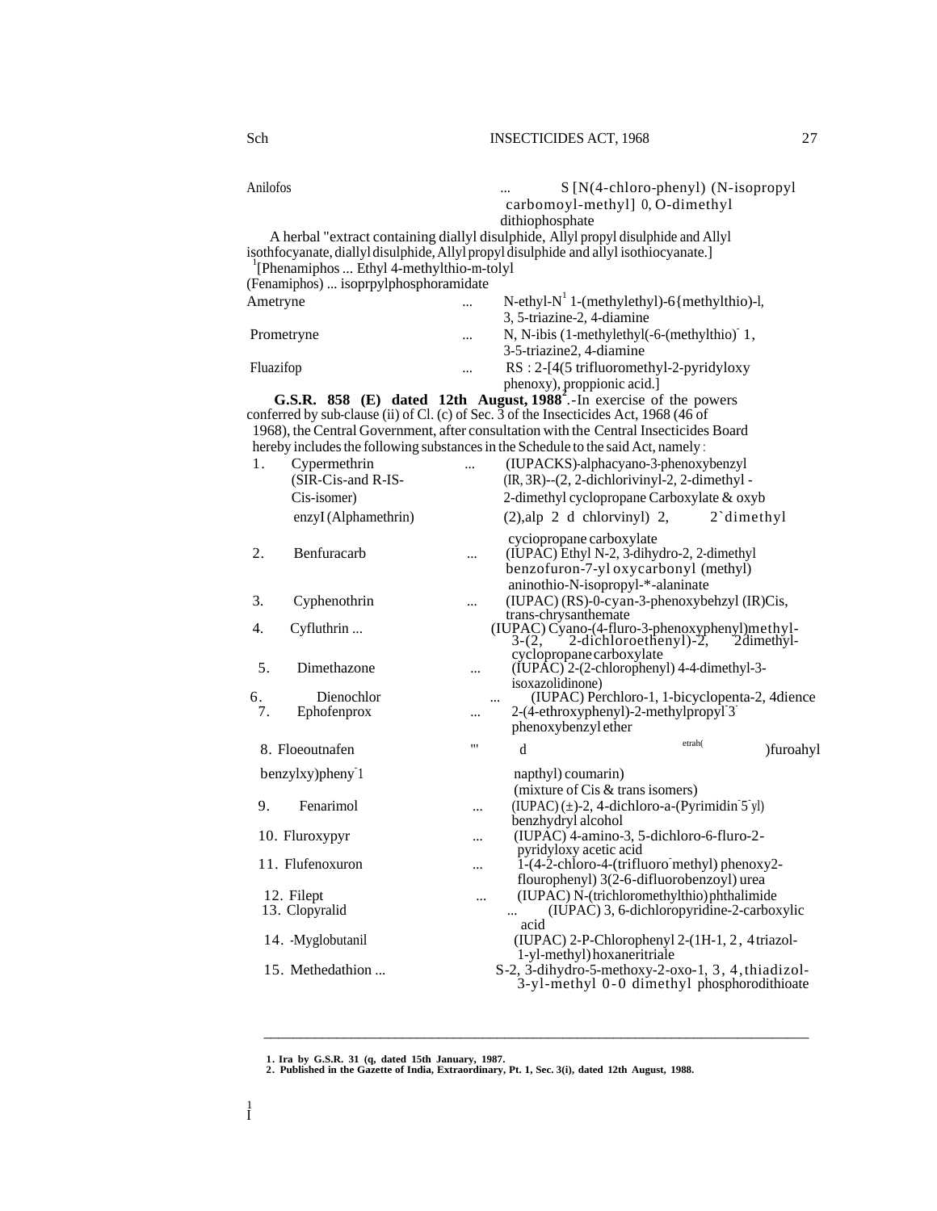| | | |
|---|---|---|
| Anilofos | ... | S [N(4-chloro-phenyl) (N-isopropyl carbomoyl-methyl] 0, O-dimethyl dithiophosphate |

A herbal "extract containing diallyl disulphide, Allyl propyl disulphide and Allyl isothfocyanate, diallyl disulphide, Allyl propyl disulphide and allyl isothiocyanate.]

[1][Phenamiphos ... Ethyl 4-methylthio-m-tolyl (Fenamiphos) ... isoprpylphosphoramidate

| | | |
|---|---|---|
| Ametryne | ... | N-ethyl-N[1] 1-(methylethyl)-6{methylthio)-l, 3, 5-triazine-2, 4-diamine |
| Prometryne | ... | N, N-ibis (1-methylethyl(-6-(methylthio)- 1, 3-5-triazine2, 4-diamine |
| Fluazifop | ... | RS : 2-[4(5 trifluoromethyl-2-pyridyloxy phenoxy), proppionic acid.] |

**G.S.R. 858 (E) dated 12th August, 1988**[2].-In exercise of the powers conferred by sub-clause (ii) of Cl. (c) of Sec. 3 of the Insecticides Act, 1968 (46 of 1968), the Central Government, after consultation with the Central Insecticides Board hereby includes the following substances in the Schedule to the said Act, namely :

| | | | |
|---|---|---|---|
| 1. | Cypermethrin (SIR-Cis-and R-IS-Cis-isomer) enzyI (Alphamethrin) | ... | (IUPACKS)-alphacyano-3-phenoxybenzyl (IR, 3R)--(2, 2-dichlorivinyl-2, 2-dimethyl - 2-dimethyl cyclopropane Carboxylate & oxyb (2),alp 2 d chlorvinyl) 2, 2`dimethyl cyciopropane carboxylate |
| 2. | Benfuracarb | ... | (IUPAC) Ethyl N-2, 3-dihydro-2, 2-dimethyl benzofuron-7-yl oxycarbonyl (methyl) aninothio-N-isopropyl-*-alaninate |
| 3. | Cyphenothrin | ... | (IUPAC) (RS)-0-cyan-3-phenoxybehzyl (IR)Cis, trans-chrysanthemate |
| 4. | Cyfluthrin ... | | (IUPAC) Cyano-(4-fluro-3-phenoxyphenyl)methyl-3-(2, 2-dichloroethenyl)-2, 2dimethyl-cyclopropane carboxylate |
| 5. | Dimethazone | ... | (IUPAC) 2-(2-chlorophenyl) 4-4-dimethyl-3-isoxazolidinone) |
| 6. | Dienochlor | ... | (IUPAC) Perchloro-1, 1-bicyclopenta-2, 4dience |
| 7. | Ephofenprox | ... | 2-(4-ethroxyphenyl)-2-methylpropyl-3-phenoxybenzyl ether |
| 8. | Floeoutnafen benzylxy)pheny-1 | ''' | d etrah( )furoahyl napthyl) coumarin) (mixture of Cis & trans isomers) |
| 9. | Fenarimol | ... | (IUPAC) (±)-2, 4-dichloro-a-(Pyrimidin-5-yl) benzhydryl alcohol |
| 10. | Fluroxypyr | ... | (IUPAC) 4-amino-3, 5-dichloro-6-fluro-2-pyridyloxy acetic acid |
| 11. | Flufenoxuron | ... | 1-(4-2-chloro-4-(trifluoro-methyl) phenoxy2-flourophenyl) 3(2-6-difluorobenzoyl) urea |
| 12. | Filept | ... | (IUPAC) N-(trichloromethylthio) phthalimide |
| 13. | Clopyralid | ... | (IUPAC) 3, 6-dichloropyridine-2-carboxylic acid |
| 14. | -Myglobutanil | | (IUPAC) 2-P-Chlorophenyl 2-(1H-1, 2, 4 triazol-1-yl-methyl) hoxaneritriale |
| 15. | Methedathion ... | | S-2, 3-dihydro-5-methoxy-2-oxo-1, 3, 4, thiadizol-3-yl-methyl 0-0 dimethyl phosphorodithioate |

---

1. Ira by G.S.R. 31 (q, dated 15th January, 1987.
2. Published in the Gazette of India, Extraordinary, Pt. 1, Sec. 3(i), dated 12th August, 1988.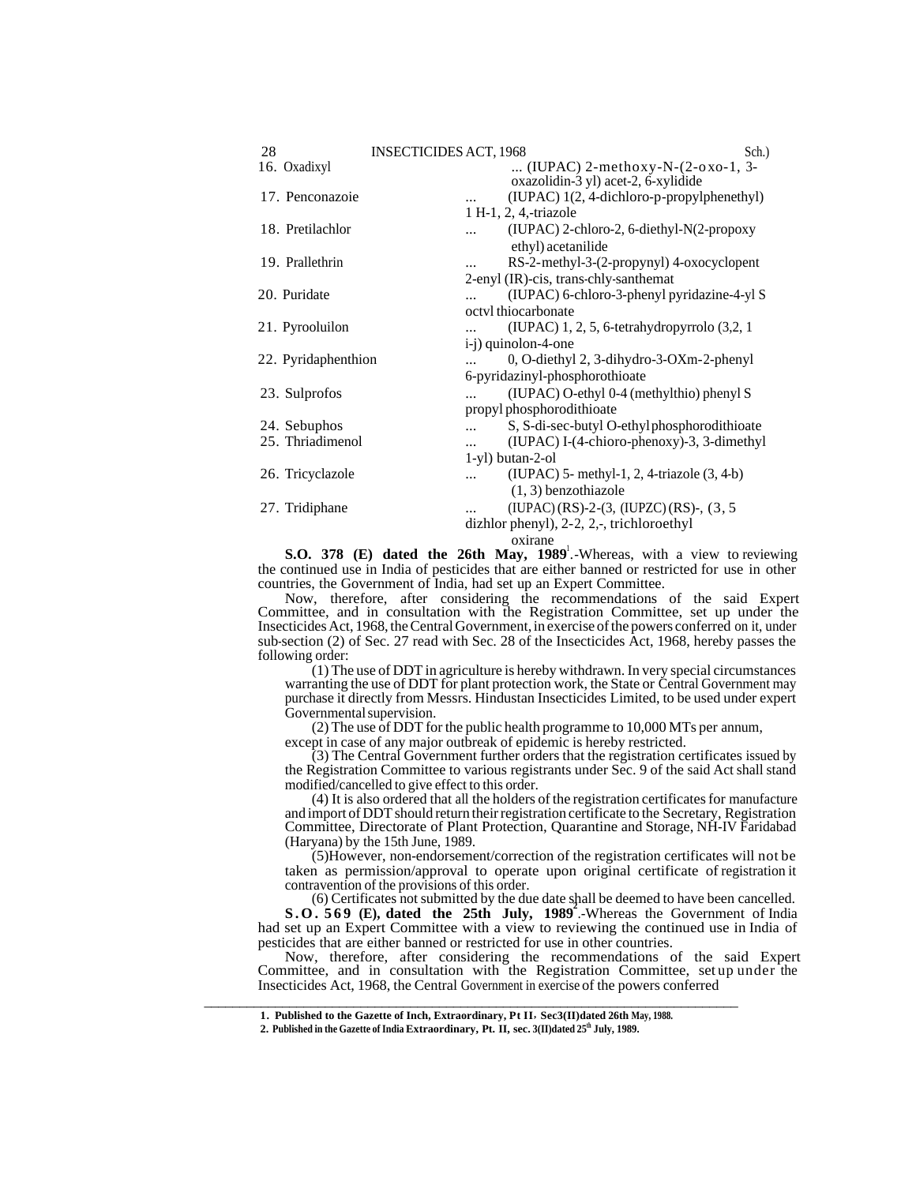16. Oxadixyl ... (IUPAC) 2-methoxy-N-(2-oxo-1, 3-oxazolidin-3 yl) acet-2, 6-xylidide

17. Penconazoie ... (IUPAC) 1(2, 4-dichloro-p-propylphenethyl) 1 H-1, 2, 4,-triazole

18. Pretilachlor ... (IUPAC) 2-chloro-2, 6-diethyl-N(2-propoxy ethyl) acetanilide

19. Prallethrin ... RS-2-methyl-3-(2-propynyl) 4-oxocyclopent 2-enyl (IR)-cis, trans-chly-santhemat

20. Puridate ... (IUPAC) 6-chloro-3-phenyl pyridazine-4-yl S octvl thiocarbonate

21. Pyrooluilon ... (IUPAC) 1, 2, 5, 6-tetrahydropyrrolo (3,2, 1 i-j) quinolon-4-one

22. Pyridaphenthion ... 0, O-diethyl 2, 3-dihydro-3-OXm-2-phenyl 6-pyridazinyl-phosphorothioate

23. Sulprofos ... (IUPAC) O-ethyl 0-4 (methylthio) phenyl S propyl phosphorodithioate

24. Sebuphos ... S, S-di-sec-butyl O-ethyl phosphorodithioate

25. Thriadimenol ... (IUPAC) I-(4-chioro-phenoxy)-3, 3-dimethyl 1-yl) butan-2-ol

26. Tricyclazole ... (IUPAC) 5- methyl-1, 2, 4-triazole (3, 4-b) (1, 3) benzothiazole

27. Tridiphane ... (IUPAC) (RS)-2-(3, (IUPZC) (RS)-, (3, 5 dizhlor phenyl), 2-2, 2,-, trichloroethyl oxirane

**S.O. 378 (E) dated the 26th May, 1989**[1].-Whereas, with a view to reviewing the continued use in India of pesticides that are either banned or restricted for use in other countries, the Government of India, had set up an Expert Committee.

Now, therefore, after considering the recommendations of the said Expert Committee, and in consultation with the Registration Committee, set up under the Insecticides Act, 1968, the Central Government, in exercise of the powers conferred on it, under sub-section (2) of Sec. 27 read with Sec. 28 of the Insecticides Act, 1968, hereby passes the following order:

(1) The use of DDT in agriculture is hereby withdrawn. In very special circumstances warranting the use of DDT for plant protection work, the State or Central Government may purchase it directly from Messrs. Hindustan Insecticides Limited, to be used under expert Governmental supervision.

(2) The use of DDT for the public health programme to 10,000 MTs per annum, except in case of any major outbreak of epidemic is hereby restricted.

(3) The Central Government further orders that the registration certificates issued by the Registration Committee to various registrants under Sec. 9 of the said Act shall stand modified/cancelled to give effect to this order.

(4) It is also ordered that all the holders of the registration certificates for manufacture and import of DDT should return their registration certificate to the Secretary, Registration Committee, Directorate of Plant Protection, Quarantine and Storage, NH-IV Faridabad (Haryana) by the 15th June, 1989.

(5) However, non-endorsement/correction of the registration certificates will not be taken as permission/approval to operate upon original certificate of registration it contravention of the provisions of this order.

(6) Certificates not submitted by the due date shall be deemed to have been cancelled.

**S.O. 569 (E), dated the 25th July, 1989**[2].-Whereas the Government of India had set up an Expert Committee with a view to reviewing the continued use in India of pesticides that are either banned or restricted for use in other countries.

Now, therefore, after considering the recommendations of the said Expert Committee, and in consultation with the Registration Committee, set up under the Insecticides Act, 1968, the Central Government in exercise of the powers conferred

---

1. **Published to the Gazette of Inch, Extraordinary, Pt II, Sec3(II)dated 26th May, 1988.**
2. **Published in the Gazette of India Extraordinary, Pt. II, sec. 3(II)dated 25th July, 1989.**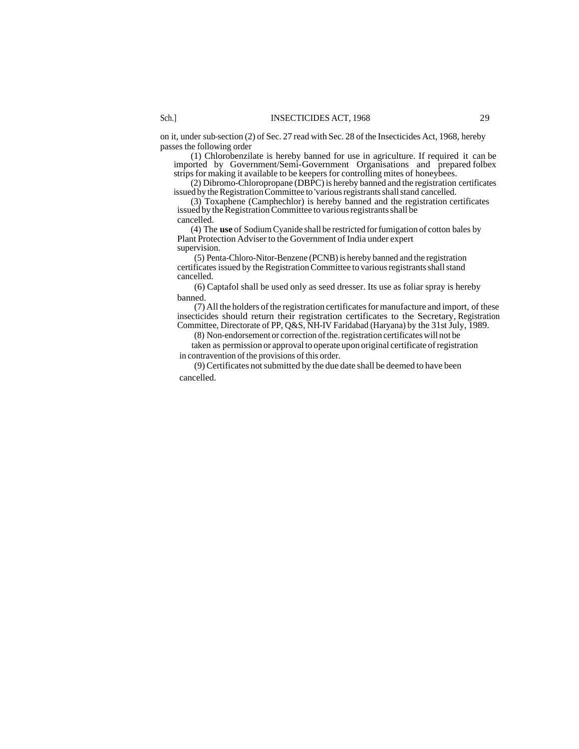on it, under sub-section (2) of Sec. 27 read with Sec. 28 of the Insecticides Act, 1968, hereby passes the following order

(1) Chlorobenzilate is hereby banned for use in agriculture. If required it can be imported by Government/Semi-Government Organisations and prepared folbex strips for making it available to be keepers for controlling mites of honeybees.

(2) Dibromo-Chloropropane (DBPC) is hereby banned and the registration certificates issued by the Registration Committee to 'various registrants shall stand cancelled.

(3) Toxaphene (Camphechlor) is hereby banned and the registration certificates issued by the Registration Committee to various registrants shall be cancelled.

(4) The **use** of Sodium Cyanide shall be restricted for fumigation of cotton bales by Plant Protection Adviser to the Government of India under expert supervision.

(5) Penta-Chloro-Nitor-Benzene (PCNB) is hereby banned and the registration certificates issued by the Registration Committee to various registrants shall stand cancelled.

(6) Captafol shall be used only as seed dresser. Its use as foliar spray is hereby banned.

(7) All the holders of the registration certificates for manufacture and import, of these insecticides should return their registration certificates to the Secretary, Registration Committee, Directorate of PP, Q&S, NH-IV Faridabad (Haryana) by the 31st July, 1989.

(8) Non-endorsement or correction of the. registration certificates will not be taken as permission or approval to operate upon original certificate of registration in contravention of the provisions of this order.

(9) Certificates not submitted by the due date shall be deemed to have been cancelled.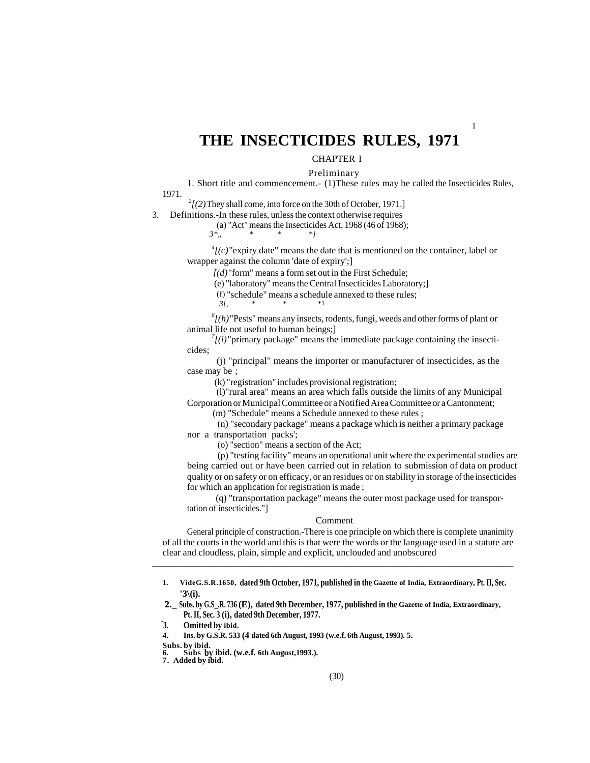# THE INSECTICIDES RULES, 1971

## CHAPTER I

### Preliminary

1. Short title and commencement.- (1)These rules may be called the Insecticides Rules, 1971.

[2][(2) They shall come, into force on the 30th of October, 1971.]

3. Definitions.-In these rules, unless the context otherwise requires

(a) "Act" means the Insecticides Act, 1968 (46 of 1968);

3*„ * * *]

[4][(c) "expiry date" means the date that is mentioned on the container, label or wrapper against the column 'date of expiry';]

[(d) "form" means a form set out in the First Schedule;

(e) "laboratory" means the Central Insecticides Laboratory;]

(f) "schedule" means a schedule annexed to these rules;

3[, * * *1

[6][(h) "Pests" means any insects, rodents, fungi, weeds and other forms of plant or animal life not useful to human beings;]

[7][(i) "primary package" means the immediate package containing the insecticides;

(j) "principal" means the importer or manufacturer of insecticides, as the case may be ;

(k) "registration" includes provisional registration;

(l) "rural area" means an area which falls outside the limits of any Municipal Corporation or Municipal Committee or a Notified Area Committee or a Cantonment;

(m) "Schedule" means a Schedule annexed to these rules ;

(n) "secondary package" means a package which is neither a primary package nor a transportation packs';

(o) "section" means a section of the Act;

(p) "testing facility" means an operational unit where the experimental studies are being carried out or have been carried out in relation to submission of data on product quality or on safety or on efficacy, or an residues or on stability in storage of the insecticides for which an application for registration is made ;

(q) "transportation package" means the outer most package used for transportation of insecticides."]

Comment

General principle of construction.-There is one principle on which there is complete unanimity of all the courts in the world and this is that were the words or the language used in a statute are clear and cloudless, plain, simple and explicit, unclouded and unobscured

---

1. VideG.S.R.1650, dated 9th October, 1971, published in the Gazette of India, Extraordinary, Pt. II, Sec. '3\(i).
2. Subs. by G.S_.R. 736 (E), dated 9th December, 1977, published in the Gazette of India, Extraordinary, Pt. II, Sec. 3 (i), dated 9th December, 1977.
3. Omitted by ibid.
4. Ins. by G.S.R. 533 (4 dated 6th August, 1993 (w.e.f. 6th August, 1993).
5. Subs. by ibid.
6. Subs by ibid. (w.e.f. 6th August,1993.).
7. Added by ibid.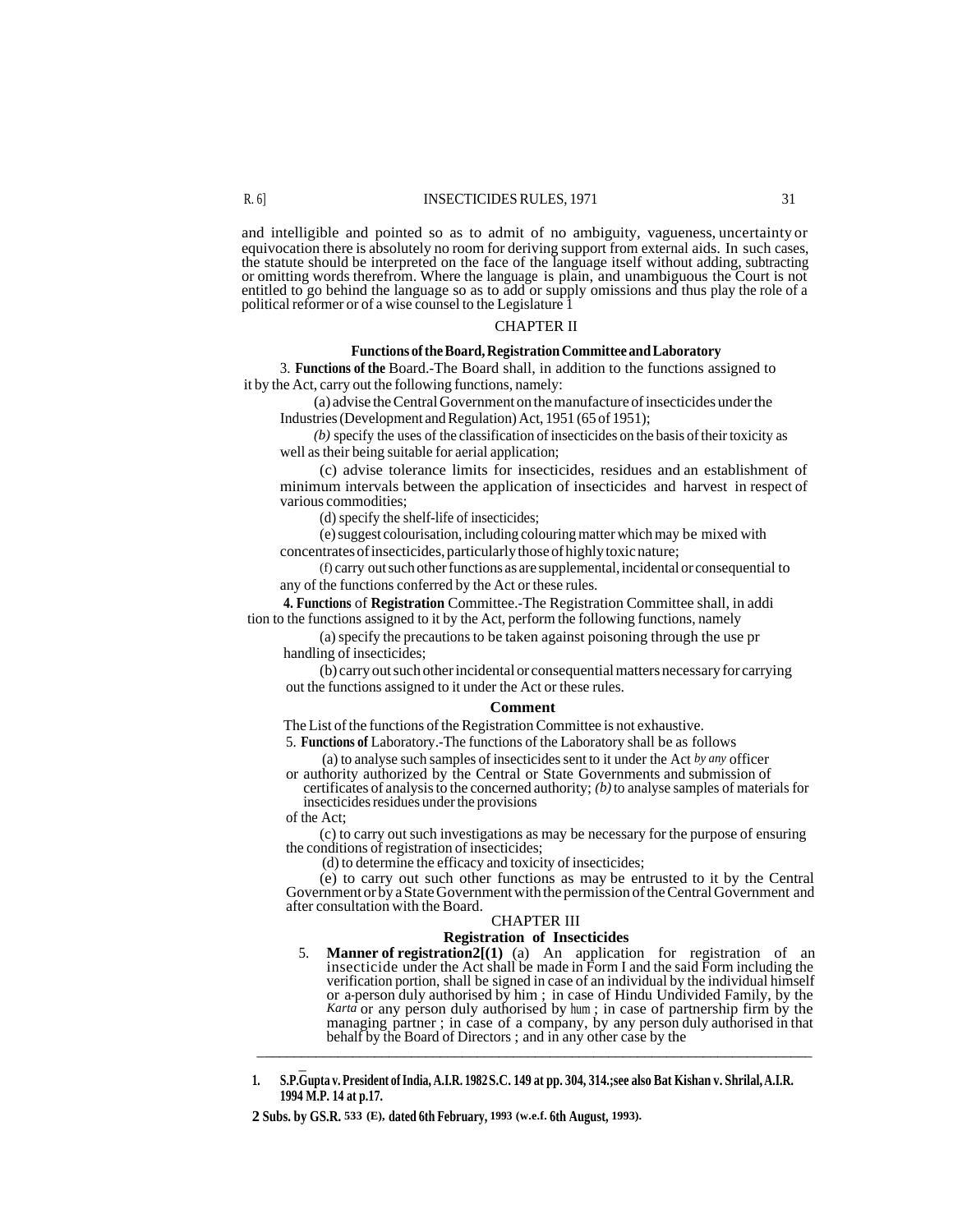and intelligible and pointed so as to admit of no ambiguity, vagueness, uncertainty or equivocation there is absolutely no room for deriving support from external aids. In such cases, the statute should be interpreted on the face of the language itself without adding, subtracting or omitting words therefrom. Where the language is plain, and unambiguous the Court is not entitled to go behind the language so as to add or supply omissions and thus play the role of a political reformer or of a wise counsel to the Legislature [1]

## CHAPTER II

### Functions of the Board, Registration Committee and Laboratory

3. **Functions of the** Board.-The Board shall, in addition to the functions assigned to it by the Act, carry out the following functions, namely:

(a) advise the Central Government on the manufacture of insecticides under the Industries (Development and Regulation) Act, 1951 (65 of 1951);

*(b)* specify the uses of the classification of insecticides on the basis of their toxicity as well as their being suitable for aerial application;

(c) advise tolerance limits for insecticides, residues and an establishment of minimum intervals between the application of insecticides and harvest in respect of various commodities;

(d) specify the shelf-life of insecticides;

(e) suggest colourisation, including colouring matter which may be mixed with concentrates of insecticides, particularly those of highly toxic nature;

(f) carry out such other functions as are supplemental, incidental or consequential to any of the functions conferred by the Act or these rules.

**4. Functions** of **Registration** Committee.-The Registration Committee shall, in addition to the functions assigned to it by the Act, perform the following functions, namely

(a) specify the precautions to be taken against poisoning through the use pr handling of insecticides;

(b) carry out such other incidental or consequential matters necessary for carrying out the functions assigned to it under the Act or these rules.

**Comment**

The List of the functions of the Registration Committee is not exhaustive.

5. **Functions of** Laboratory.-The functions of the Laboratory shall be as follows

(a) to analyse such samples of insecticides sent to it under the Act *by any* officer or authority authorized by the Central or State Governments and submission of certificates of analysis to the concerned authority; *(b)* to analyse samples of materials for insecticides residues under the provisions of the Act;

(c) to carry out such investigations as may be necessary for the purpose of ensuring the conditions of registration of insecticides;

(d) to determine the efficacy and toxicity of insecticides;

(e) to carry out such other functions as may be entrusted to it by the Central Government or by a State Government with the permission of the Central Government and after consultation with the Board.

## CHAPTER III

### Registration of Insecticides

5. **Manner of registration**[2]**[(1)** (a) An application for registration of an insecticide under the Act shall be made in Form I and the said Form including the verification portion, shall be signed in case of an individual by the individual himself or a-person duly authorised by him ; in case of Hindu Undivided Family, by the *Karta* or any person duly authorised by hum ; in case of partnership firm by the managing partner ; in case of a company, by any person duly authorised in that behalf by the Board of Directors ; and in any other case by the

---

1. **S.P.Gupta v. President of India, A.I.R. 1982 S.C. 149 at pp. 304, 314.;see also Bat Kishan v. Shrilal, A.I.R. 1994 M.P. 14 at p.17.**

2 **Subs. by GS.R. 533 (E), dated 6th February, 1993 (w.e.f. 6th August, 1993).**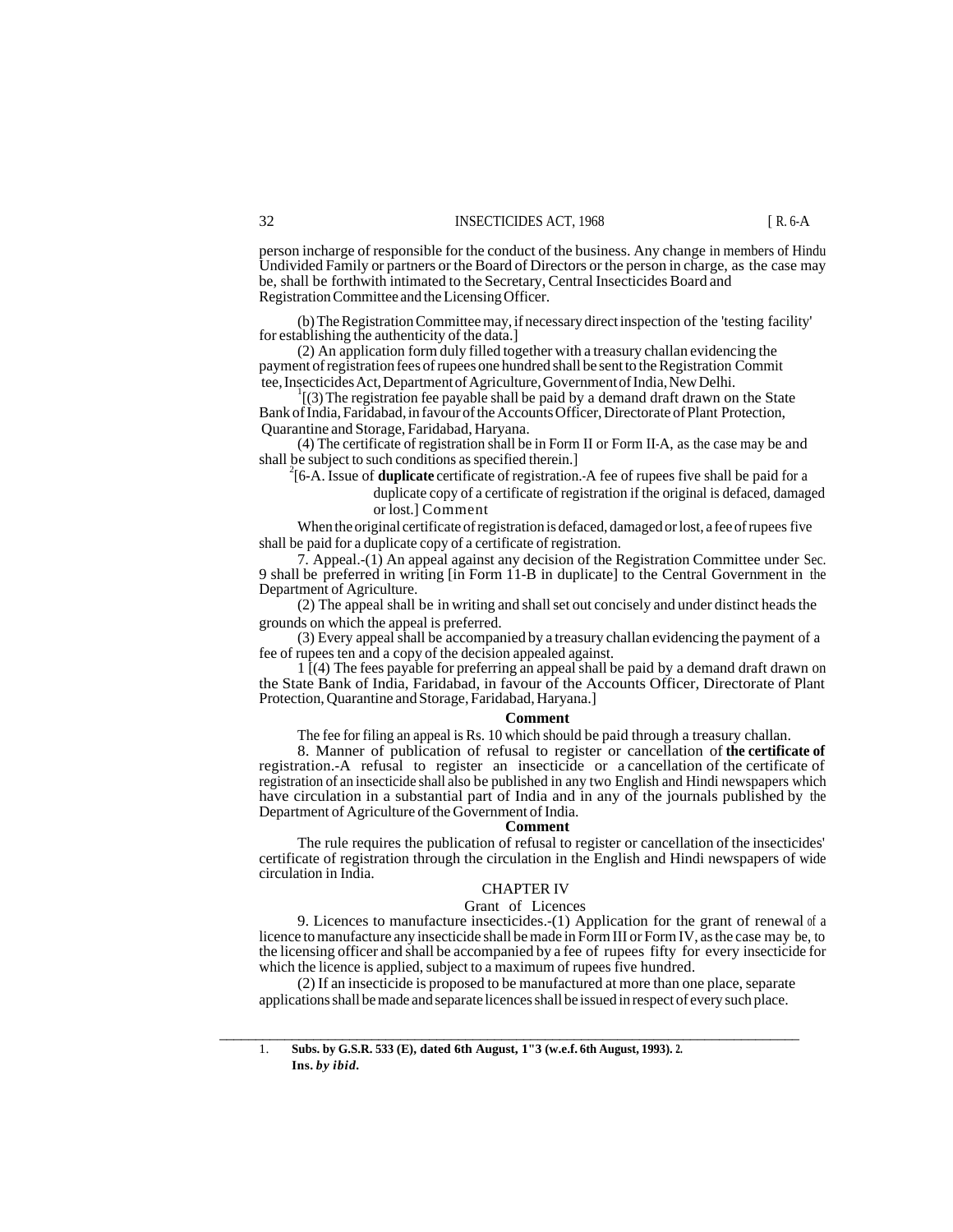person incharge of responsible for the conduct of the business. Any change in members of Hindu Undivided Family or partners or the Board of Directors or the person in charge, as the case may be, shall be forthwith intimated to the Secretary, Central Insecticides Board and Registration Committee and the Licensing Officer.

(b) The Registration Committee may, if necessary direct inspection of the 'testing facility' for establishing the authenticity of the data.]

(2) An application form duly filled together with a treasury challan evidencing the payment of registration fees of rupees one hundred shall be sent to the Registration Committee, Insecticides Act, Department of Agriculture, Government of India, New Delhi.

[1][(3) The registration fee payable shall be paid by a demand draft drawn on the State Bank of India, Faridabad, in favour of the Accounts Officer, Directorate of Plant Protection, Quarantine and Storage, Faridabad, Haryana.

(4) The certificate of registration shall be in Form II or Form II-A, as the case may be and shall be subject to such conditions as specified therein.]

[2][6-A. Issue of **duplicate** certificate of registration.-A fee of rupees five shall be paid for a duplicate copy of a certificate of registration if the original is defaced, damaged or lost.] Comment

When the original certificate of registration is defaced, damaged or lost, a fee of rupees five shall be paid for a duplicate copy of a certificate of registration.

7. Appeal.-(1) An appeal against any decision of the Registration Committee under Sec. 9 shall be preferred in writing [in Form 11-B in duplicate] to the Central Government in the Department of Agriculture.

(2) The appeal shall be in writing and shall set out concisely and under distinct heads the grounds on which the appeal is preferred.

(3) Every appeal shall be accompanied by a treasury challan evidencing the payment of a fee of rupees ten and a copy of the decision appealed against.

1 [(4) The fees payable for preferring an appeal shall be paid by a demand draft drawn on the State Bank of India, Faridabad, in favour of the Accounts Officer, Directorate of Plant Protection, Quarantine and Storage, Faridabad, Haryana.]

**Comment**

The fee for filing an appeal is Rs. 10 which should be paid through a treasury challan.

8. Manner of publication of refusal to register or cancellation of **the certificate of** registration.-A refusal to register an insecticide or a cancellation of the certificate of registration of an insecticide shall also be published in any two English and Hindi newspapers which have circulation in a substantial part of India and in any of the journals published by the Department of Agriculture of the Government of India.

**Comment**

The rule requires the publication of refusal to register or cancellation of the insecticides' certificate of registration through the circulation in the English and Hindi newspapers of wide circulation in India.

## CHAPTER IV

### Grant of Licences

9. Licences to manufacture insecticides.-(1) Application for the grant of renewal of a licence to manufacture any insecticide shall be made in Form III or Form IV, as the case may be, to the licensing officer and shall be accompanied by a fee of rupees fifty for every insecticide for which the licence is applied, subject to a maximum of rupees five hundred.

(2) If an insecticide is proposed to be manufactured at more than one place, separate applications shall be made and separate licences shall be issued in respect of every such place.

---

1. **Subs. by G.S.R. 533 (E), dated 6th August, 1"3 (w.e.f. 6th August, 1993).** 2. **Ins.** ***by ibid.***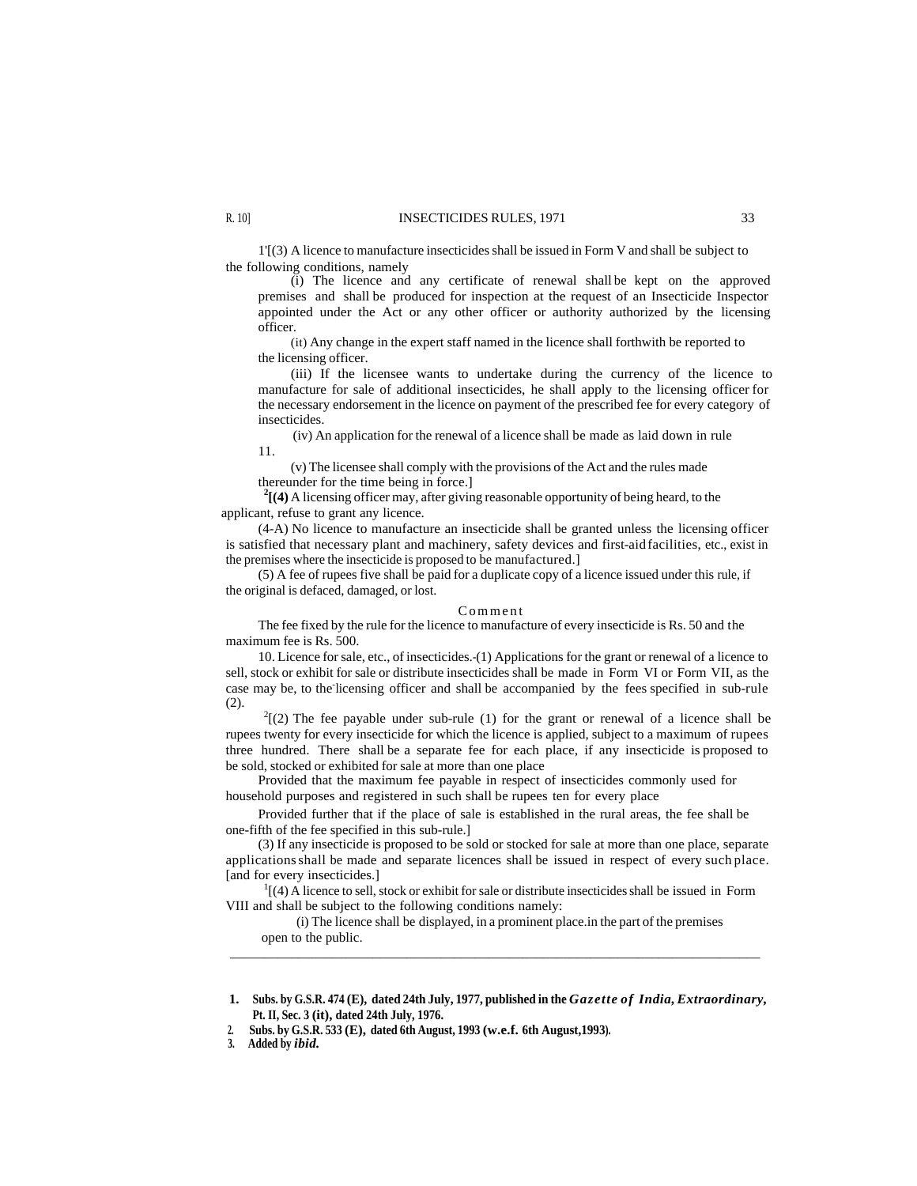1'[(3) A licence to manufacture insecticides shall be issued in Form V and shall be subject to the following conditions, namely

(i) The licence and any certificate of renewal shall be kept on the approved premises and shall be produced for inspection at the request of an Insecticide Inspector appointed under the Act or any other officer or authority authorized by the licensing officer.

(it) Any change in the expert staff named in the licence shall forthwith be reported to the licensing officer.

(iii) If the licensee wants to undertake during the currency of the licence to manufacture for sale of additional insecticides, he shall apply to the licensing officer for the necessary endorsement in the licence on payment of the prescribed fee for every category of insecticides.

(iv) An application for the renewal of a licence shall be made as laid down in rule 11.

(v) The licensee shall comply with the provisions of the Act and the rules made thereunder for the time being in force.]

[2]**[(4)** A licensing officer may, after giving reasonable opportunity of being heard, to the applicant, refuse to grant any licence.

(4-A) No licence to manufacture an insecticide shall be granted unless the licensing officer is satisfied that necessary plant and machinery, safety devices and first-aid facilities, etc., exist in the premises where the insecticide is proposed to be manufactured.]

(5) A fee of rupees five shall be paid for a duplicate copy of a licence issued under this rule, if the original is defaced, damaged, or lost.

Comment

The fee fixed by the rule for the licence to manufacture of every insecticide is Rs. 50 and the maximum fee is Rs. 500.

10. Licence for sale, etc., of insecticides.-(1) Applications for the grant or renewal of a licence to sell, stock or exhibit for sale or distribute insecticides shall be made in Form VI or Form VII, as the case may be, to the licensing officer and shall be accompanied by the fees specified in sub-rule (2).

[2][(2) The fee payable under sub-rule (1) for the grant or renewal of a licence shall be rupees twenty for every insecticide for which the licence is applied, subject to a maximum of rupees three hundred. There shall be a separate fee for each place, if any insecticide is proposed to be sold, stocked or exhibited for sale at more than one place

Provided that the maximum fee payable in respect of insecticides commonly used for household purposes and registered in such shall be rupees ten for every place

Provided further that if the place of sale is established in the rural areas, the fee shall be one-fifth of the fee specified in this sub-rule.]

(3) If any insecticide is proposed to be sold or stocked for sale at more than one place, separate applications shall be made and separate licences shall be issued in respect of every such place. [and for every insecticides.]

[1][(4) A licence to sell, stock or exhibit for sale or distribute insecticides shall be issued in Form VIII and shall be subject to the following conditions namely:

(i) The licence shall be displayed, in a prominent place.in the part of the premises open to the public.

---

1. **Subs. by G.S.R. 474 (E), dated 24th July, 1977, published in the *Gazette of India, Extraordinary,* Pt. II, Sec. 3 (it), dated 24th July, 1976.**
2. **Subs. by G.S.R. 533 (E), dated 6th August, 1993 (w.e.f. 6th August,1993).**
3. **Added by *ibid.***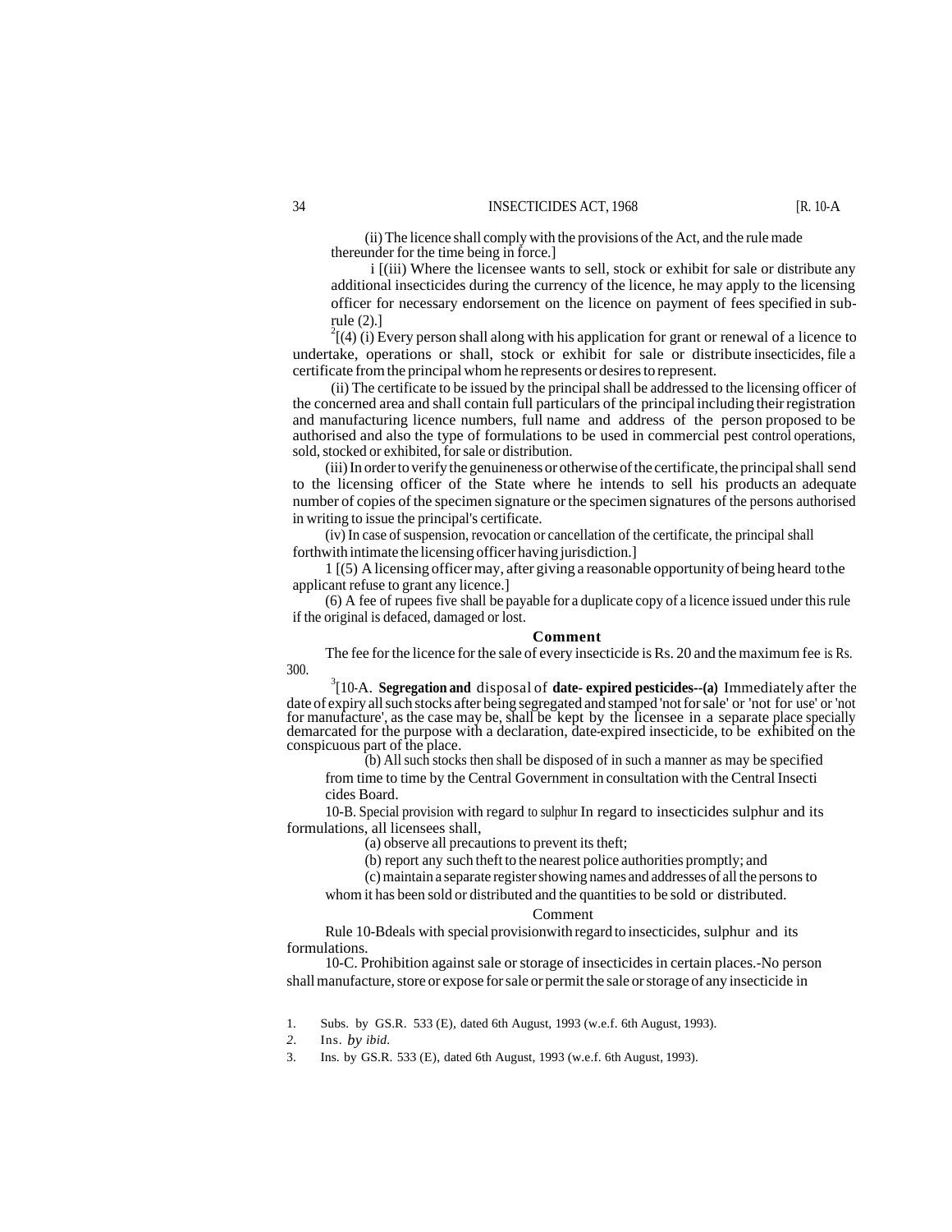(ii) The licence shall comply with the provisions of the Act, and the rule made thereunder for the time being in force.]

i [(iii) Where the licensee wants to sell, stock or exhibit for sale or distribute any additional insecticides during the currency of the licence, he may apply to the licensing officer for necessary endorsement on the licence on payment of fees specified in sub-rule (2).]

[2][(4) (i) Every person shall along with his application for grant or renewal of a licence to undertake, operations or shall, stock or exhibit for sale or distribute insecticides, file a certificate from the principal whom he represents or desires to represent.

(ii) The certificate to be issued by the principal shall be addressed to the licensing officer of the concerned area and shall contain full particulars of the principal including their registration and manufacturing licence numbers, full name and address of the person proposed to be authorised and also the type of formulations to be used in commercial pest control operations, sold, stocked or exhibited, for sale or distribution.

(iii) In order to verify the genuineness or otherwise of the certificate, the principal shall send to the licensing officer of the State where he intends to sell his products an adequate number of copies of the specimen signature or the specimen signatures of the persons authorised in writing to issue the principal's certificate.

(iv) In case of suspension, revocation or cancellation of the certificate, the principal shall forthwith intimate the licensing officer having jurisdiction.]

1 [(5) A licensing officer may, after giving a reasonable opportunity of being heard to the applicant refuse to grant any licence.]

(6) A fee of rupees five shall be payable for a duplicate copy of a licence issued under this rule if the original is defaced, damaged or lost.

**Comment**

The fee for the licence for the sale of every insecticide is Rs. 20 and the maximum fee is Rs. 300.

[3][10-A. **Segregation and** disposal of **date- expired pesticides--(a)** Immediately after the date of expiry all such stocks after being segregated and stamped 'not for sale' or 'not for use' or 'not for manufacture', as the case may be, shall be kept by the licensee in a separate place specially demarcated for the purpose with a declaration, date-expired insecticide, to be exhibited on the conspicuous part of the place.

(b) All such stocks then shall be disposed of in such a manner as may be specified from time to time by the Central Government in consultation with the Central Insecti cides Board.

10-B. Special provision with regard to sulphur In regard to insecticides sulphur and its formulations, all licensees shall,

(a) observe all precautions to prevent its theft;

(b) report any such theft to the nearest police authorities promptly; and

(c) maintain a separate register showing names and addresses of all the persons to whom it has been sold or distributed and the quantities to be sold or distributed.

Comment

Rule 10-Bdeals with special provisionwith regard to insecticides, sulphur and its formulations.

10-C. Prohibition against sale or storage of insecticides in certain places.-No person shall manufacture, store or expose for sale or permit the sale or storage of any insecticide in

1. Subs. by GS.R. 533 (E), dated 6th August, 1993 (w.e.f. 6th August, 1993).
2. Ins. *by ibid.*
3. Ins. by GS.R. 533 (E), dated 6th August, 1993 (w.e.f. 6th August, 1993).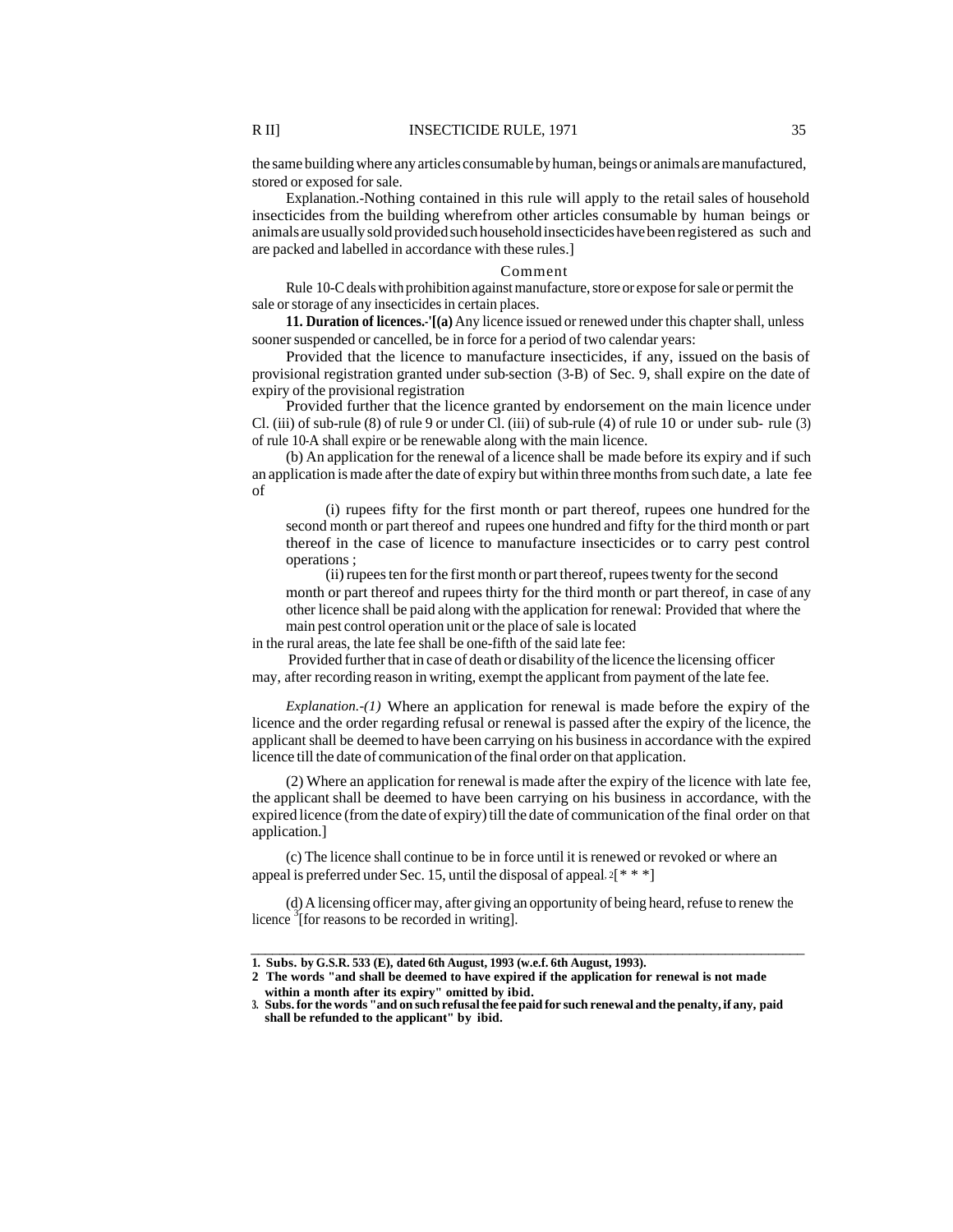the same building where any articles consumable by human, beings or animals are manufactured, stored or exposed for sale.

Explanation.-Nothing contained in this rule will apply to the retail sales of household insecticides from the building wherefrom other articles consumable by human beings or animals are usually sold provided such household insecticides have been registered as such and are packed and labelled in accordance with these rules.]

Comment

Rule 10-C deals with prohibition against manufacture, store or expose for sale or permit the sale or storage of any insecticides in certain places.

**11. Duration of licences.-**[1][**(a)** Any licence issued or renewed under this chapter shall, unless sooner suspended or cancelled, be in force for a period of two calendar years:

Provided that the licence to manufacture insecticides, if any, issued on the basis of provisional registration granted under sub-section (3-B) of Sec. 9, shall expire on the date of expiry of the provisional registration

Provided further that the licence granted by endorsement on the main licence under Cl. (iii) of sub-rule (8) of rule 9 or under Cl. (iii) of sub-rule (4) of rule 10 or under sub- rule (3) of rule 10-A shall expire or be renewable along with the main licence.

(b) An application for the renewal of a licence shall be made before its expiry and if such an application is made after the date of expiry but within three months from such date, a late fee of

(i) rupees fifty for the first month or part thereof, rupees one hundred for the second month or part thereof and rupees one hundred and fifty for the third month or part thereof in the case of licence to manufacture insecticides or to carry pest control operations ;

(ii) rupees ten for the first month or part thereof, rupees twenty for the second month or part thereof and rupees thirty for the third month or part thereof, in case of any other licence shall be paid along with the application for renewal: Provided that where the main pest control operation unit or the place of sale is located

in the rural areas, the late fee shall be one-fifth of the said late fee:

Provided further that in case of death or disability of the licence the licensing officer may, after recording reason in writing, exempt the applicant from payment of the late fee.

*Explanation.-(1)* Where an application for renewal is made before the expiry of the licence and the order regarding refusal or renewal is passed after the expiry of the licence, the applicant shall be deemed to have been carrying on his business in accordance with the expired licence till the date of communication of the final order on that application.

(2) Where an application for renewal is made after the expiry of the licence with late fee, the applicant shall be deemed to have been carrying on his business in accordance, with the expired licence (from the date of expiry) till the date of communication of the final order on that application.]

(c) The licence shall continue to be in force until it is renewed or revoked or where an appeal is preferred under Sec. 15, until the disposal of appeal. [2][* * *]

(d) A licensing officer may, after giving an opportunity of being heard, refuse to renew the licence [3][for reasons to be recorded in writing].

---

**1. Subs. by G.S.R. 533 (E), dated 6th August, 1993 (w.e.f. 6th August, 1993).**

**2 The words "and shall be deemed to have expired if the application for renewal is not made within a month after its expiry" omitted by ibid.**

**3. Subs. for the words "and on such refusal the fee paid for such renewal and the penalty, if any, paid shall be refunded to the applicant" by ibid.**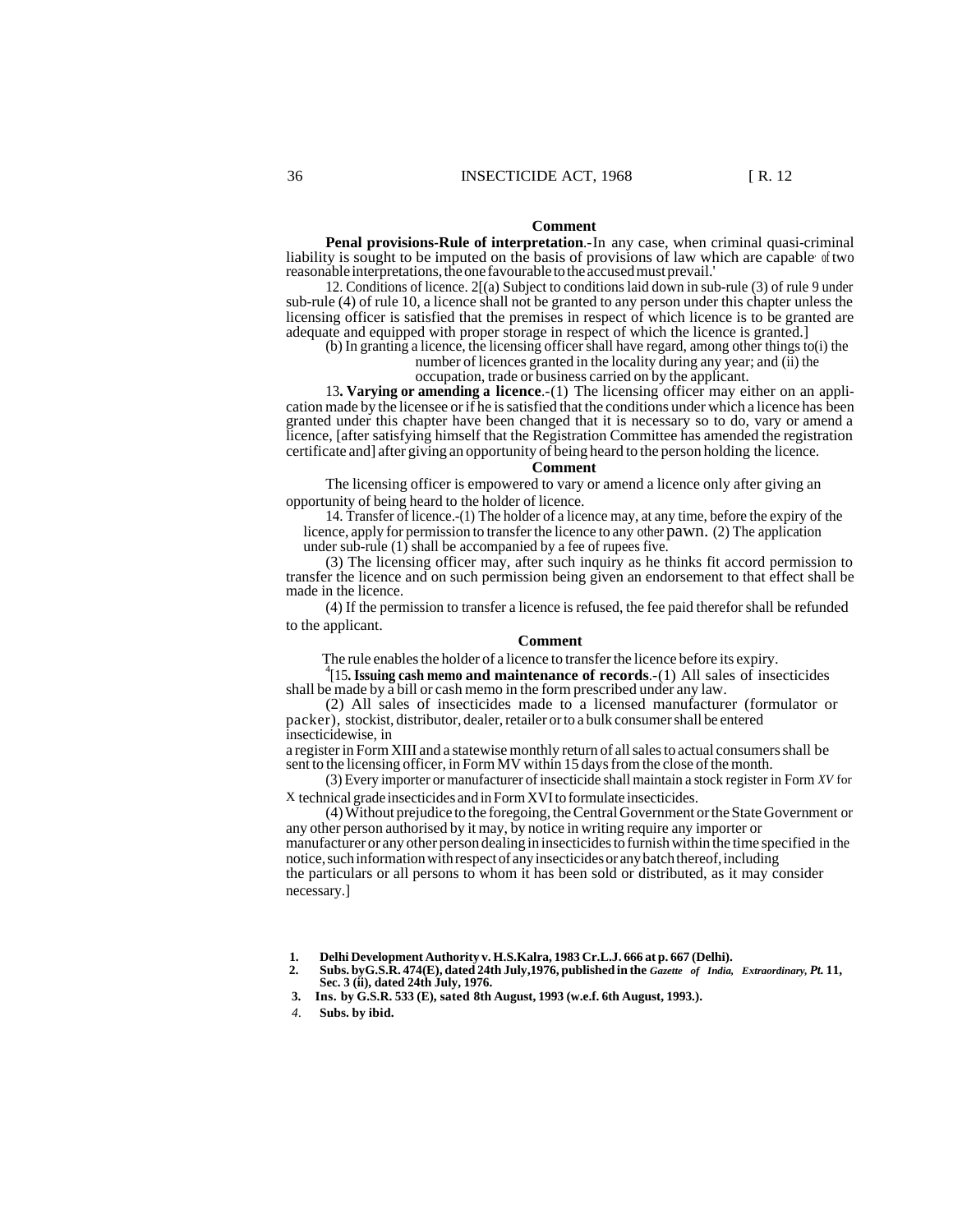### Comment

**Penal provisions-Rule of interpretation**.-In any case, when criminal quasi-criminal liability is sought to be imputed on the basis of provisions of law which are capable of two reasonable interpretations, the one favourable to the accused must prevail.'

12. Conditions of licence. 2[(a) Subject to conditions laid down in sub-rule (3) of rule 9 under sub-rule (4) of rule 10, a licence shall not be granted to any person under this chapter unless the licensing officer is satisfied that the premises in respect of which licence is to be granted are adequate and equipped with proper storage in respect of which the licence is granted.]

(b) In granting a licence, the licensing officer shall have regard, among other things to(i) the number of licences granted in the locality during any year; and (ii) the occupation, trade or business carried on by the applicant.

13**. Varying or amending a licence**.-(1) The licensing officer may either on an application made by the licensee or if he is satisfied that the conditions under which a licence has been granted under this chapter have been changed that it is necessary so to do, vary or amend a licence, [after satisfying himself that the Registration Committee has amended the registration certificate and] after giving an opportunity of being heard to the person holding the licence.

### Comment

The licensing officer is empowered to vary or amend a licence only after giving an opportunity of being heard to the holder of licence.

14. Transfer of licence.-(1) The holder of a licence may, at any time, before the expiry of the licence, apply for permission to transfer the licence to any other pawn. (2) The application under sub-rule (1) shall be accompanied by a fee of rupees five.

(3) The licensing officer may, after such inquiry as he thinks fit accord permission to transfer the licence and on such permission being given an endorsement to that effect shall be made in the licence.

(4) If the permission to transfer a licence is refused, the fee paid therefor shall be refunded to the applicant.

### Comment

The rule enables the holder of a licence to transfer the licence before its expiry.

[4][15**. Issuing cash memo and maintenance of records**.-(1) All sales of insecticides shall be made by a bill or cash memo in the form prescribed under any law.

(2) All sales of insecticides made to a licensed manufacturer (formulator or packer), stockist, distributor, dealer, retailer or to a bulk consumer shall be entered insecticidewise, in a register in Form XIII and a statewise monthly return of all sales to actual consumers shall be sent to the licensing officer, in Form MV within 15 days from the close of the month.

(3) Every importer or manufacturer of insecticide shall maintain a stock register in Form *XV* for X technical grade insecticides and in Form XVI to formulate insecticides.

(4) Without prejudice to the foregoing, the Central Government or the State Government or any other person authorised by it may, by notice in writing require any importer or manufacturer or any other person dealing in insecticides to furnish within the time specified in the notice, such information with respect of any insecticides or any batch thereof, including the particulars or all persons to whom it has been sold or distributed, as it may consider necessary.]

---

1. **Delhi Development Authority v. H.S.Kalra, 1983 Cr.L.J. 666 at p. 667 (Delhi).**
2. **Subs. by G.S.R. 474(E), dated 24th July,1976, published in the *Gazette of India, Extraordinary, Pt.* 11, Sec. 3 (ii), dated 24th July, 1976.**
3. **Ins. by G.S.R. 533 (E), sated 8th August, 1993 (w.e.f. 6th August, 1993.).**
4. **Subs. by ibid.**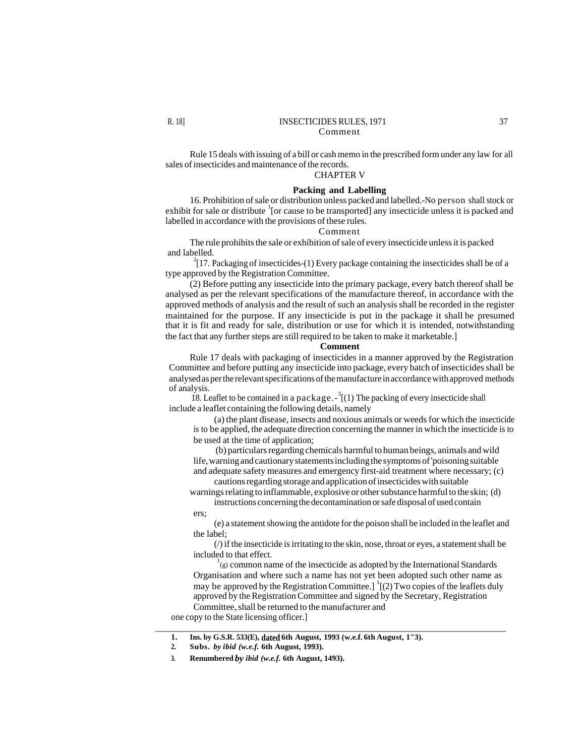Comment

Rule 15 deals with issuing of a bill or cash memo in the prescribed form under any law for all sales of insecticides and maintenance of the records.

## CHAPTER V

### Packing and Labelling

16. Prohibition of sale or distribution unless packed and labelled.-No person shall stock or exhibit for sale or distribute [1][or cause to be transported] any insecticide unless it is packed and labelled in accordance with the provisions of these rules.

Comment

The rule prohibits the sale or exhibition of sale of every insecticide unless it is packed and labelled.

[2][17. Packaging of insecticides-(1) Every package containing the insecticides shall be of a type approved by the Registration Committee.

(2) Before putting any insecticide into the primary package, every batch thereof shall be analysed as per the relevant specifications of the manufacture thereof, in accordance with the approved methods of analysis and the result of such an analysis shall be recorded in the register maintained for the purpose. If any insecticide is put in the package it shall be presumed that it is fit and ready for sale, distribution or use for which it is intended, notwithstanding the fact that any further steps are still required to be taken to make it marketable.]

**Comment**

Rule 17 deals with packaging of insecticides in a manner approved by the Registration Committee and before putting any insecticide into package, every batch of insecticides shall be analysed as per the relevant specifications of the manufacture in accordance with approved methods of analysis.

18. Leaflet to be contained in a package.-[3][(1) The packing of every insecticide shall include a leaflet containing the following details, namely

(a) the plant disease, insects and noxious animals or weeds for which the insecticide is to be applied, the adequate direction concerning the manner in which the insecticide is to be used at the time of application;

(b) particulars regarding chemicals harmful to human beings, animals and wild life, warning and cautionary statements including the symptoms of 'poisoning suitable and adequate safety measures and emergency first-aid treatment where necessary;

(c) cautions regarding storage and application of insecticides with suitable warnings relating to inflammable, explosive or other substance harmful to the skin;

(d) instructions concerning the decontamination or safe disposal of used containers;

(e) a statement showing the antidote for the poison shall be included in the leaflet and the label;

(/) if the insecticide is irritating to the skin, nose, throat or eyes, a statement shall be included to that effect.

[1](g) common name of the insecticide as adopted by the International Standards Organisation and where such a name has not yet been adopted such other name as may be approved by the Registration Committee.] [1][(2) Two copies of the leaflets duly approved by the Registration Committee and signed by the Secretary, Registration Committee, shall be returned to the manufacturer and one copy to the State licensing officer.]

---

1. **Ins. by G.S.R. 533(E), dated 6th August, 1993 (w.e.f. 6th August, 1"3).**
2. **Subs.** ***by ibid (w.e.f.*** **6th August, 1993).**
3. **Renumbered** ***by ibid (w.e.f.*** **6th August, 1493).**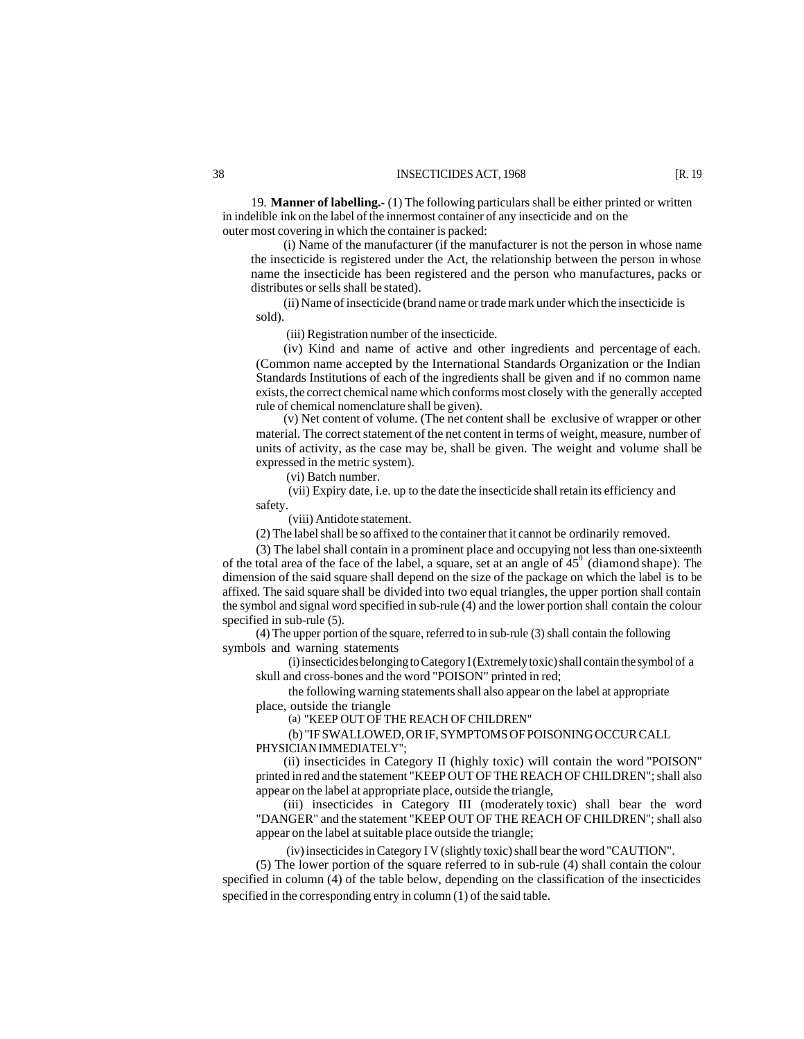19. **Manner of labelling.-** (1) The following particulars shall be either printed or written in indelible ink on the label of the innermost container of any insecticide and on the outer most covering in which the container is packed:

(i) Name of the manufacturer (if the manufacturer is not the person in whose name the insecticide is registered under the Act, the relationship between the person in whose name the insecticide has been registered and the person who manufactures, packs or distributes or sells shall be stated).

(ii) Name of insecticide (brand name or trade mark under which the insecticide is sold).

(iii) Registration number of the insecticide.

(iv) Kind and name of active and other ingredients and percentage of each. (Common name accepted by the International Standards Organization or the Indian Standards Institutions of each of the ingredients shall be given and if no common name exists, the correct chemical name which conforms most closely with the generally accepted rule of chemical nomenclature shall be given).

(v) Net content of volume. (The net content shall be exclusive of wrapper or other material. The correct statement of the net content in terms of weight, measure, number of units of activity, as the case may be, shall be given. The weight and volume shall be expressed in the metric system).

(vi) Batch number.

(vii) Expiry date, i.e. up to the date the insecticide shall retain its efficiency and safety.

(viii) Antidote statement.

(2) The label shall be so affixed to the container that it cannot be ordinarily removed.

(3) The label shall contain in a prominent place and occupying not less than one-sixteenth of the total area of the face of the label, a square, set at an angle of $45^0$ (diamond shape). The dimension of the said square shall depend on the size of the package on which the label is to be affixed. The said square shall be divided into two equal triangles, the upper portion shall contain the symbol and signal word specified in sub-rule (4) and the lower portion shall contain the colour specified in sub-rule (5).

(4) The upper portion of the square, referred to in sub-rule (3) shall contain the following symbols and warning statements

(i) insecticides belonging to Category I (Extremely toxic) shall contain the symbol of a skull and cross-bones and the word "POISON" printed in red;

the following warning statements shall also appear on the label at appropriate place, outside the triangle

(a) "KEEP OUT OF THE REACH OF CHILDREN"

(b) "IF SWALLOWED, OR IF, SYMPTOMS OF POISONING OCCUR CALL PHYSICIAN IMMEDIATELY";

(ii) insecticides in Category II (highly toxic) will contain the word "POISON" printed in red and the statement "KEEP OUT OF THE REACH OF CHILDREN"; shall also appear on the label at appropriate place, outside the triangle,

(iii) insecticides in Category III (moderately toxic) shall bear the word "DANGER" and the statement "KEEP OUT OF THE REACH OF CHILDREN"; shall also appear on the label at suitable place outside the triangle;

(iv) insecticides in Category I V (slightly toxic) shall bear the word "CAUTION".

(5) The lower portion of the square referred to in sub-rule (4) shall contain the colour specified in column (4) of the table below, depending on the classification of the insecticides specified in the corresponding entry in column (1) of the said table.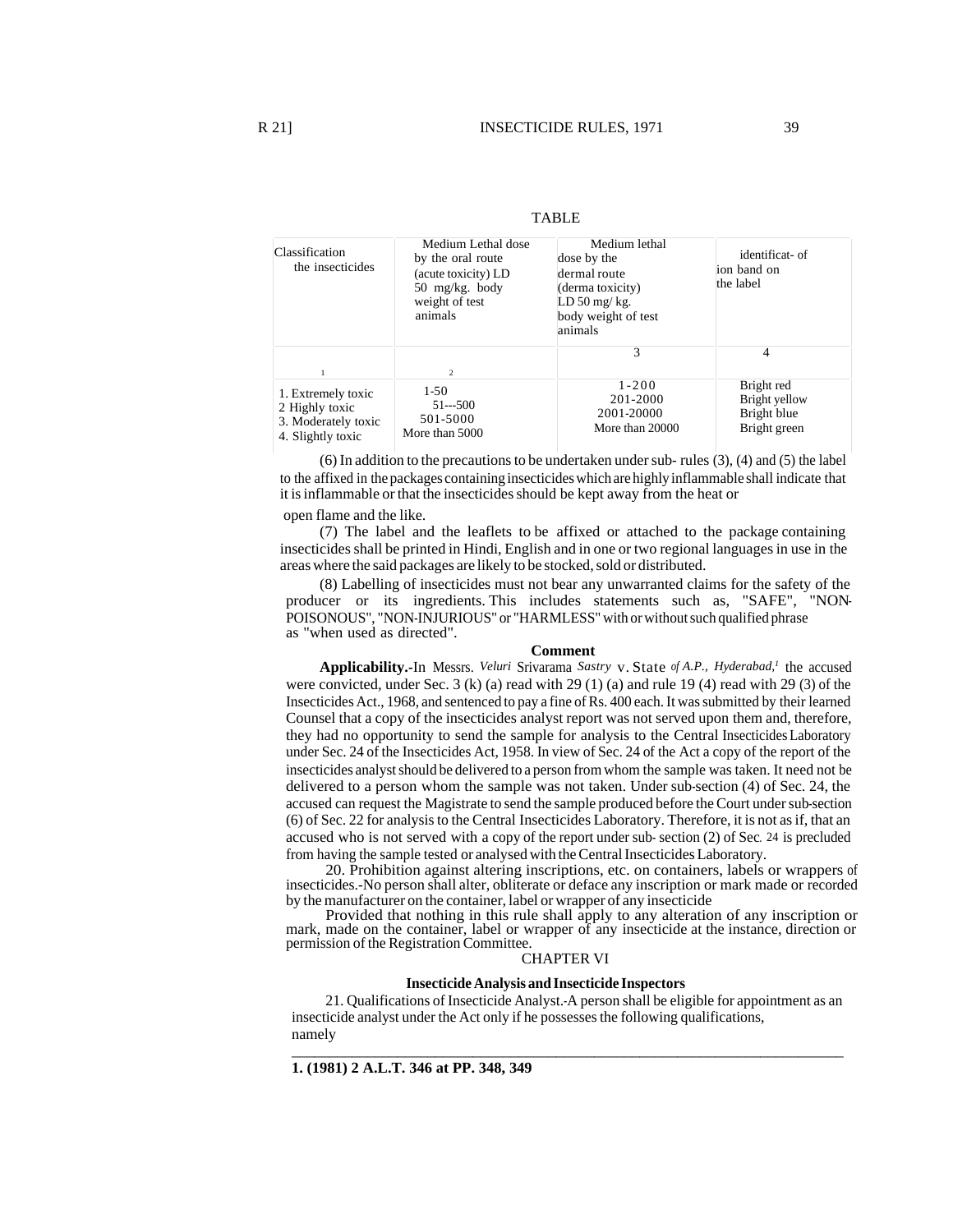TABLE

| Classification the insecticides | Medium Lethal dose by the oral route (acute toxicity) LD 50 mg/kg. body weight of test animals | Medium lethal dose by the dermal route (derma toxicity) LD 50 mg/ kg. body weight of test animals | identificat- of ion band on the label |
|---|---|---|---|
| 1 | 2 | 3 | 4 |
| 1. Extremely toxic | 1-50 | 1-200 | Bright red |
| 2 Highly toxic | 51---500 | 201-2000 | Bright yellow |
| 3. Moderately toxic | 501-5000 | 2001-20000 | Bright blue |
| 4. Slightly toxic | More than 5000 | More than 20000 | Bright green |

(6) In addition to the precautions to be undertaken under sub- rules (3), (4) and (5) the label to the affixed in the packages containing insecticides which are highly inflammable shall indicate that it is inflammable or that the insecticides should be kept away from the heat or open flame and the like.

(7) The label and the leaflets to be affixed or attached to the package containing insecticides shall be printed in Hindi, English and in one or two regional languages in use in the areas where the said packages are likely to be stocked, sold or distributed.

(8) Labelling of insecticides must not bear any unwarranted claims for the safety of the producer or its ingredients. This includes statements such as, "SAFE", "NON-POISONOUS", "NON-INJURIOUS" or "HARMLESS" with or without such qualified phrase as "when used as directed".

**Comment**

**Applicability.**-In Messrs. *Veluri* Srivarama *Sastry* v. State *of A.P., Hyderabad,*[1] the accused were convicted, under Sec. 3 (k) (a) read with 29 (1) (a) and rule 19 (4) read with 29 (3) of the Insecticides Act., 1968, and sentenced to pay a fine of Rs. 400 each. It was submitted by their learned Counsel that a copy of the insecticides analyst report was not served upon them and, therefore, they had no opportunity to send the sample for analysis to the Central Insecticides Laboratory under Sec. 24 of the Insecticides Act, 1958. In view of Sec. 24 of the Act a copy of the report of the insecticides analyst should be delivered to a person from whom the sample was taken. It need not be delivered to a person whom the sample was not taken. Under sub-section (4) of Sec. 24, the accused can request the Magistrate to send the sample produced before the Court under sub-section (6) of Sec. 22 for analysis to the Central Insecticides Laboratory. Therefore, it is not as if, that an accused who is not served with a copy of the report under sub- section (2) of Sec. 24 is precluded from having the sample tested or analysed with the Central Insecticides Laboratory.

20. Prohibition against altering inscriptions, etc. on containers, labels or wrappers of insecticides.-No person shall alter, obliterate or deface any inscription or mark made or recorded by the manufacturer on the container, label or wrapper of any insecticide

Provided that nothing in this rule shall apply to any alteration of any inscription or mark, made on the container, label or wrapper of any insecticide at the instance, direction or permission of the Registration Committee.

## CHAPTER VI

### Insecticide Analysis and Insecticide Inspectors

21. Qualifications of Insecticide Analyst.-A person shall be eligible for appointment as an insecticide analyst under the Act only if he possesses the following qualifications, namely

---

**1. (1981) 2 A.L.T. 346 at PP. 348, 349**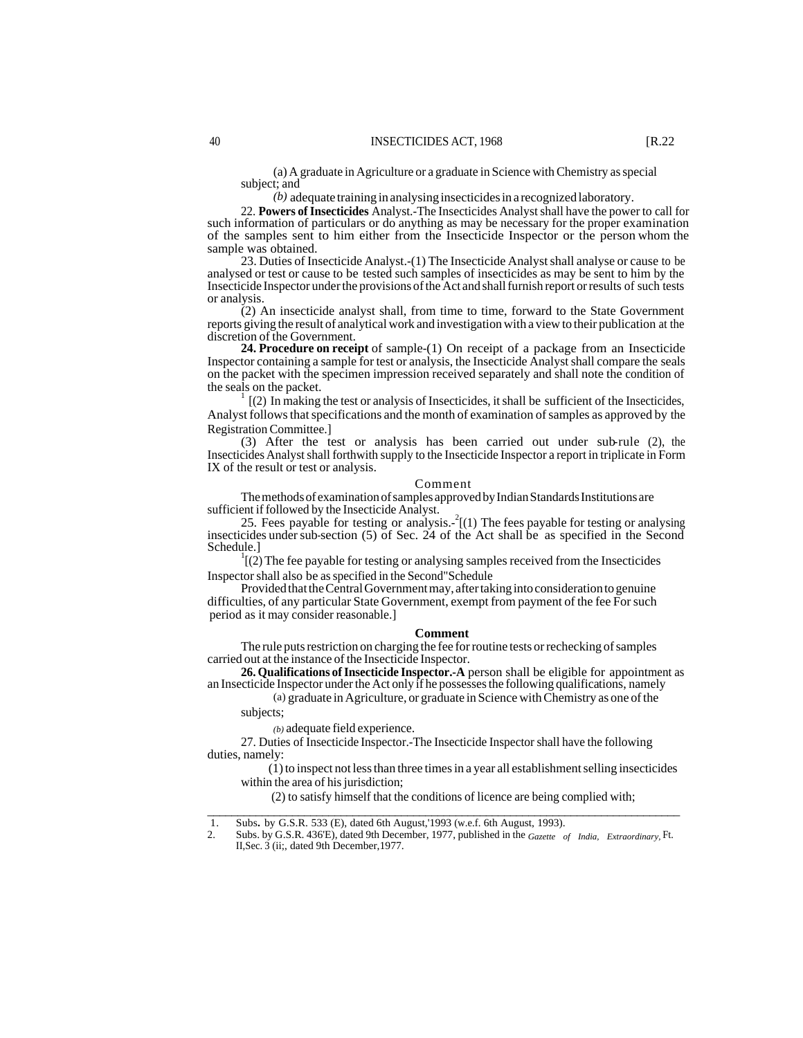(a) A graduate in Agriculture or a graduate in Science with Chemistry as special subject; and

*(b)* adequate training in analysing insecticides in a recognized laboratory.

22. **Powers of Insecticides** Analyst.-The Insecticides Analyst shall have the power to call for such information of particulars or do anything as may be necessary for the proper examination of the samples sent to him either from the Insecticide Inspector or the person whom the sample was obtained.

23. Duties of Insecticide Analyst.-(1) The Insecticide Analyst shall analyse or cause to be analysed or test or cause to be tested such samples of insecticides as may be sent to him by the Insecticide Inspector under the provisions of the Act and shall furnish report or results of such tests or analysis.

(2) An insecticide analyst shall, from time to time, forward to the State Government reports giving the result of analytical work and investigation with a view to their publication at the discretion of the Government.

**24. Procedure on receipt** of sample-(1) On receipt of a package from an Insecticide Inspector containing a sample for test or analysis, the Insecticide Analyst shall compare the seals on the packet with the specimen impression received separately and shall note the condition of the seals on the packet.

[1] [(2) In making the test or analysis of Insecticides, it shall be sufficient of the Insecticides, Analyst follows that specifications and the month of examination of samples as approved by the Registration Committee.]

(3) After the test or analysis has been carried out under sub-rule (2), the Insecticides Analyst shall forthwith supply to the Insecticide Inspector a report in triplicate in Form IX of the result or test or analysis.

Comment

The methods of examination of samples approved by Indian Standards Institutions are sufficient if followed by the Insecticide Analyst.

25. Fees payable for testing or analysis.-[2][(1) The fees payable for testing or analysing insecticides under sub-section (5) of Sec. 24 of the Act shall be as specified in the Second Schedule.]

[1][(2) The fee payable for testing or analysing samples received from the Insecticides Inspector shall also be as specified in the Second"Schedule

Provided that the Central Government may, after taking into consideration to genuine difficulties, of any particular State Government, exempt from payment of the fee For such period as it may consider reasonable.]

**Comment**

The rule puts restriction on charging the fee for routine tests or rechecking of samples carried out at the instance of the Insecticide Inspector.

**26. Qualifications of Insecticide Inspector.-A** person shall be eligible for appointment as an Insecticide Inspector under the Act only if he possesses the following qualifications, namely

(a) graduate in Agriculture, or graduate in Science with Chemistry as one of the subjects;

*(b)* adequate field experience.

27. Duties of Insecticide Inspector.-The Insecticide Inspector shall have the following duties, namely:

(1) to inspect not less than three times in a year all establishment selling insecticides within the area of his jurisdiction;

(2) to satisfy himself that the conditions of licence are being complied with;

---

1. Subs. by G.S.R. 533 (E), dated 6th August,'1993 (w.e.f. 6th August, 1993).
2. Subs. by G.S.R. 436'E), dated 9th December, 1977, published in the *Gazette of India, Extraordinary,* Ft. II,Sec. 3 (ii;, dated 9th December,1977.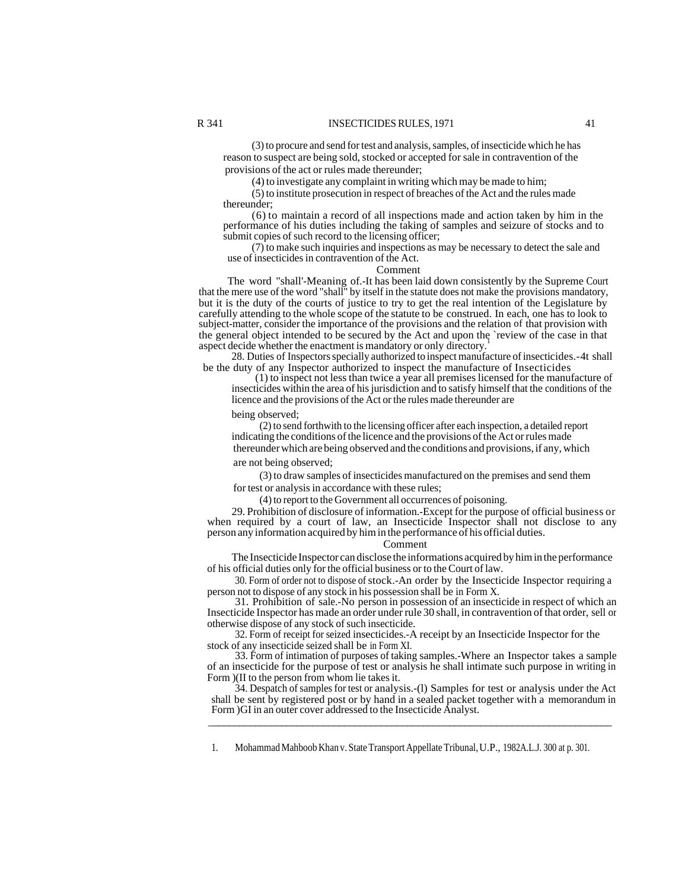(3) to procure and send for test and analysis, samples, of insecticide which he has reason to suspect are being sold, stocked or accepted for sale in contravention of the provisions of the act or rules made thereunder;

(4) to investigate any complaint in writing which may be made to him;

(5) to institute prosecution in respect of breaches of the Act and the rules made thereunder;

(6) to maintain a record of all inspections made and action taken by him in the performance of his duties including the taking of samples and seizure of stocks and to submit copies of such record to the licensing officer;

(7) to make such inquiries and inspections as may be necessary to detect the sale and use of insecticides in contravention of the Act.

Comment

The word "shall'-Meaning of.-It has been laid down consistently by the Supreme Court that the mere use of the word "shall" by itself in the statute does not make the provisions mandatory, but it is the duty of the courts of justice to try to get the real intention of the Legislature by carefully attending to the whole scope of the statute to be construed. In each, one has to look to subject-matter, consider the importance of the provisions and the relation of that provision with the general object intended to be secured by the Act and upon the `review of the case in that aspect decide whether the enactment is mandatory or only directory.[1]

28. Duties of Inspectors specially authorized to inspect manufacture of insecticides.-4t shall be the duty of any Inspector authorized to inspect the manufacture of Insecticides

(1) to inspect not less than twice a year all premises licensed for the manufacture of insecticides within the area of his jurisdiction and to satisfy himself that the conditions of the licence and the provisions of the Act or the rules made thereunder are being observed;

(2) to send forthwith to the licensing officer after each inspection, a detailed report indicating the conditions of the licence and the provisions of the Act or rules made thereunder which are being observed and the conditions and provisions, if any, which are not being observed;

(3) to draw samples of insecticides manufactured on the premises and send them for test or analysis in accordance with these rules;

(4) to report to the Government all occurrences of poisoning.

29. Prohibition of disclosure of information.-Except for the purpose of official business or when required by a court of law, an Insecticide Inspector shall not disclose to any person any information acquired by him in the performance of his official duties.

Comment

The Insecticide Inspector can disclose the informations acquired by him in the performance of his official duties only for the official business or to the Court of law.

30. Form of order not to dispose of stock.-An order by the Insecticide Inspector requiring a person not to dispose of any stock in his possession shall be in Form X.

31. Prohibition of sale.-No person in possession of an insecticide in respect of which an Insecticide Inspector has made an order under rule 30 shall, in contravention of that order, sell or otherwise dispose of any stock of such insecticide.

32. Form of receipt for seized insecticides.-A receipt by an Insecticide Inspector for the stock of any insecticide seized shall be in Form XI.

33. Form of intimation of purposes of taking samples.-Where an Inspector takes a sample of an insecticide for the purpose of test or analysis he shall intimate such purpose in writing in Form )(II to the person from whom lie takes it.

34. Despatch of samples for test or analysis.-(l) Samples for test or analysis under the Act shall be sent by registered post or by hand in a sealed packet together with a memorandum in Form )GI in an outer cover addressed to the Insecticide Analyst.

---

1. Mohammad Mahboob Khan v. State Transport Appellate Tribunal, U.P., 1982A.L.J. 300 at p. 301.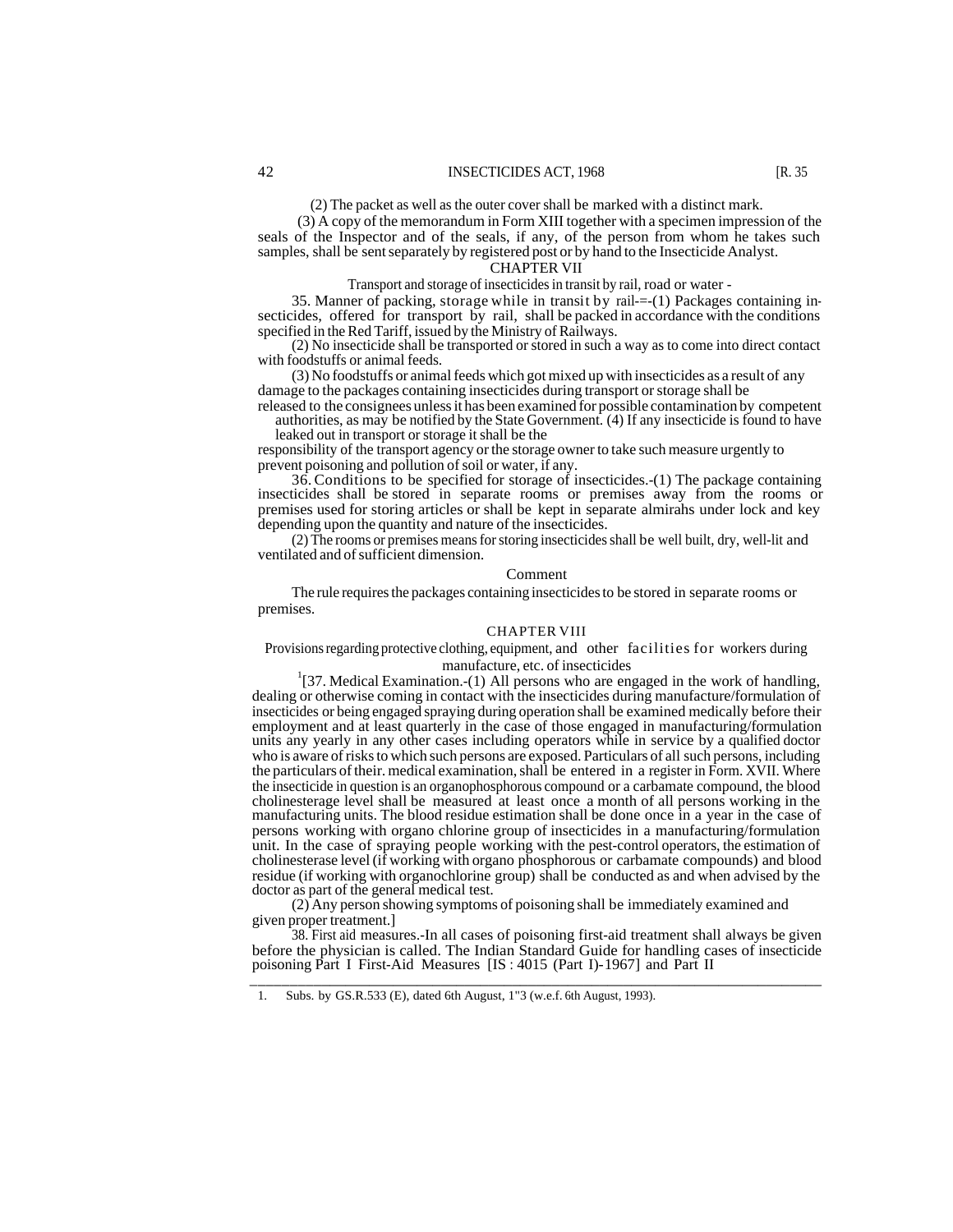(2) The packet as well as the outer cover shall be marked with a distinct mark.

(3) A copy of the memorandum in Form XIII together with a specimen impression of the seals of the Inspector and of the seals, if any, of the person from whom he takes such samples, shall be sent separately by registered post or by hand to the Insecticide Analyst.

## CHAPTER VII

Transport and storage of insecticides in transit by rail, road or water -

35. Manner of packing, storage while in transit by rail-=-(1) Packages containing insecticides, offered for transport by rail, shall be packed in accordance with the conditions specified in the Red Tariff, issued by the Ministry of Railways.

(2) No insecticide shall be transported or stored in such a way as to come into direct contact with foodstuffs or animal feeds.

(3) No foodstuffs or animal feeds which got mixed up with insecticides as a result of any damage to the packages containing insecticides during transport or storage shall be released to the consignees unless it has been examined for possible contamination by competent authorities, as may be notified by the State Government. (4) If any insecticide is found to have leaked out in transport or storage it shall be the responsibility of the transport agency or the storage owner to take such measure urgently to prevent poisoning and pollution of soil or water, if any.

36. Conditions to be specified for storage of insecticides.-(1) The package containing insecticides shall be stored in separate rooms or premises away from the rooms or premises used for storing articles or shall be kept in separate almirahs under lock and key depending upon the quantity and nature of the insecticides.

(2) The rooms or premises means for storing insecticides shall be well built, dry, well-lit and ventilated and of sufficient dimension.

### Comment

The rule requires the packages containing insecticides to be stored in separate rooms or premises.

## CHAPTER VIII

Provisions regarding protective clothing, equipment, and other facilities for workers during manufacture, etc. of insecticides

[1][37. Medical Examination.-(1) All persons who are engaged in the work of handling, dealing or otherwise coming in contact with the insecticides during manufacture/formulation of insecticides or being engaged spraying during operation shall be examined medically before their employment and at least quarterly in the case of those engaged in manufacturing/formulation units any yearly in any other cases including operators while in service by a qualified doctor who is aware of risks to which such persons are exposed. Particulars of all such persons, including the particulars of their. medical examination, shall be entered in a register in Form. XVII. Where the insecticide in question is an organophosphorous compound or a carbamate compound, the blood cholinesterage level shall be measured at least once a month of all persons working in the manufacturing units. The blood residue estimation shall be done once in a year in the case of persons working with organo chlorine group of insecticides in a manufacturing/formulation unit. In the case of spraying people working with the pest-control operators, the estimation of cholinesterase level (if working with organo phosphorous or carbamate compounds) and blood residue (if working with organochlorine group) shall be conducted as and when advised by the doctor as part of the general medical test.

(2) Any person showing symptoms of poisoning shall be immediately examined and given proper treatment.]

38. First aid measures.-In all cases of poisoning first-aid treatment shall always be given before the physician is called. The Indian Standard Guide for handling cases of insecticide poisoning Part I First-Aid Measures [IS : 4015 (Part I)-1967] and Part II

---

1. Subs. by GS.R.533 (E), dated 6th August, 1"3 (w.e.f. 6th August, 1993).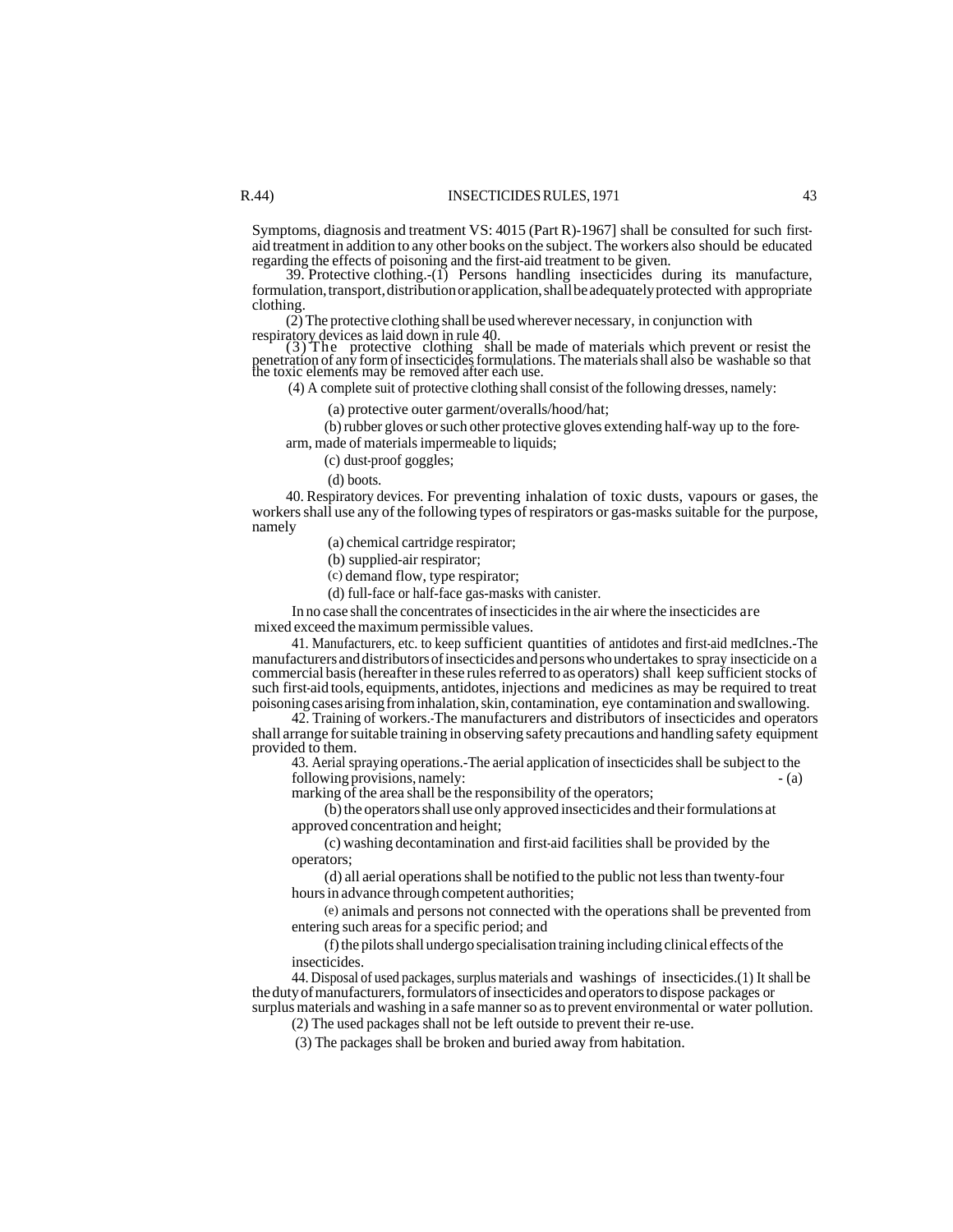Symptoms, diagnosis and treatment VS: 4015 (Part R)-1967] shall be consulted for such first-aid treatment in addition to any other books on the subject. The workers also should be educated regarding the effects of poisoning and the first-aid treatment to be given.

39. Protective clothing.-(1) Persons handling insecticides during its manufacture, formulation, transport, distribution or application, shall be adequately protected with appropriate clothing.

(2) The protective clothing shall be used wherever necessary, in conjunction with respiratory devices as laid down in rule 40.

(3) The protective clothing shall be made of materials which prevent or resist the penetration of any form of insecticides formulations. The materials shall also be washable so that the toxic elements may be removed after each use.

(4) A complete suit of protective clothing shall consist of the following dresses, namely:

(a) protective outer garment/overalls/hood/hat;

(b) rubber gloves or such other protective gloves extending half-way up to the fore-arm, made of materials impermeable to liquids;

(c) dust-proof goggles;

(d) boots.

40. Respiratory devices. For preventing inhalation of toxic dusts, vapours or gases, the workers shall use any of the following types of respirators or gas-masks suitable for the purpose, namely

(a) chemical cartridge respirator;

(b) supplied-air respirator;

(c) demand flow, type respirator;

(d) full-face or half-face gas-masks with canister.

In no case shall the concentrates of insecticides in the air where the insecticides are mixed exceed the maximum permissible values.

41. Manufacturers, etc. to keep sufficient quantities of antidotes and first-aid medIclnes.-The manufacturers and distributors of insecticides and persons who undertakes to spray insecticide on a commercial basis (hereafter in these rules referred to as operators) shall keep sufficient stocks of such first-aid tools, equipments, antidotes, injections and medicines as may be required to treat poisoning cases arising from inhalation, skin, contamination, eye contamination and swallowing.

42. Training of workers.-The manufacturers and distributors of insecticides and operators shall arrange for suitable training in observing safety precautions and handling safety equipment provided to them.

43. Aerial spraying operations.-The aerial application of insecticides shall be subject to the following provisions, namely: - (a) marking of the area shall be the responsibility of the operators;

(b) the operators shall use only approved insecticides and their formulations at approved concentration and height;

(c) washing decontamination and first-aid facilities shall be provided by the operators;

(d) all aerial operations shall be notified to the public not less than twenty-four hours in advance through competent authorities;

(e) animals and persons not connected with the operations shall be prevented from entering such areas for a specific period; and

(f) the pilots shall undergo specialisation training including clinical effects of the insecticides.

44. Disposal of used packages, surplus materials and washings of insecticides.(1) It shall be the duty of manufacturers, formulators of insecticides and operators to dispose packages or surplus materials and washing in a safe manner so as to prevent environmental or water pollution.

(2) The used packages shall not be left outside to prevent their re-use.

(3) The packages shall be broken and buried away from habitation.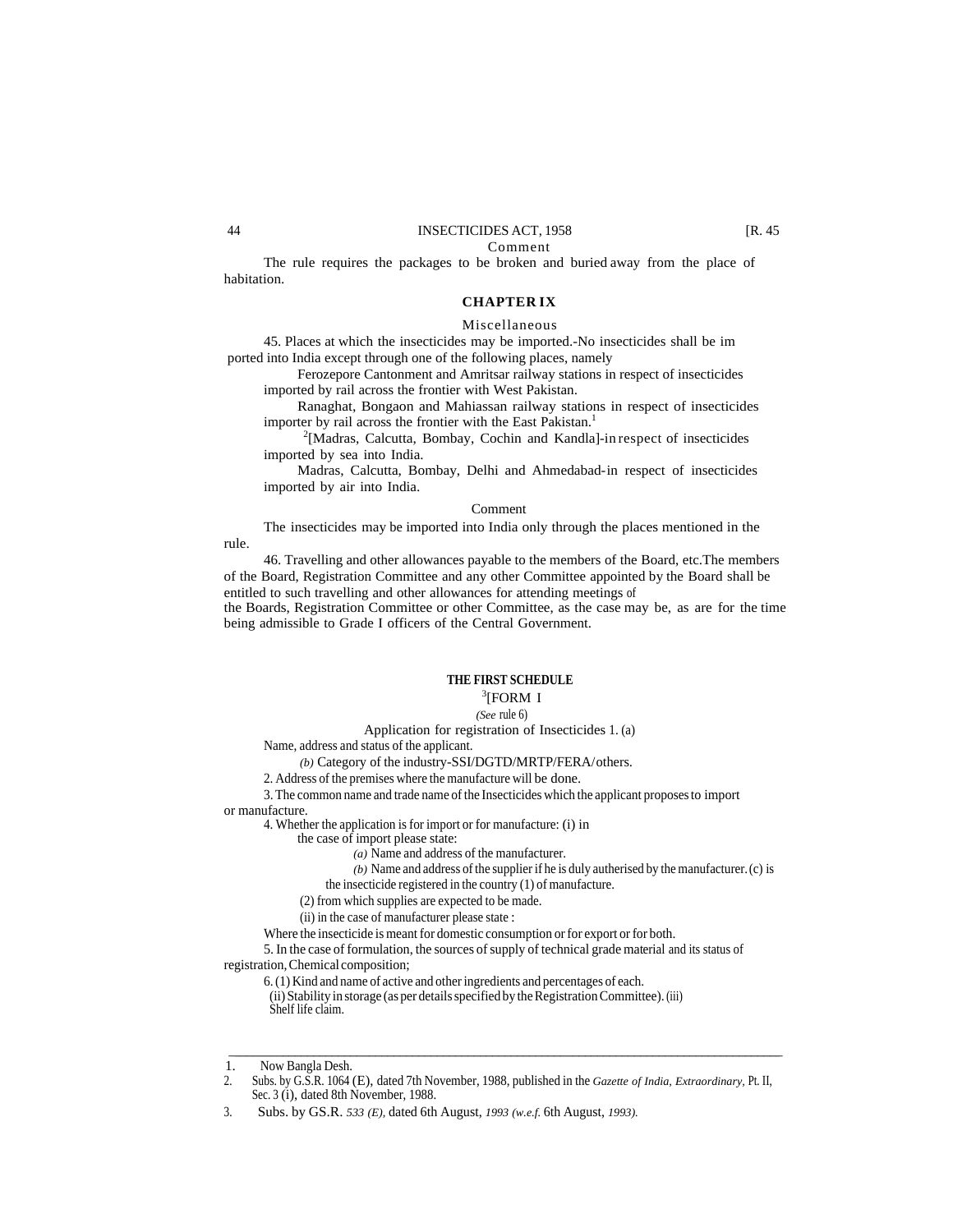Comment

The rule requires the packages to be broken and buried away from the place of habitation.

## CHAPTER IX

### Miscellaneous

45. Places at which the insecticides may be imported.-No insecticides shall be im ported into India except through one of the following places, namely

Ferozepore Cantonment and Amritsar railway stations in respect of insecticides imported by rail across the frontier with West Pakistan.

Ranaghat, Bongaon and Mahiassan railway stations in respect of insecticides importer by rail across the frontier with the East Pakistan.[1]

[2][Madras, Calcutta, Bombay, Cochin and Kandla]-in respect of insecticides imported by sea into India.

Madras, Calcutta, Bombay, Delhi and Ahmedabad-in respect of insecticides imported by air into India.

Comment

The insecticides may be imported into India only through the places mentioned in the rule.

46. Travelling and other allowances payable to the members of the Board, etc.The members of the Board, Registration Committee and any other Committee appointed by the Board shall be entitled to such travelling and other allowances for attending meetings of the Boards, Registration Committee or other Committee, as the case may be, as are for the time being admissible to Grade I officers of the Central Government.

## THE FIRST SCHEDULE

[3][FORM I

*(See* rule 6)

Application for registration of Insecticides 1. (a) Name, address and status of the applicant.

*(b)* Category of the industry-SSI/DGTD/MRTP/FERA/others.

2. Address of the premises where the manufacture will be done.

3. The common name and trade name of the Insecticides which the applicant proposes to import or manufacture.

4. Whether the application is for import or for manufacture: (i) in the case of import please state:

*(a)* Name and address of the manufacturer.

*(b)* Name and address of the supplier if he is duly autherised by the manufacturer. (c) is the insecticide registered in the country (1) of manufacture.

(2) from which supplies are expected to be made.

(ii) in the case of manufacturer please state :

Where the insecticide is meant for domestic consumption or for export or for both.

5. In the case of formulation, the sources of supply of technical grade material and its status of registration, Chemical composition;

6. (1) Kind and name of active and other ingredients and percentages of each.

(ii) Stability in storage (as per details specified by the Registration Committee). (iii) Shelf life claim.

---

1. Now Bangla Desh.
2. Subs. by G.S.R. 1064 (E), dated 7th November, 1988, published in the *Gazette of India, Extraordinary,* Pt. II, Sec. 3 (i), dated 8th November, 1988.
3. Subs. by GS.R. *533 (E),* dated 6th August, *1993 (w.e.f.* 6th August, *1993).*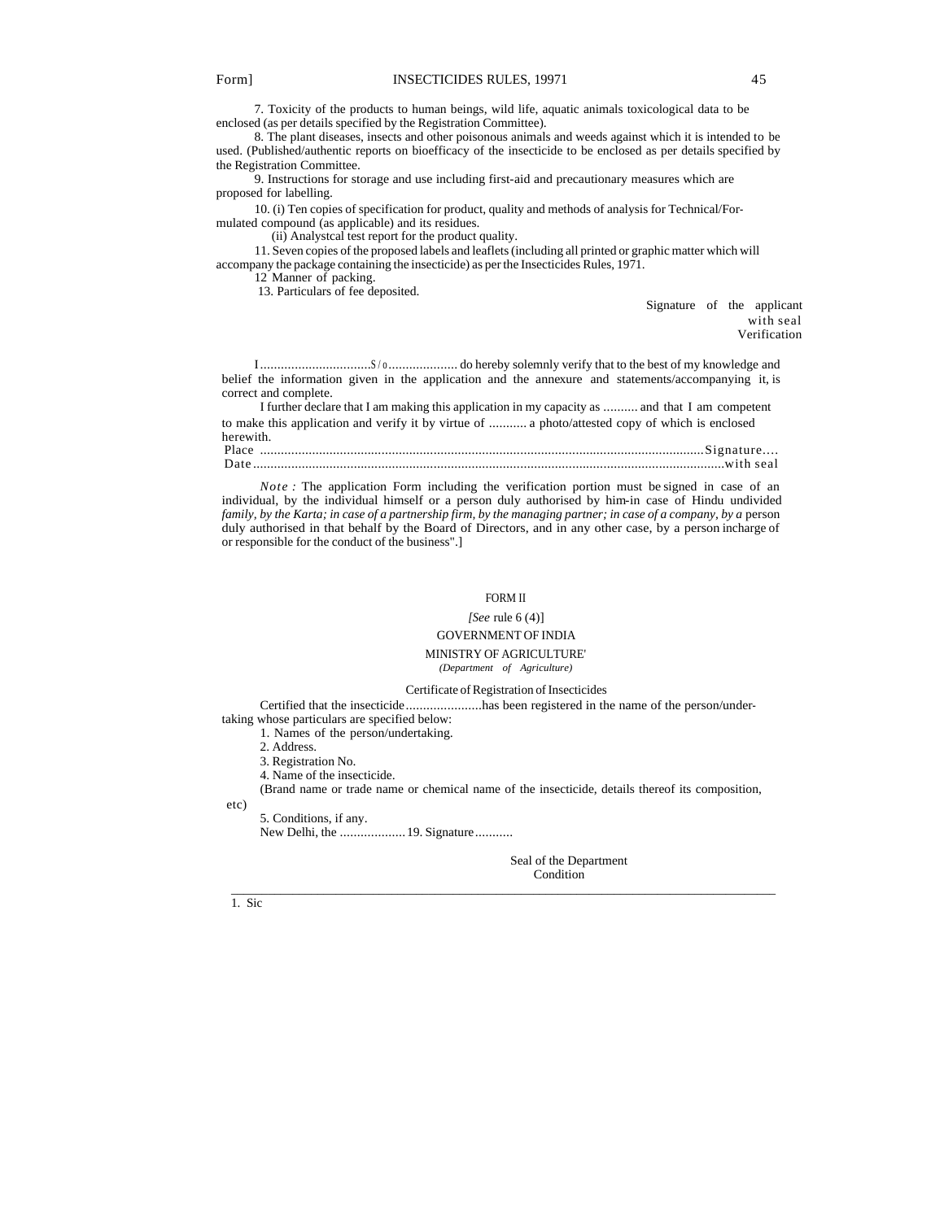7. Toxicity of the products to human beings, wild life, aquatic animals toxicological data to be enclosed (as per details specified by the Registration Committee).

8. The plant diseases, insects and other poisonous animals and weeds against which it is intended to be used. (Published/authentic reports on bioefficacy of the insecticide to be enclosed as per details specified by the Registration Committee.

9. Instructions for storage and use including first-aid and precautionary measures which are proposed for labelling.

10. (i) Ten copies of specification for product, quality and methods of analysis for Technical/Formulated compound (as applicable) and its residues.

(ii) Analystcal test report for the product quality.

11. Seven copies of the proposed labels and leaflets (including all printed or graphic matter which will accompany the package containing the insecticide) as per the Insecticides Rules, 1971.

12 Manner of packing.

13. Particulars of fee deposited.

Signature of the applicant
with seal

Verification

I ................................S/o.................... do hereby solemnly verify that to the best of my knowledge and belief the information given in the application and the annexure and statements/accompanying it, is correct and complete.

I further declare that I am making this application in my capacity as .......... and that I am competent to make this application and verify it by virtue of ........... a photo/attested copy of which is enclosed herewith.

Place ................................................................................................................................Signature....

Date ........................................................................................................................................with seal

*Note :* The application Form including the verification portion must be signed in case of an individual, by the individual himself or a person duly authorised by him-in case of Hindu undivided *family, by the Karta; in case of a partnership firm, by the managing partner; in case of a company, by a* person duly authorised in that behalf by the Board of Directors, and in any other case, by a person incharge of or responsible for the conduct of the business".]

## FORM II

*[See* rule 6 (4)]

GOVERNMENT OF INDIA

MINISTRY OF AGRICULTURE[1]

*(Department of Agriculture)*

Certificate of Registration of Insecticides

Certified that the insecticide......................has been registered in the name of the person/undertaking whose particulars are specified below:

1. Names of the person/undertaking.
2. Address.
3. Registration No.
4. Name of the insecticide.

(Brand name or trade name or chemical name of the insecticide, details thereof its composition, etc)

5. Conditions, if any.

New Delhi, the ................... 19. Signature...........

Seal of the Department

Condition

---

1. Sic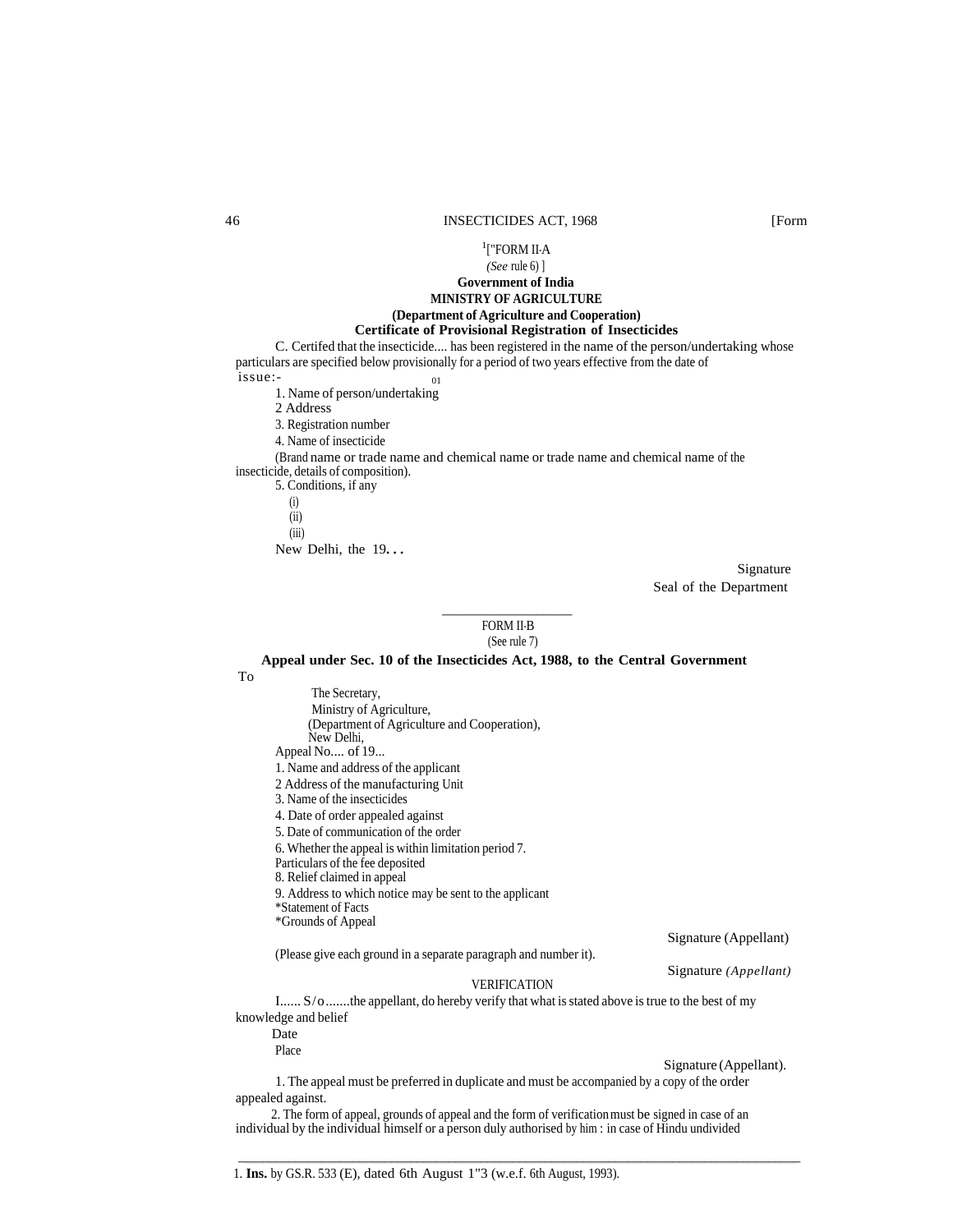[1]["FORM II-A

*(See* rule 6) ]

**Government of India**

**MINISTRY OF AGRICULTURE**

**(Department of Agriculture and Cooperation)**

**Certificate of Provisional Registration of Insecticides**

C. Certifed that the insecticide.... has been registered in the name of the person/undertaking whose particulars are specified below provisionally for a period of two years effective from the date of issue:-

01

1. Name of person/undertaking
2 Address
3. Registration number
4. Name of insecticide

(Brand name or trade name and chemical name or trade name and chemical name of the insecticide, details of composition).

5. Conditions, if any

(i)

(ii)

(iii)

New Delhi, the 19. . .

Signature

Seal of the Department

---

FORM II-B

(See rule 7)

**Appeal under Sec. 10 of the Insecticides Act, 1988, to the Central Government**

To

The Secretary,
Ministry of Agriculture,
(Department of Agriculture and Cooperation),
New Delhi,

Appeal No.... of 19...

1. Name and address of the applicant
2 Address of the manufacturing Unit
3. Name of the insecticides
4. Date of order appealed against
5. Date of communication of the order
6. Whether the appeal is within limitation period 7.

Particulars of the fee deposited

8. Relief claimed in appeal
9. Address to which notice may be sent to the applicant

*Statement of Facts

*Grounds of Appeal

Signature (Appellant)

(Please give each ground in a separate paragraph and number it).

Signature *(Appellant)*

VERIFICATION

I...... S/o.......the appellant, do hereby verify that what is stated above is true to the best of my knowledge and belief

Date

Place

Signature (Appellant).

1. The appeal must be preferred in duplicate and must be accompanied by a copy of the order appealed against.

2. The form of appeal, grounds of appeal and the form of verification must be signed in case of an individual by the individual himself or a person duly authorised by him : in case of Hindu undivided

---

1. **Ins.** by GS.R. 533 (E), dated 6th August 1"3 (w.e.f. 6th August, 1993).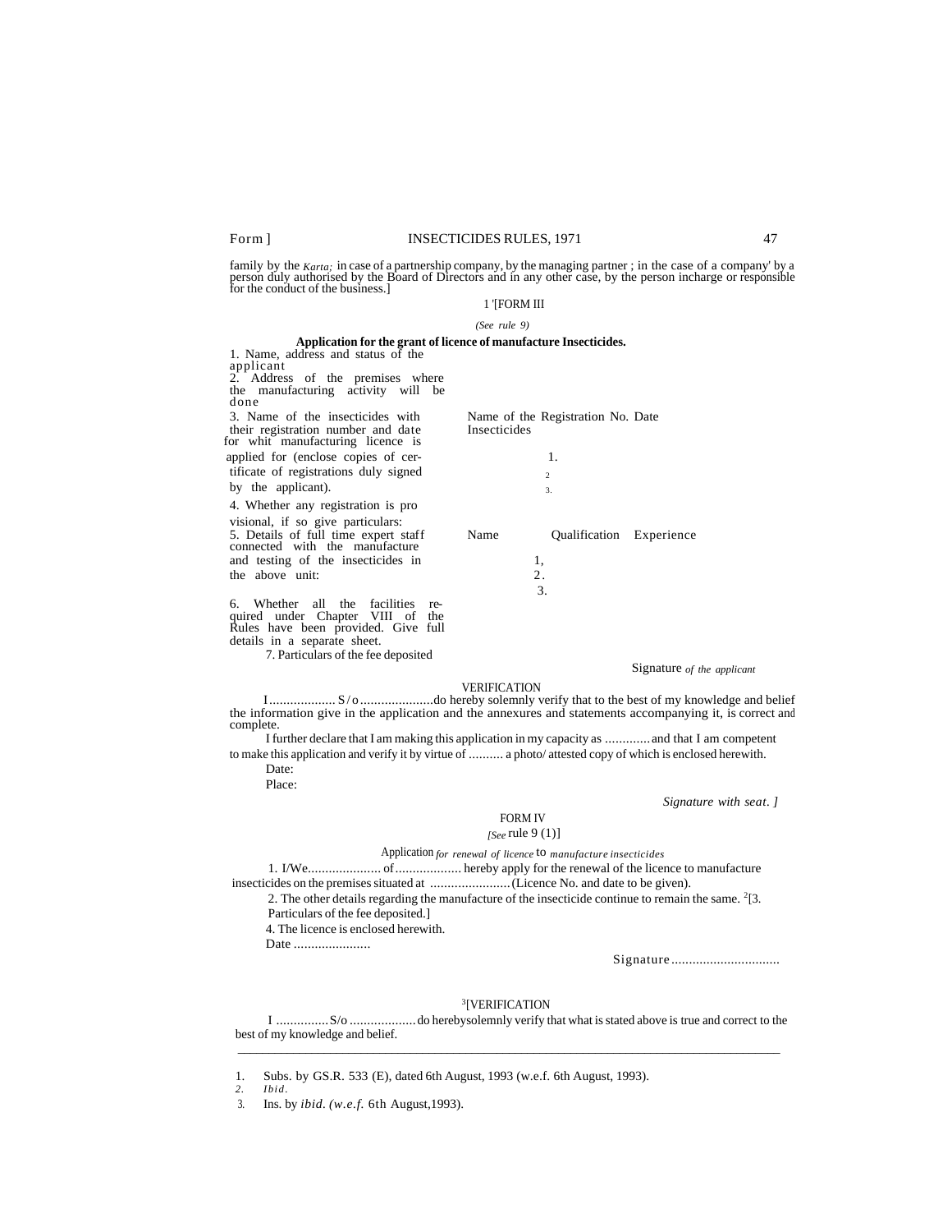family by the *Karta;* in case of a partnership company, by the managing partner ; in the case of a company' by a person duly authorised by the Board of Directors and in any other case, by the person incharge or responsible for the conduct of the business.]

1 '[FORM III

*(See rule 9)*

**Application for the grant of licence of manufacture Insecticides.**

1. Name, address and status of the applicant

2. Address of the premises where the manufacturing activity will be done

3. Name of the insecticides with their registration number and date for whit manufacturing licence is applied for (enclose copies of certificate of registrations duly signed by the applicant).

| Name of the Insecticides | Registration No. | Date |
|---|---|---|
| 1. | | |
| 2 | | |
| 3. | | |

4. Whether any registration is pro visional, if so give particulars:

5. Details of full time expert staff connected with the manufacture and testing of the insecticides in the above unit:

| Name | Qualification | Experience |
|---|---|---|
| 1, | | |
| 2. | | |
| 3. | | |

6. Whether all the facilities required under Chapter VIII of the Rules have been provided. Give full details in a separate sheet.

7. Particulars of the fee deposited

Signature *of the applicant*

VERIFICATION

I .................. S/o ....................do hereby solemnly verify that to the best of my knowledge and belief the information give in the application and the annexures and statements accompanying it, is correct and complete.

I further declare that I am making this application in my capacity as ............ and that I am competent to make this application and verify it by virtue of .......... a photo/ attested copy of which is enclosed herewith.

Date:

Place:

*Signature with seat. ]*

FORM IV

*[See* rule 9 (1)]

Application *for renewal of licence* to *manufacture insecticides*

1. I/We..................... of................... hereby apply for the renewal of the licence to manufacture insecticides on the premises situated at .......................(Licence No. and date to be given).

2. The other details regarding the manufacture of the insecticide continue to remain the same. [2][3. Particulars of the fee deposited.]

4. The licence is enclosed herewith.

Date ......................

Signature ...............................

[3][VERIFICATION

I ...............S/o ...................do herebysolemnly verify that what is stated above is true and correct to the best of my knowledge and belief.

---

1. Subs. by GS.R. 533 (E), dated 6th August, 1993 (w.e.f. 6th August, 1993).
2. *Ibid.*
3. Ins. by *ibid. (w.e.f.* 6th August,1993).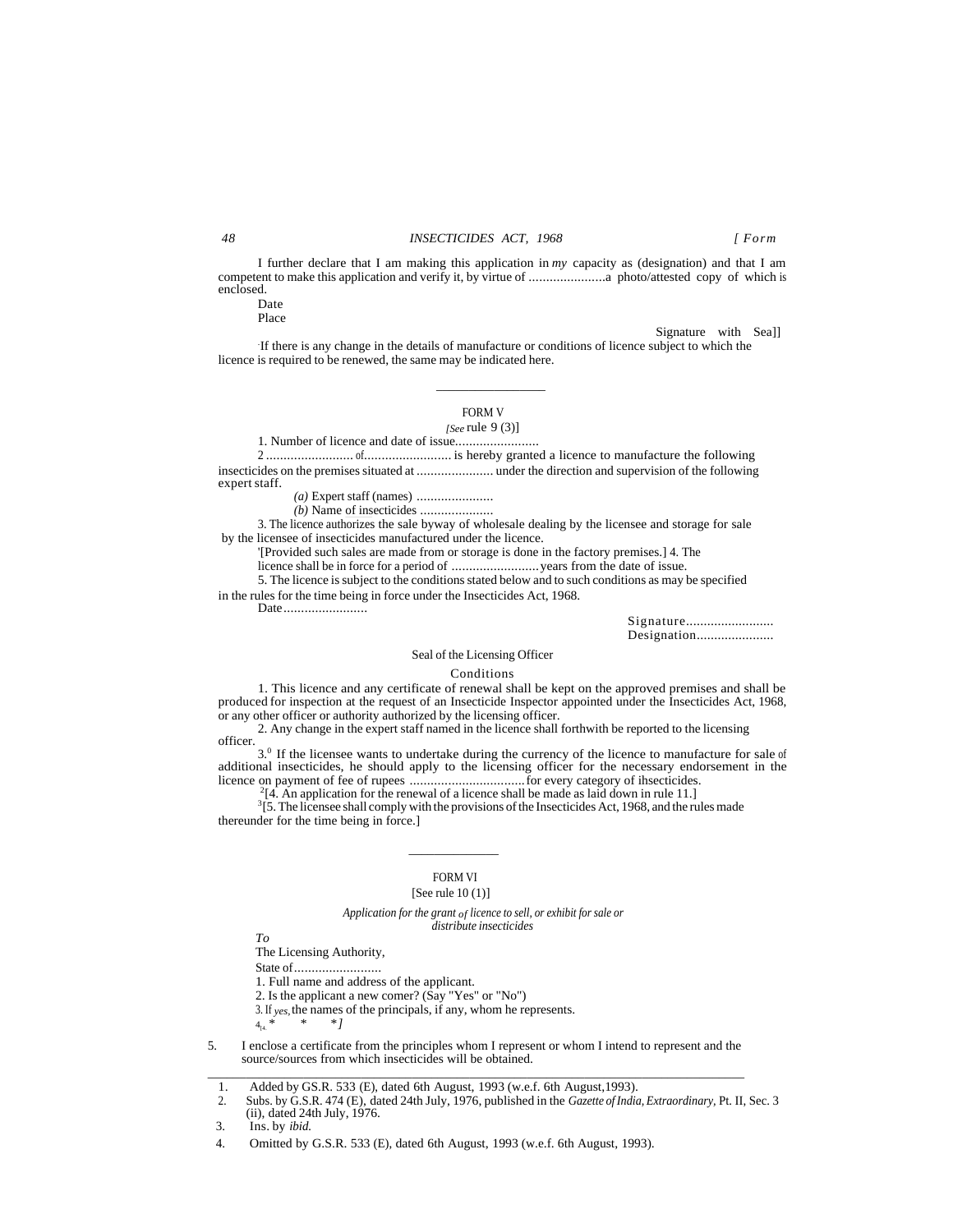I further declare that I am making this application in *my* capacity as (designation) and that I am competent to make this application and verify it, by virtue of ......................a photo/attested copy of which is enclosed.

Date

Place

Signature with Sea]]

·If there is any change in the details of manufacture or conditions of licence subject to which the licence is required to be renewed, the same may be indicated here.

---

## FORM V

*[See* rule 9 (3)]

1. Number of licence and date of issue........................

2 ......................... of......................... is hereby granted a licence to manufacture the following insecticides on the premises situated at ...................... under the direction and supervision of the following expert staff.

*(a)* Expert staff (names) ......................

*(b)* Name of insecticides .....................

3. The licence authorizes the sale byway of wholesale dealing by the licensee and storage for sale by the licensee of insecticides manufactured under the licence.

'[Provided such sales are made from or storage is done in the factory premises.] 4. The licence shall be in force for a period of .........................years from the date of issue.

5. The licence is subject to the conditions stated below and to such conditions as may be specified in the rules for the time being in force under the Insecticides Act, 1968.

Date........................

Signature.........................

Designation......................

Seal of the Licensing Officer

### Conditions

1. This licence and any certificate of renewal shall be kept on the approved premises and shall be produced for inspection at the request of an Insecticide Inspector appointed under the Insecticides Act, 1968, or any other officer or authority authorized by the licensing officer.

2. Any change in the expert staff named in the licence shall forthwith be reported to the licensing officer.

3.[0] If the licensee wants to undertake during the currency of the licence to manufacture for sale of additional insecticides, he should apply to the licensing officer for the necessary endorsement in the licence on payment of fee of rupees .................................for every category of ihsecticides.

[2][4. An application for the renewal of a licence shall be made as laid down in rule 11.]

[3][5. The licensee shall comply with the provisions of the Insecticides Act, 1968, and the rules made thereunder for the time being in force.]

---

## FORM VI

[See rule 10 (1)]

*Application for the grant of licence to sell, or exhibit for sale or distribute insecticides*

*To*

The Licensing Authority,

State of.........................

1. Full name and address of the applicant.

2. Is the applicant a new comer? (Say "Yes" or "No")

3. If *yes,* the names of the principals, if any, whom he represents.

4[4]. * * *]

5. I enclose a certificate from the principles whom I represent or whom I intend to represent and the source/sources from which insecticides will be obtained.

---

1. Added by GS.R. 533 (E), dated 6th August, 1993 (w.e.f. 6th August,1993).
2. Subs. by G.S.R. 474 (E), dated 24th July, 1976, published in the *Gazette of India, Extraordinary,* Pt. II, Sec. 3 (ii), dated 24th July, 1976.
3. Ins. by *ibid.*
4. Omitted by G.S.R. 533 (E), dated 6th August, 1993 (w.e.f. 6th August, 1993).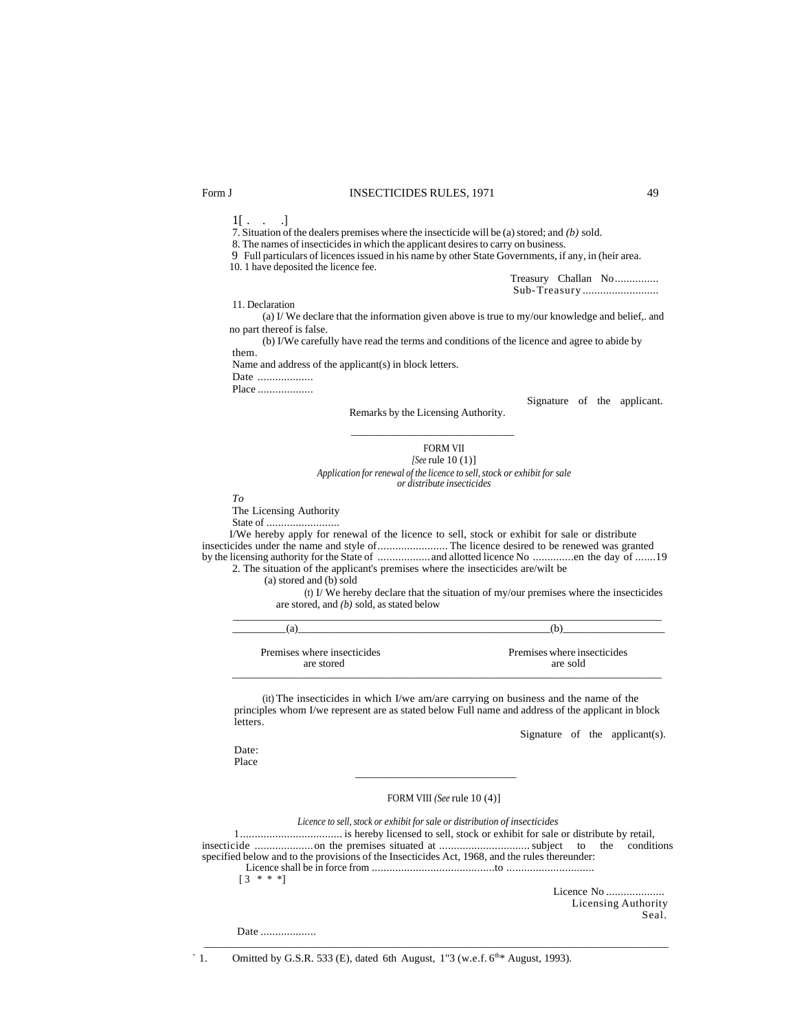1[ . . .]

7. Situation of the dealers premises where the insecticide will be (a) stored; and *(b)* sold.

8. The names of insecticides in which the applicant desires to carry on business.

9 Full particulars of licences issued in his name by other State Governments, if any, in (heir area.

10. 1 have deposited the licence fee.

Treasury Challan No...............
Sub-Treasury..........................

11. Declaration

(a) I/ We declare that the information given above is true to my/our knowledge and belief,. and no part thereof is false.

(b) I/We carefully have read the terms and conditions of the licence and agree to abide by them.

Name and address of the applicant(s) in block letters.

Date ...................

Place ...................

Signature of the applicant.

Remarks by the Licensing Authority.

---

FORM VII

*[See* rule 10 (1)]

*Application for renewal of the licence to sell, stock or exhibit for sale or distribute insecticides*

*To*

The Licensing Authority

State of .........................

I/We hereby apply for renewal of the licence to sell, stock or exhibit for sale or distribute insecticides under the name and style of........................ The licence desired to be renewed was granted by the licensing authority for the State of .................. and allotted licence No .............en the day of .......19

2. The situation of the applicant's premises where the insecticides are/wilt be

(a) stored and (b) sold

(t) I/ We hereby declare that the situation of my/our premises where the insecticides are stored, and *(b)* sold, as stated below

| (a) | (b) |
|---|---|
| Premises where insecticides are stored | Premises where insecticides are sold |

(it) The insecticides in which I/we am/are carrying on business and the name of the principles whom I/we represent are as stated below Full name and address of the applicant in block letters.

Signature of the applicant(s).

Date:

Place

---

FORM VIII *(See* rule 10 (4)]

*Licence to sell, stock or exhibit for sale or distribution of insecticides*

1................................... is hereby licensed to sell, stock or exhibit for sale or distribute by retail, insecticide ....................on the premises situated at ............................... subject to the conditions specified below and to the provisions of the Insecticides Act, 1968, and the rules thereunder:

Licence shall be in force from ..........................................to ..............................

[ 3 * * *]

Licence No ....................
Licensing Authority
Seal.

Date ...................

---

1. Omitted by G.S.R. 533 (E), dated 6th August, 1"3 (w.e.f. 6th* August, 1993).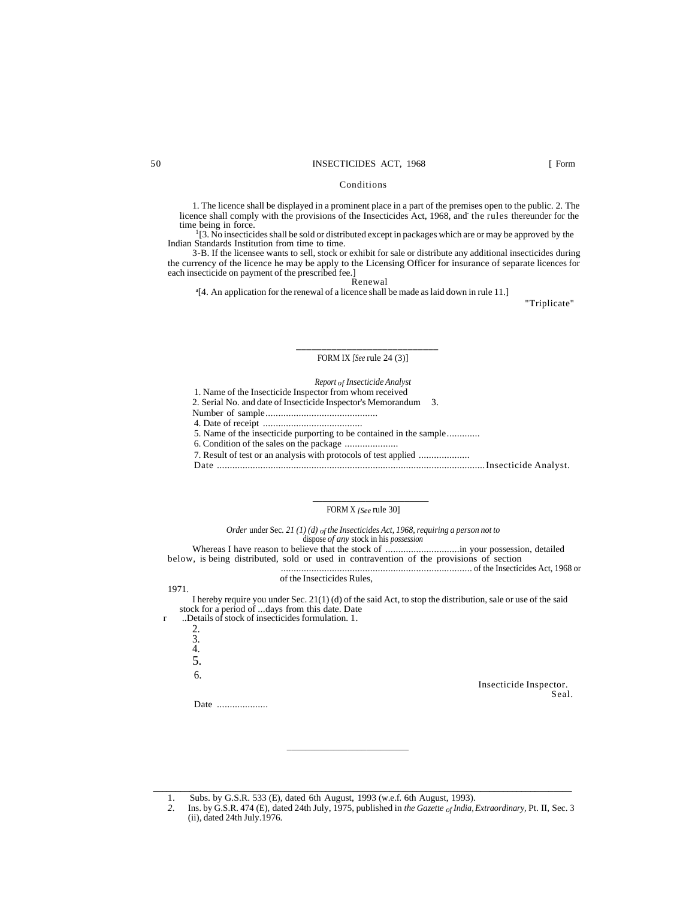Conditions

1. The licence shall be displayed in a prominent place in a part of the premises open to the public. 2. The licence shall comply with the provisions of the Insecticides Act, 1968, and the rules thereunder for the time being in force.

[1][3. No insecticides shall be sold or distributed except in packages which are or may be approved by the Indian Standards Institution from time to time.

3-B. If the licensee wants to sell, stock or exhibit for sale or distribute any additional insecticides during the currency of the licence he may be apply to the Licensing Officer for insurance of separate licences for each insecticide on payment of the prescribed fee.]

Renewal

[2][4. An application for the renewal of a licence shall be made as laid down in rule 11.]

"Triplicate"

---

FORM IX *[See* rule 24 (3)]

*Report of Insecticide Analyst*

1. Name of the Insecticide Inspector from whom received
2. Serial No. and date of Insecticide Inspector's Memorandum
3. Number of sample............................................
4. Date of receipt ........................................
5. Name of the insecticide purporting to be contained in the sample.............
6. Condition of the sales on the package .....................
7. Result of test or an analysis with protocols of test applied ....................

Date .........................................................................................................Insecticide Analyst.

---

FORM X *[See* rule 30]

*Order* under Sec. *21 (1) (d) of the Insecticides Act, 1968, requiring a person not to* dispose *of any* stock in his *possession*

Whereas I have reason to believe that the stock of .............................in your possession, detailed below, is being distributed, sold or used in contravention of the provisions of section ........................................................................... of the Insecticides Act, 1968 or of the Insecticides Rules, 1971.

I hereby require you under Sec. 21(1) (d) of the said Act, to stop the distribution, sale or use of the said stock for a period of ...days from this date. Date

..Details of stock of insecticides formulation.

1.
2.
3.
4.
5.
6.

Insecticide Inspector.

Seal.

Date ....................

---

1. Subs. by G.S.R. 533 (E), dated 6th August, 1993 (w.e.f. 6th August, 1993).
2. Ins. by G.S.R. 474 (E), dated 24th July, 1975, published in *the Gazette of India, Extraordinary,* Pt. II, Sec. 3 (ii), dated 24th July.1976.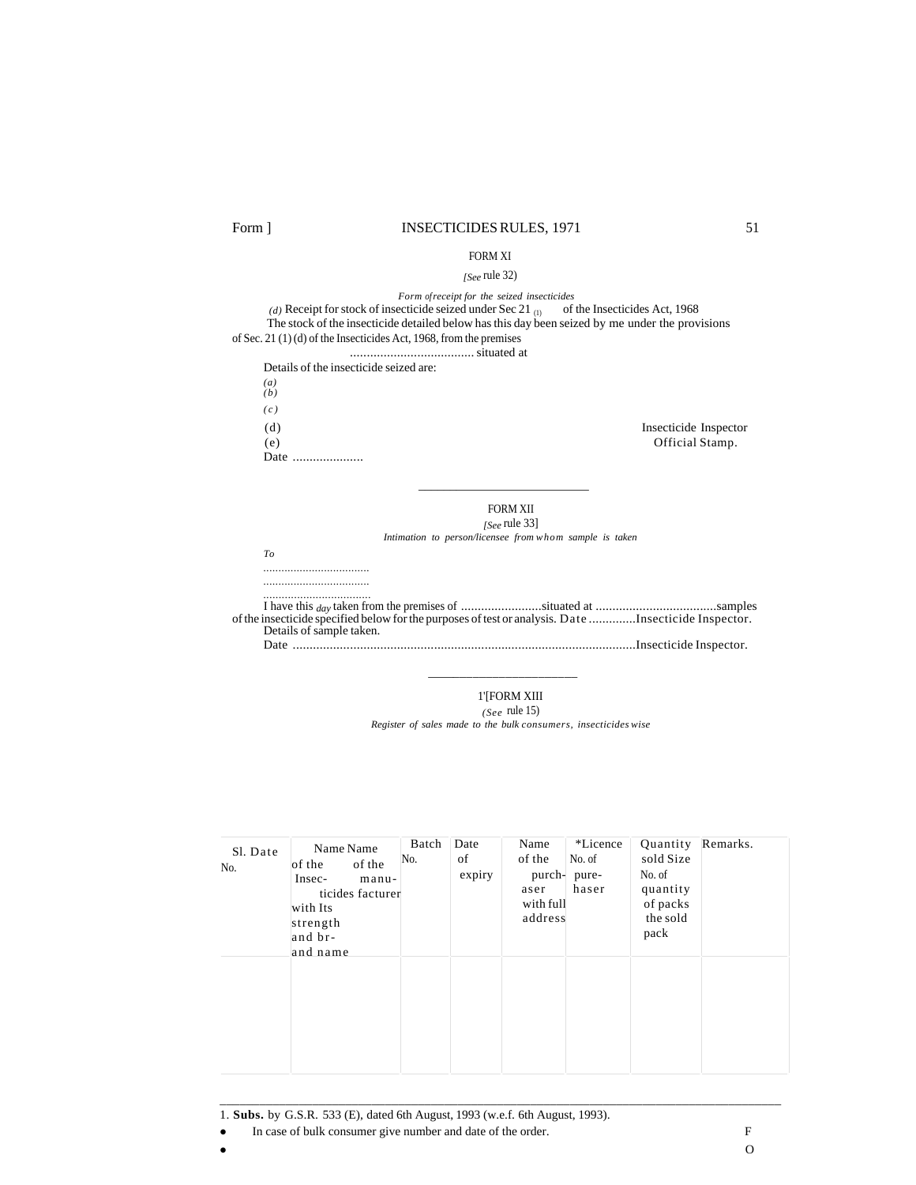## FORM XI

*[See* rule 32)

*Form of receipt for the seized insecticides*

*(d)* Receipt for stock of insecticide seized under Sec 21 (1) of the Insecticides Act, 1968

The stock of the insecticide detailed below has this day been seized by me under the provisions of Sec. 21 (1) (d) of the Insecticides Act, 1968, from the premises

..................................... situated at

Details of the insecticide seized are:

*(a)*
*(b)*
*(c)*
(d)
(e)

Date .....................

Insecticide Inspector
Official Stamp.

---

## FORM XII

*[See* rule 33]

*Intimation to person/licensee from whom sample is taken*

*To*

...................................
...................................
...................................

I have this *day* taken from the premises of ........................situated at ....................................samples of the insecticide specified below for the purposes of test or analysis. Date ..............Insecticide Inspector.

Details of sample taken.

Date ......................................................................................................Insecticide Inspector.

---

## 1'[FORM XIII

*(See* rule 15)

*Register of sales made to the bulk consumers, insecticides wise*

| Sl. No. | Date | Name of the Insecticides with Its strength and brand name | Name of the manufacturer | Batch No. | Date of expiry | Name of the purchaser with full address | *Licence No. of purchaser | Quantity sold Size No. of quantity of packs the sold pack | Remarks. |
|---|---|---|---|---|---|---|---|---|---|
| | | | | | | | | | |

---

1. **Subs.** by G.S.R. 533 (E), dated 6th August, 1993 (w.e.f. 6th August, 1993).

- In case of bulk consumer give number and date of the order.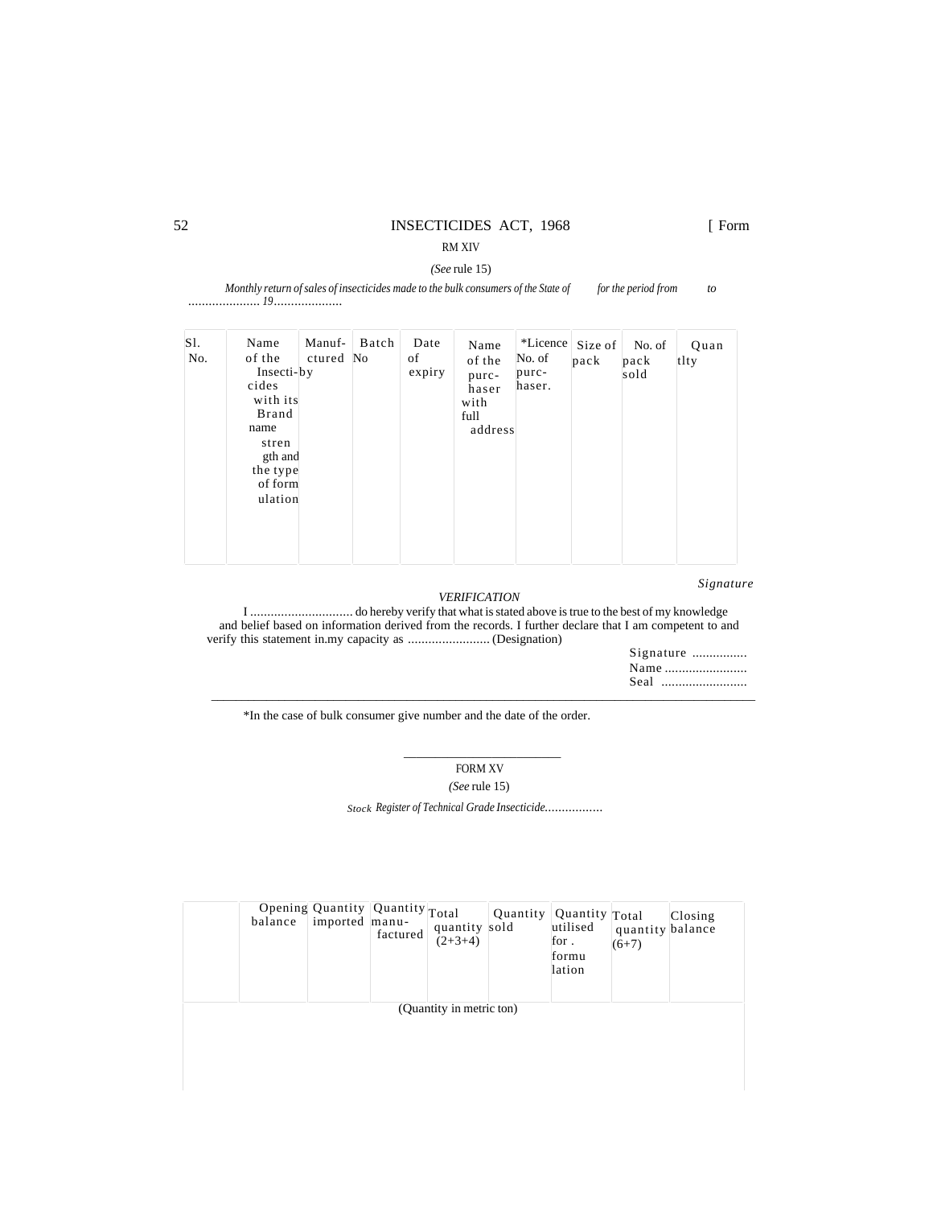[ Form RM XIV

*(See* rule 15)

*Monthly return of sales of insecticides made to the bulk consumers of the State of for the period from to ..................... 19....................*

| Sl. No. | Name of the Insecti-cides with its Brand name strength and the type of formulation | Manuf-ctured by | Batch No | Date of expiry | Name of the purc-haser with full address | *Licence No. of purc-haser. | Size of pack | No. of pack sold | Quantlty |
|---|---|---|---|---|---|---|---|---|---|
| | | | | | | | | | |

*Signature*

*VERIFICATION*

I .............................. do hereby verify that what is stated above is true to the best of my knowledge and belief based on information derived from the records. I further declare that I am competent to and verify this statement in.my capacity as ........................ (Designation)

Signature ................
Name ........................
Seal .........................

*In the case of bulk consumer give number and the date of the order.

FORM XV

*(See* rule 15)

*Stock Register of Technical Grade Insecticide.................*

| | Opening balance | Quantity imported | Quantity manu-factured | Total quantity (2+3+4) | Quantity sold | Quantity utilised for . formulation | Total quantity (6+7) | Closing balance |
|---|---|---|---|---|---|---|---|---|
| (Quantity in metric ton) | | | | | | | | |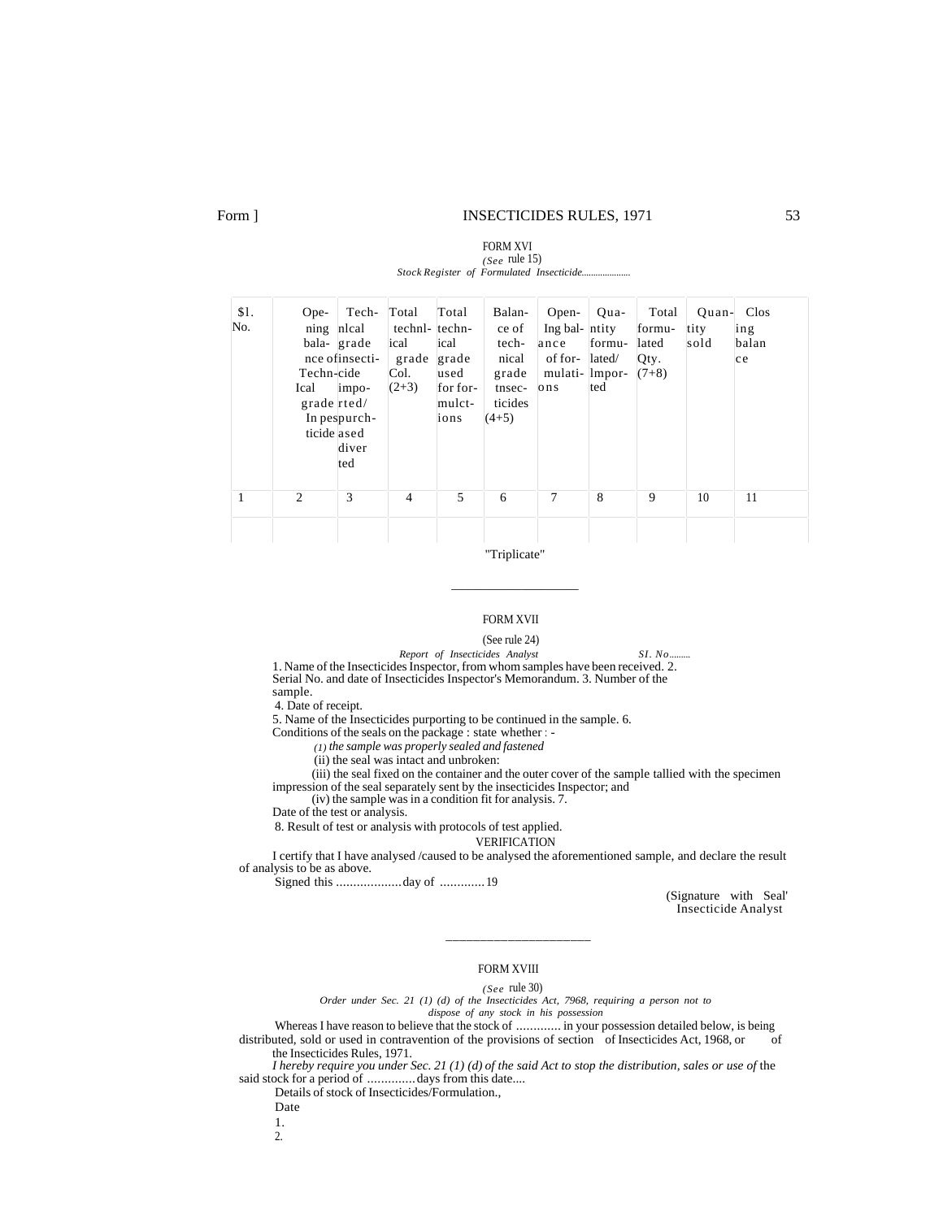FORM XVI

*(See* rule 15)

*Stock Register of Formulated Insecticide.....................*

| $1. No. | Opening balance of Technical grade Inpesticide | Technlcal grade insecticide imported/ purchased diverted | Total technlical grade Col. (2+3) | Total technical grade used for formulctions | Balance of technical grade tnsecticides (4+5) | Opening balance of formulations | Quantity formulated/ lmported | Total formulated Qty. (7+8) | Quantity sold | Closing balance |
|---|---|---|---|---|---|---|---|---|---|---|
| 1 | 2 | 3 | 4 | 5 | 6 | 7 | 8 | 9 | 10 | 11 |
| | | | | | | | | | | |

"Triplicate"

---

FORM XVII

(See rule 24)

*Report of Insecticides Analyst* *SI. No.........*

1. Name of the Insecticides Inspector, from whom samples have been received. 2. Serial No. and date of Insecticides Inspector's Memorandum. 3. Number of the sample.

4. Date of receipt.

5. Name of the Insecticides purporting to be continued in the sample. 6. Conditions of the seals on the package : state whether : -

*(1) the sample was properly sealed and fastened*

(ii) the seal was intact and unbroken:

(iii) the seal fixed on the container and the outer cover of the sample tallied with the specimen impression of the seal separately sent by the insecticides Inspector; and

(iv) the sample was in a condition fit for analysis. 7. Date of the test or analysis.

8. Result of test or analysis with protocols of test applied.

VERIFICATION

I certify that I have analysed /caused to be analysed the aforementioned sample, and declare the result of analysis to be as above.

Signed this ...................day of .............19

(Signature with Seal'
Insecticide Analyst

---

FORM XVIII

*(See* rule 30)

*Order under Sec. 21 (1) (d) of the Insecticides Act, 7968, requiring a person not to dispose of any stock in his possession*

Whereas I have reason to believe that the stock of ............. in your possession detailed below, is being distributed, sold or used in contravention of the provisions of section of Insecticides Act, 1968, or of the Insecticides Rules, 1971.

*I hereby require you under Sec. 21 (1) (d) of the said Act to stop the distribution, sales or use of* the said stock for a period of ..............days from this date....

Details of stock of Insecticides/Formulation.,

Date

1.

2.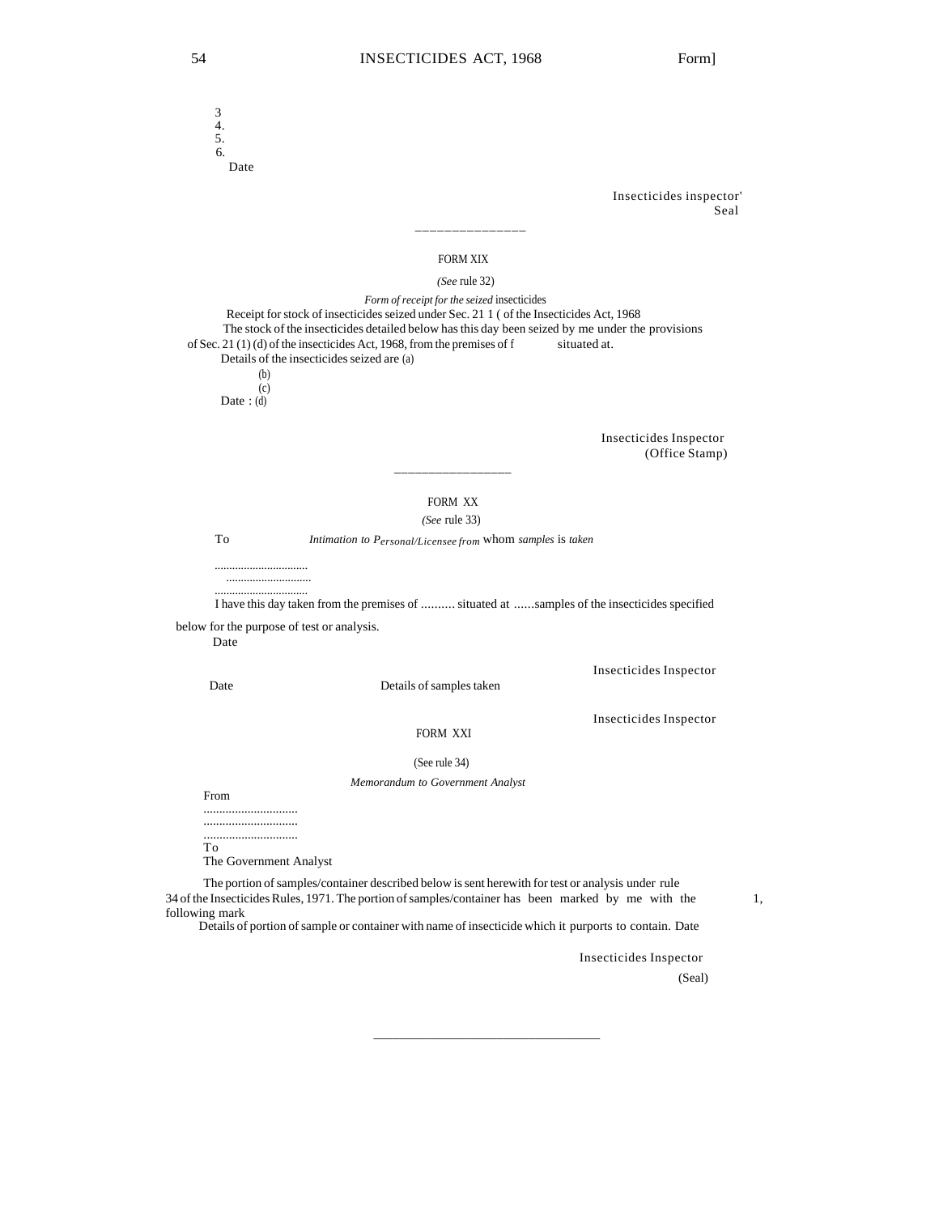3
4.
5.
6.

Date

Insecticides inspector'
Seal

---

FORM XIX

*(See* rule 32)

*Form of receipt for the seized* insecticides

Receipt for stock of insecticides seized under Sec. 21 1 ( of the Insecticides Act, 1968

The stock of the insecticides detailed below has this day been seized by me under the provisions of Sec. 21 (1) (d) of the insecticides Act, 1968, from the premises of f situated at.

Details of the insecticides seized are (a)

(b)

(c)

Date : (d)

Insecticides Inspector
(Office Stamp)

---

FORM XX

*(See* rule 33)

To *Intimation to Personal/Licensee from* whom *samples* is *taken*

................................
............................
................................

I have this day taken from the premises of .......... situated at ......samples of the insecticides specified below for the purpose of test or analysis.

Date

Insecticides Inspector

Date Details of samples taken

Insecticides Inspector

FORM XXI

(See rule 34)

*Memorandum to Government Analyst*

From
..............................
..............................
..............................

To
The Government Analyst

The portion of samples/container described below is sent herewith for test or analysis under rule 34 of the Insecticides Rules, 1971. The portion of samples/container has been marked by me with the following mark 1,

Details of portion of sample or container with name of insecticide which it purports to contain. Date

Insecticides Inspector
(Seal)

---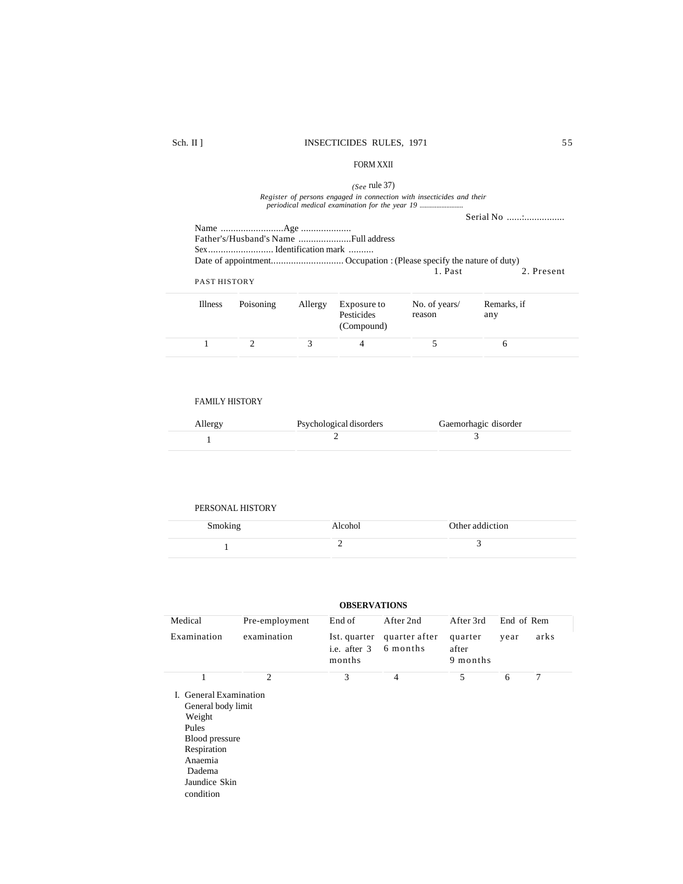## FORM XXII

*(See* rule 37)

*Register of persons engaged in connection with insecticides and their periodical medical examination for the year 19 ..........................*

Serial No ......:................

Name .........................Age ....................

Father's/Husband's Name .....................Full address

Sex.......................... Identification mark ..........

Date of appointment............................. Occupation : (Please specify the nature of duty)

1. Past 2. Present

PAST HISTORY

| Illness | Poisoning | Allergy | Exposure to Pesticides (Compound) | No. of years/ reason | Remarks, if any |
|---|---|---|---|---|---|
| 1 | 2 | 3 | 4 | 5 | 6 |

FAMILY HISTORY

| Allergy | Psychological disorders | Gaemorhagic disorder |
|---|---|---|
| 1 | 2 | 3 |

PERSONAL HISTORY

| Smoking | Alcohol | Other addiction |
|---|---|---|
| 1 | 2 | 3 |

**OBSERVATIONS**

| Medical Examination | Pre-employment examination | End of Ist. quarter i.e. after 3 months | After 2nd quarter after 6 months | After 3rd quarter after 9 months | End of year | Remarks |
|---|---|---|---|---|---|---|
| 1 | 2 | 3 | 4 | 5 | 6 | 7 |

I. General Examination
   General body limit
   Weight
   Pules
   Blood pressure
   Respiration
   Anaemia
   Dadema
   Jaundice Skin condition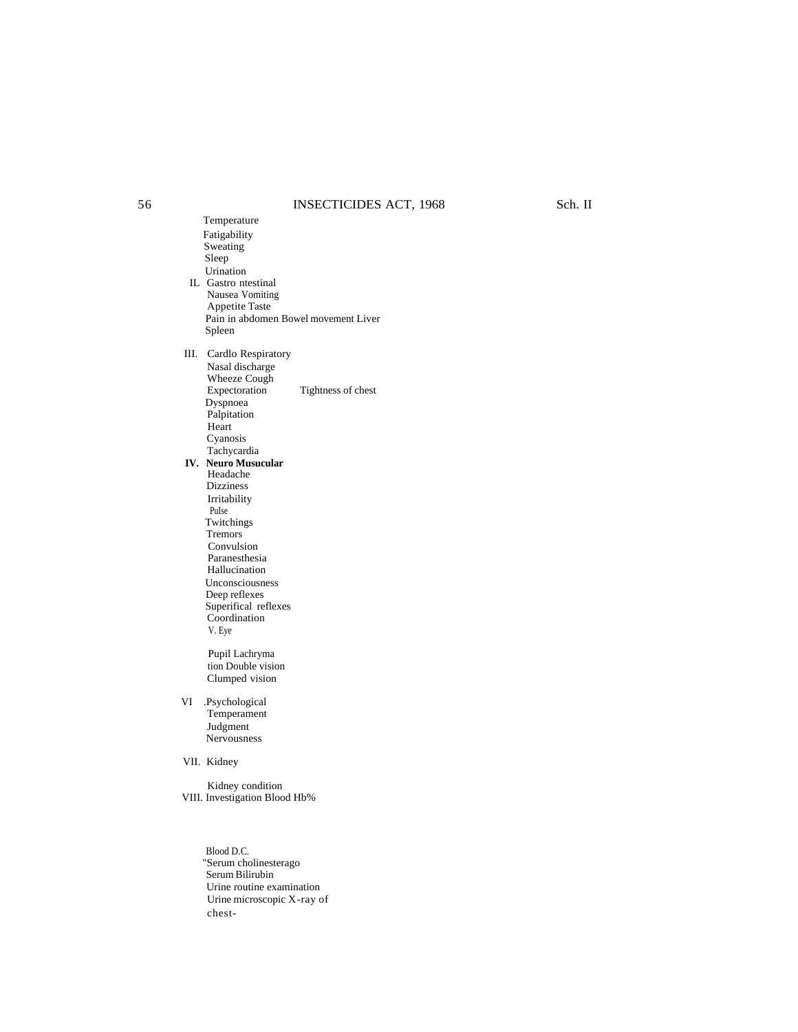Temperature
Fatigability
Sweating
Sleep
Urination

IL Gastro ntestinal
Nausea Vomiting
Appetite Taste
Pain in abdomen Bowel movement Liver
Spleen

III. Cardlo Respiratory
Nasal discharge
Wheeze Cough
Expectoration Tightness of chest
Dyspnoea
Palpitation
Heart
Cyanosis
Tachycardia

**IV. Neuro Musucular**
Headache
Dizziness
Irritability
Pulse
Twitchings
Tremors
Convulsion
Paranesthesia
Hallucination
Unconsciousness
Deep reflexes
Superifical reflexes
Coordination

V. Eye

Pupil Lachryma
tion Double vision
Clumped vision

VI .Psychological
Temperament
Judgment
Nervousness

VII. Kidney

Kidney condition

VIII. Investigation Blood Hb%

Blood D.C.
"Serum cholinesterago
Serum Bilirubin
Urine routine examination
Urine microscopic X-ray of
chest-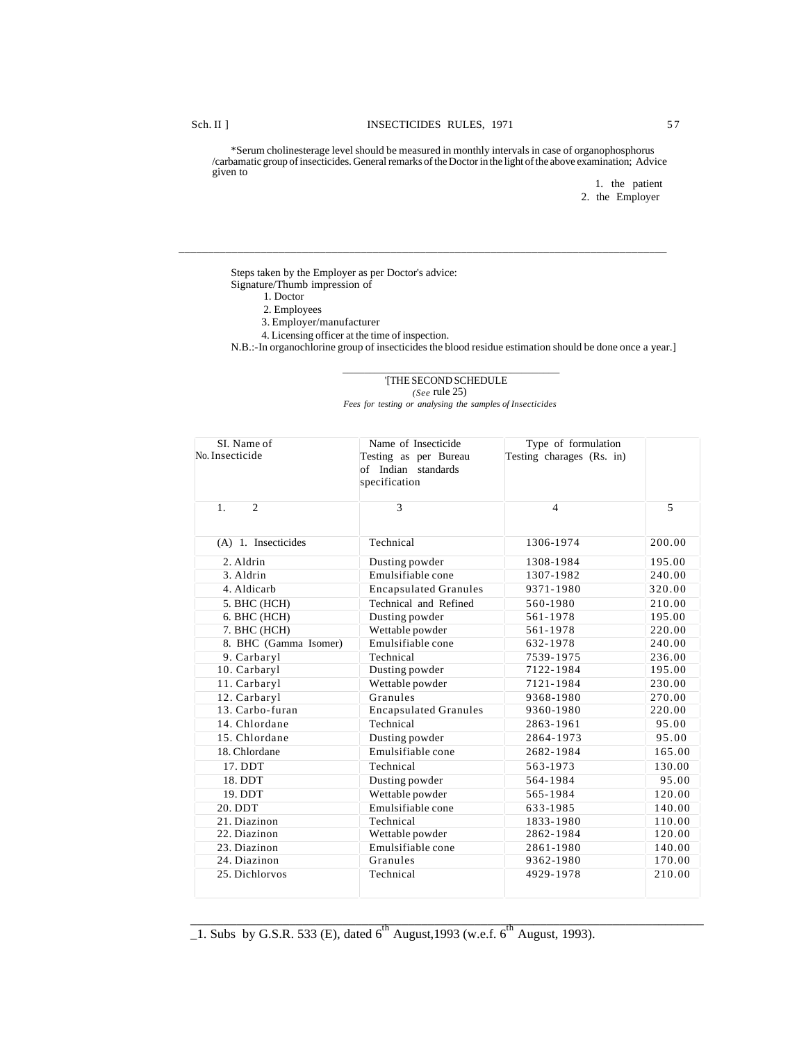*Serum cholinesterage level should be measured in monthly intervals in case of organophosphorus /carbamatic group of insecticides. General remarks of the Doctor in the light of the above examination; Advice given to

1. the patient
2. the Employer

---

Steps taken by the Employer as per Doctor's advice:

Signature/Thumb impression of

1. Doctor
2. Employees
3. Employer/manufacturer
4. Licensing officer at the time of inspection.

N.B.:-In organochlorine group of insecticides the blood residue estimation should be done once a year.]

---

'[THE SECOND SCHEDULE

*(See* rule 25)

*Fees for testing or analysing the samples of Insecticides*

| SI. No. | Name of Insecticide | Testing as per Bureau of Indian standards specification | Type of formulation | Testing charages (Rs. in) |
|---|---|---|---|---|
| 1. | 2 | 3 | 4 | 5 |
| (A) 1. | Insecticides | Technical | 1306-1974 | 200.00 |
| 2. | Aldrin | Dusting powder | 1308-1984 | 195.00 |
| 3. | Aldrin | Emulsifiable conc | 1307-1982 | 240.00 |
| 4. | Aldicarb | Encapsulated Granules | 9371-1980 | 320.00 |
| 5. | BHC (HCH) | Technical and Refined | 560-1980 | 210.00 |
| 6. | BHC (HCH) | Dusting powder | 561-1978 | 195.00 |
| 7. | BHC (HCH) | Wettable powder | 561-1978 | 220.00 |
| 8. | BHC (Gamma Isomer) | Emulsifiable conc | 632-1978 | 240.00 |
| 9. | Carbaryl | Technical | 7539-1975 | 236.00 |
| 10. | Carbaryl | Dusting powder | 7122-1984 | 195.00 |
| 11. | Carbaryl | Wettable powder | 7121-1984 | 230.00 |
| 12. | Carbaryl | Granules | 9368-1980 | 270.00 |
| 13. | Carbo-furan | Encapsulated Granules | 9360-1980 | 220.00 |
| 14. | Chlordane | Technical | 2863-1961 | 95.00 |
| 15. | Chlordane | Dusting powder | 2864-1973 | 95.00 |
| 18. | Chlordane | Emulsifiable conc | 2682-1984 | 165.00 |
| 17. | DDT | Technical | 563-1973 | 130.00 |
| 18. | DDT | Dusting powder | 564-1984 | 95.00 |
| 19. | DDT | Wettable powder | 565-1984 | 120.00 |
| 20. | DDT | Emulsifiable conc | 633-1985 | 140.00 |
| 21. | Diazinon | Technical | 1833-1980 | 110.00 |
| 22. | Diazinon | Wettable powder | 2862-1984 | 120.00 |
| 23. | Diazinon | Emulsifiable conc | 2861-1980 | 140.00 |
| 24. | Diazinon | Granules | 9362-1980 | 170.00 |
| 25. | Dichlorvos | Technical | 4929-1978 | 210.00 |

---

1. Subs by G.S.R. 533 (E), dated 6th August,1993 (w.e.f. 6th August, 1993).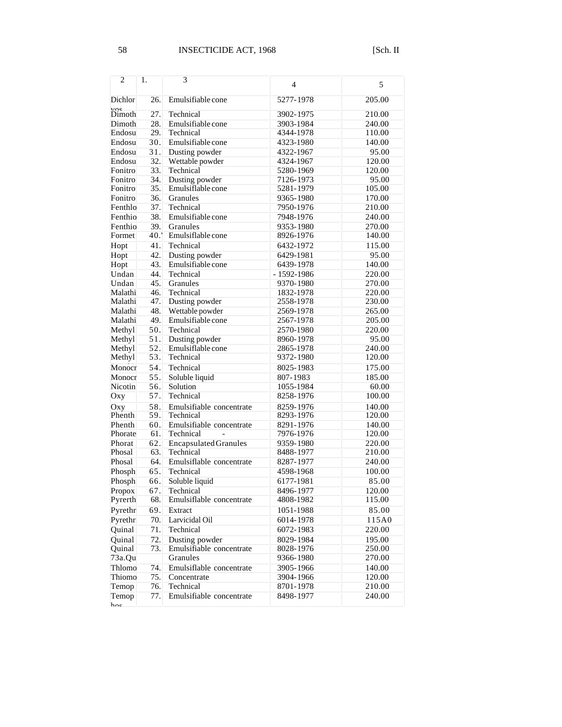| 2 | 1. | 3 | 4 | 5 |
|---|---|---|---|---|
| Dichlor vos | 26. | Emulsifiable cone | 5277-1978 | 205.00 |
| Dimoth | 27. | Technical | 3902-1975 | 210.00 |
| Dimoth | 28. | Emulsifiable cone | 3903-1984 | 240.00 |
| Endosu | 29. | Technical | 4344-1978 | 110.00 |
| Endosu | 30. | Emulsifiable cone | 4323-1980 | 140.00 |
| Endosu | 31. | Dusting powder | 4322-1967 | 95.00 |
| Endosu | 32. | Wettable powder | 4324-1967 | 120.00 |
| Fonitro | 33. | Technical | 5280-1969 | 120.00 |
| Fonitro | 34. | Dusting powder | 7126-1973 | 95.00 |
| Fonitro | 35. | Emulsiflable cone | 5281-1979 | 105.00 |
| Fonitro | 36. | Granules | 9365-1980 | 170.00 |
| Fenthlo | 37. | Technical | 7950-1976 | 210.00 |
| Fenthio | 38. | Emulsifiable cone | 7948-1976 | 240.00 |
| Fenthio | 39. | Granules | 9353-1980 | 270.00 |
| Formet | 40.' | Emulsiflable cone | 8926-1976 | 140.00 |
| Hopt | 41. | Technical | 6432-1972 | 115.00 |
| Hopt | 42. | Dusting powder | 6429-1981 | 95.00 |
| Hopt | 43. | Emulsifiable cone | 6439-1978 | 140.00 |
| Undan | 44. | Technical | - 1592-1986 | 220.00 |
| Undan | 45. | Granules | 9370-1980 | 270.00 |
| Malathi | 46. | Technical | 1832-1978 | 220.00 |
| Malathi | 47. | Dusting powder | 2558-1978 | 230.00 |
| Malathi | 48. | Wettable powder | 2569-1978 | 265.00 |
| Malathi | 49. | Emulsifiable cone | 2567-1978 | 205.00 |
| Methyl | 50. | Technical | 2570-1980 | 220.00 |
| Methyl | 51. | Dusting powder | 8960-1978 | 95.00 |
| Methyl | 52. | Emulsiflable cone | 2865-1978 | 240.00 |
| Methyl | 53. | Technical | 9372-1980 | 120.00 |
| Monocr | 54. | Technical | 8025-1983 | 175.00 |
| Monocr | 55. | Soluble liquid | 807-1983 | 185.00 |
| Nicotin | 56. | Solution | 1055-1984 | 60.00 |
| Oxy | 57. | Technical | 8258-1976 | 100.00 |
| Oxy | 58. | Emulsifiable concentrate | 8259-1976 | 140.00 |
| Phenth | 59. | Technical | 8293-1976 | 120.00 |
| Phenth | 60. | Emulsifiable concentrate | 8291-1976 | 140.00 |
| Phorate | 61. | Technical - | 7976-1976 | 120.00 |
| Phorat | 62. | Encapsulated Granules | 9359-1980 | 220.00 |
| Phosal | 63. | Technical | 8488-1977 | 210.00 |
| Phosal | 64. | Emulsiflable concentrate | 8287-1977 | 240.00 |
| Phosph | 65. | Technical | 4598-1968 | 100.00 |
| Phosph | 66. | Soluble liquid | 6177-1981 | 85.00 |
| Propox | 67. | Technical | 8496-1977 | 120.00 |
| Pyrerth | 68. | Emulsiflable concentrate | 4808-1982 | 115.00 |
| Pyrethr | 69. | Extract | 1051-1988 | 85.00 |
| Pyrethr | 70. | Larvicidal Oil | 6014-1978 | 115A0 |
| Quinal | 71. | Technical | 6072-1983 | 220.00 |
| Quinal | 72. | Dusting powder | 8029-1984 | 195.00 |
| Quinal | 73. | Emulsifiable concentrate | 8028-1976 | 250.00 |
| 73a.Qu | | Granules | 9366-1980 | 270.00 |
| Thlomo | 74. | Emulsiflable concentrate | 3905-1966 | 140.00 |
| Thiomo | 75. | Concentrate | 3904-1966 | 120.00 |
| Temop | 76. | Technical | 8701-1978 | 210.00 |
| Temop hos | 77. | Emulsifiable concentrate | 8498-1977 | 240.00 |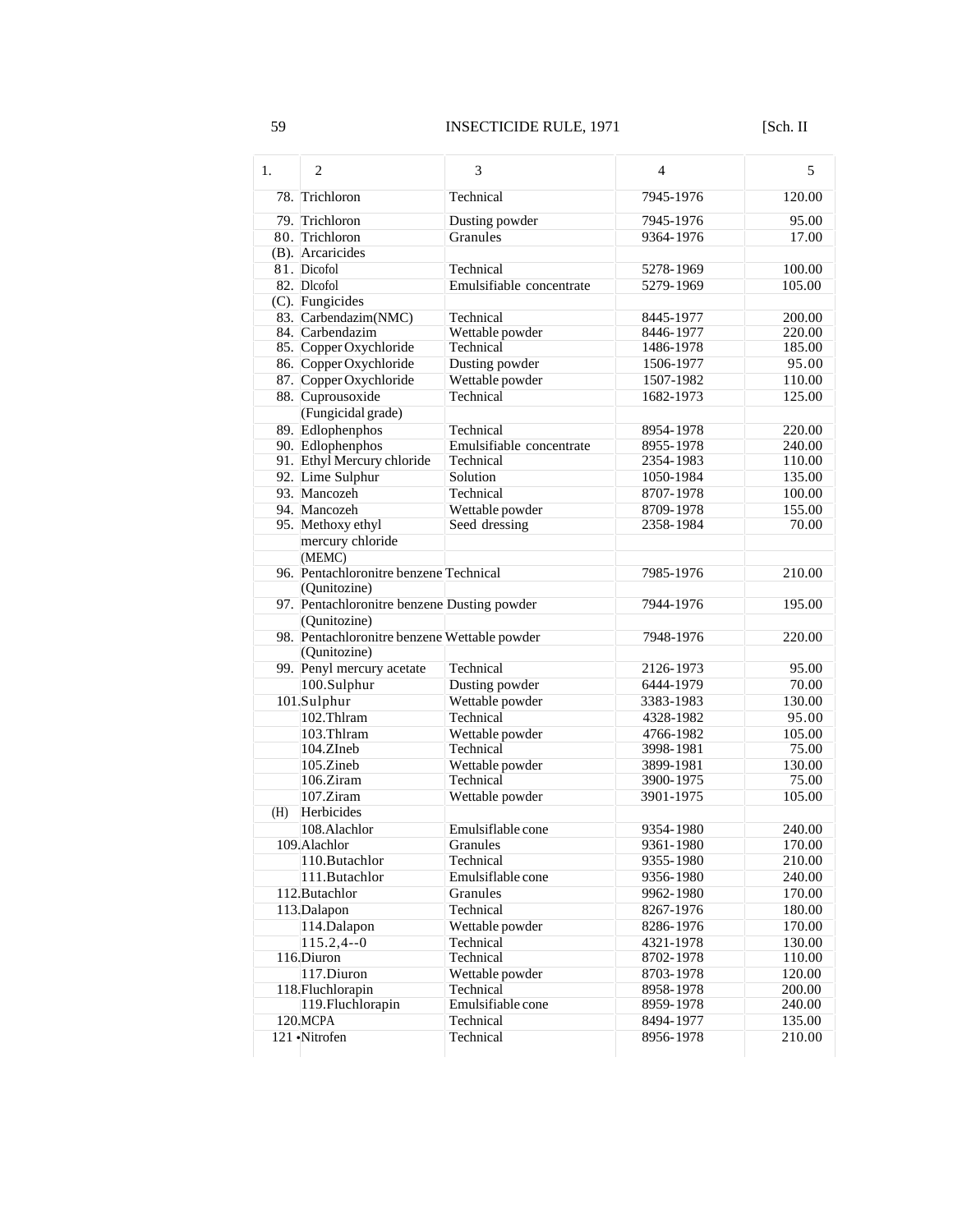| 1. | 2 | 3 | 4 | 5 |
|---|---|---|---|---|
| 78. | Trichloron | Technical | 7945-1976 | 120.00 |
| 79. | Trichloron | Dusting powder | 7945-1976 | 95.00 |
| 80. | Trichloron | Granules | 9364-1976 | 17.00 |
| (B). | Arcaricides | | | |
| 81. | Dicofol | Technical | 5278-1969 | 100.00 |
| 82. | Dlcofol | Emulsifiable concentrate | 5279-1969 | 105.00 |
| (C). | Fungicides | | | |
| 83. | Carbendazim(NMC) | Technical | 8445-1977 | 200.00 |
| 84. | Carbendazim | Wettable powder | 8446-1977 | 220.00 |
| 85. | Copper Oxychloride | Technical | 1486-1978 | 185.00 |
| 86. | Copper Oxychloride | Dusting powder | 1506-1977 | 95.00 |
| 87. | Copper Oxychloride | Wettable powder | 1507-1982 | 110.00 |
| 88. | Cuprousoxide (Fungicidal grade) | Technical | 1682-1973 | 125.00 |
| 89. | Edlophenphos | Technical | 8954-1978 | 220.00 |
| 90. | Edlophenphos | Emulsifiable concentrate | 8955-1978 | 240.00 |
| 91. | Ethyl Mercury chloride | Technical | 2354-1983 | 110.00 |
| 92. | Lime Sulphur | Solution | 1050-1984 | 135.00 |
| 93. | Mancozeh | Technical | 8707-1978 | 100.00 |
| 94. | Mancozeh | Wettable powder | 8709-1978 | 155.00 |
| 95. | Methoxy ethyl mercury chloride (MEMC) | Seed dressing | 2358-1984 | 70.00 |
| 96. | Pentachloronitre benzene (Qunitozine) | Technical | 7985-1976 | 210.00 |
| 97. | Pentachloronitre benzene (Qunitozine) | Dusting powder | 7944-1976 | 195.00 |
| 98. | Pentachloronitre benzene (Qunitozine) | Wettable powder | 7948-1976 | 220.00 |
| 99. | Penyl mercury acetate | Technical | 2126-1973 | 95.00 |
| 100. | Sulphur | Dusting powder | 6444-1979 | 70.00 |
| 101. | Sulphur | Wettable powder | 3383-1983 | 130.00 |
| 102. | Thlram | Technical | 4328-1982 | 95.00 |
| 103. | Thlram | Wettable powder | 4766-1982 | 105.00 |
| 104. | ZIneb | Technical | 3998-1981 | 75.00 |
| 105. | Zineb | Wettable powder | 3899-1981 | 130.00 |
| 106. | Ziram | Technical | 3900-1975 | 75.00 |
| 107. | Ziram | Wettable powder | 3901-1975 | 105.00 |
| (H) | Herbicides | | | |
| 108. | Alachlor | Emulsiflable cone | 9354-1980 | 240.00 |
| 109. | Alachlor | Granules | 9361-1980 | 170.00 |
| 110. | Butachlor | Technical | 9355-1980 | 210.00 |
| 111. | Butachlor | Emulsiflable cone | 9356-1980 | 240.00 |
| 112. | Butachlor | Granules | 9962-1980 | 170.00 |
| 113. | Dalapon | Technical | 8267-1976 | 180.00 |
| 114. | Dalapon | Wettable powder | 8286-1976 | 170.00 |
| 115. | 2,4--0 | Technical | 4321-1978 | 130.00 |
| 116. | Diuron | Technical | 8702-1978 | 110.00 |
| 117. | Diuron | Wettable powder | 8703-1978 | 120.00 |
| 118. | Fluchlorapin | Technical | 8958-1978 | 200.00 |
| 119. | Fluchlorapin | Emulsifiable cone | 8959-1978 | 240.00 |
| 120. | MCPA | Technical | 8494-1977 | 135.00 |
| 121 • | Nitrofen | Technical | 8956-1978 | 210.00 |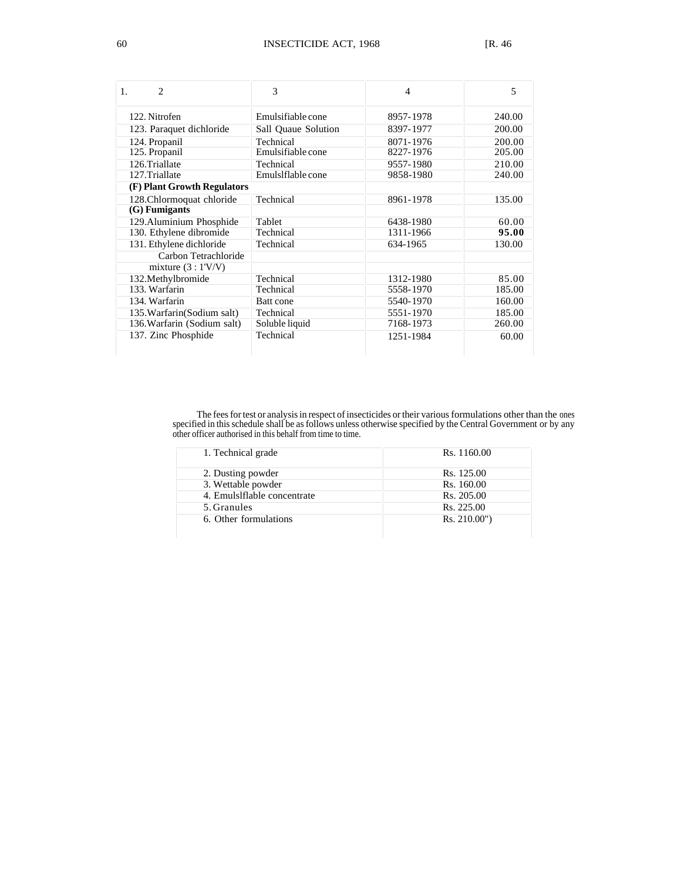| 1. 2 | 3 | 4 | 5 |
|---|---|---|---|
| 122. Nitrofen | Emulsifiable cone | 8957-1978 | 240.00 |
| 123. Paraquet dichloride | Sall Quaue Solution | 8397-1977 | 200.00 |
| 124. Propanil | Technical | 8071-1976 | 200.00 |
| 125. Propanil | Emulsifiable cone | 8227-1976 | 205.00 |
| 126.Triallate | Technical | 9557-1980 | 210.00 |
| 127.Triallate | Emulslflable cone | 9858-1980 | 240.00 |
| **(F) Plant Growth Regulators** | | | |
| 128.Chlormoquat chloride | Technical | 8961-1978 | 135.00 |
| **(G) Fumigants** | | | |
| 129.Aluminium Phosphide | Tablet | 6438-1980 | 60.00 |
| 130. Ethylene dibromide | Technical | 1311-1966 | **95.00** |
| 131. Ethylene dichloride Carbon Tetrachloride mixture (3 : 1'V/V) | Technical | 634-1965 | 130.00 |
| 132.Methylbromide | Technical | 1312-1980 | 85.00 |
| 133. Warfarin | Technical | 5558-1970 | 185.00 |
| 134. Warfarin | Batt cone | 5540-1970 | 160.00 |
| 135.Warfarin(Sodium salt) | Technical | 5551-1970 | 185.00 |
| 136.Warfarin (Sodium salt) | Soluble liquid | 7168-1973 | 260.00 |
| 137. Zinc Phosphide | Technical | 1251-1984 | 60.00 |

The fees for test or analysis in respect of insecticides or their various formulations other than the ones specified in this schedule shall be as follows unless otherwise specified by the Central Government or by any other officer authorised in this behalf from time to time.

| | |
|---|---|
| 1. Technical grade | Rs. 1160.00 |
| 2. Dusting powder | Rs. 125.00 |
| 3. Wettable powder | Rs. 160.00 |
| 4. Emulslflable concentrate | Rs. 205.00 |
| 5. Granules | Rs. 225.00 |
| 6. Other formulations | Rs. 210.00") |